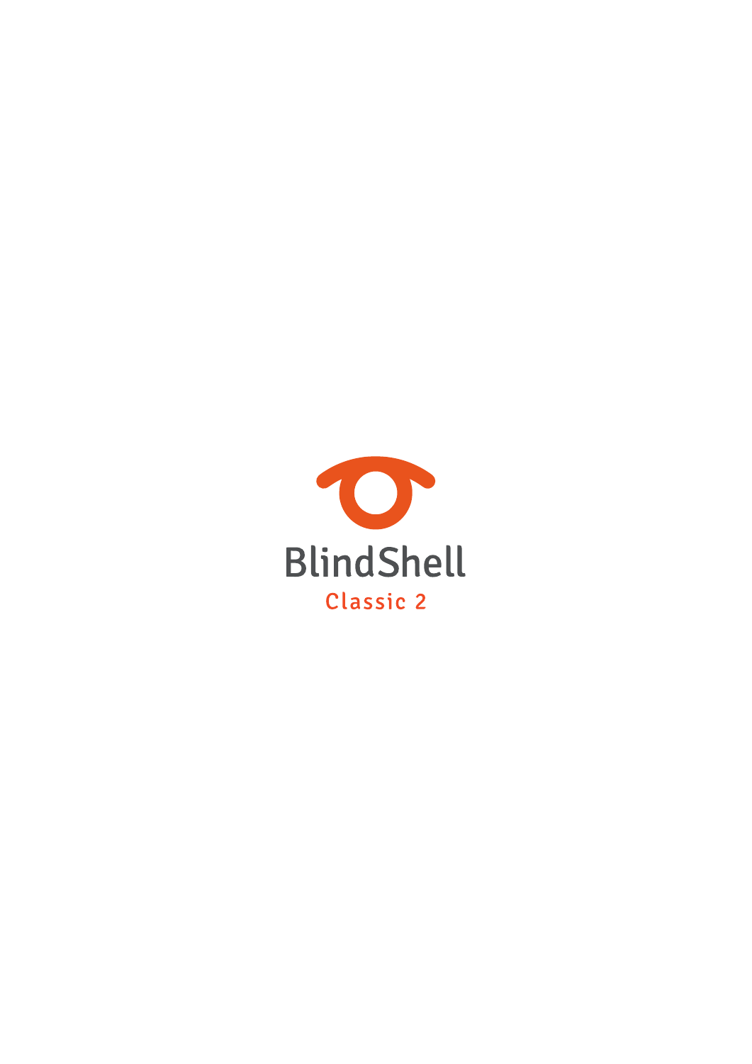# BlindShell

## Classic 2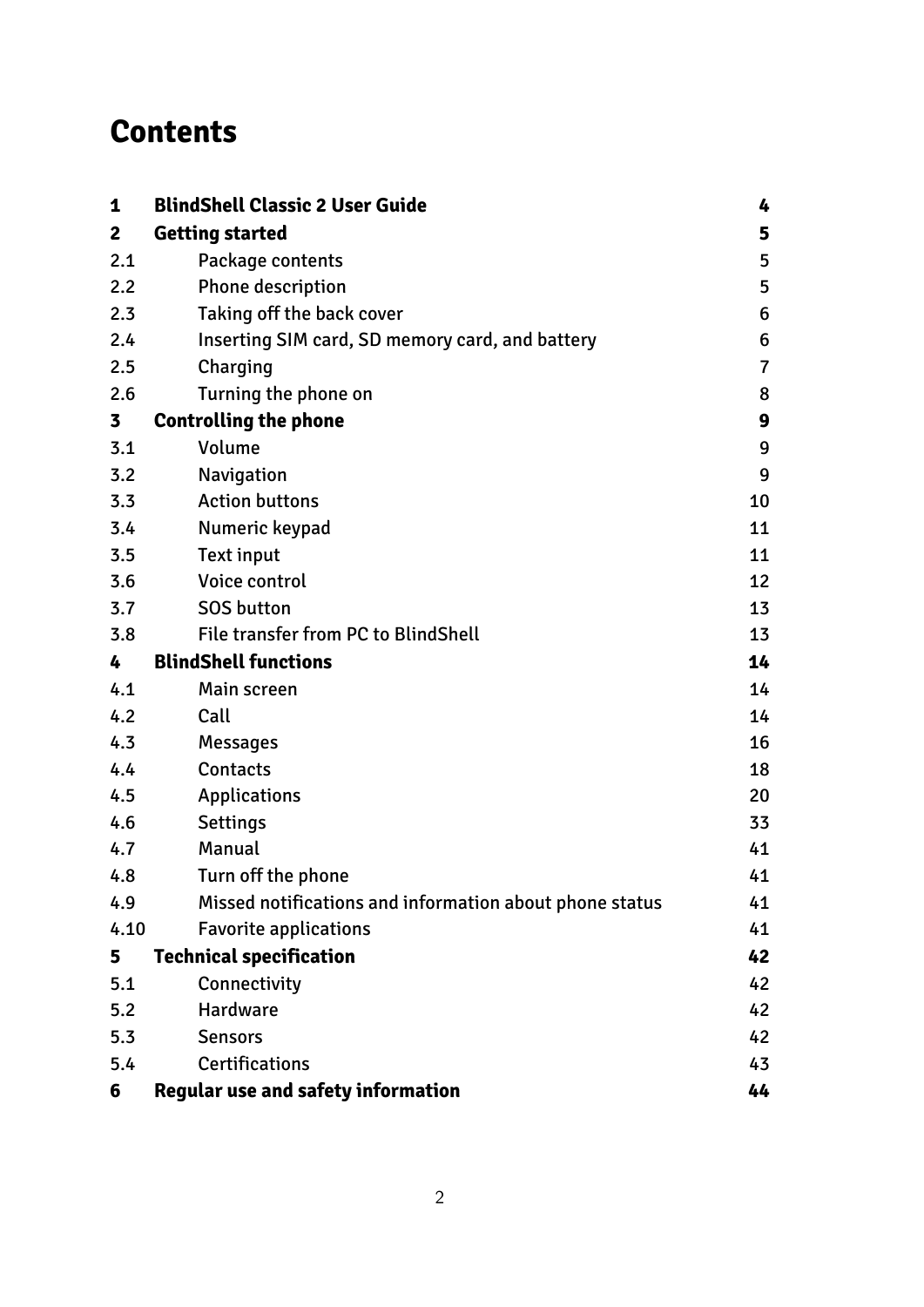# Contents

| | | |
|---|---|---|
| **1** | **BlindShell Classic 2 User Guide** | **4** |
| **2** | **Getting started** | **5** |
| 2.1 | Package contents | 5 |
| 2.2 | Phone description | 5 |
| 2.3 | Taking off the back cover | 6 |
| 2.4 | Inserting SIM card, SD memory card, and battery | 6 |
| 2.5 | Charging | 7 |
| 2.6 | Turning the phone on | 8 |
| **3** | **Controlling the phone** | **9** |
| 3.1 | Volume | 9 |
| 3.2 | Navigation | 9 |
| 3.3 | Action buttons | 10 |
| 3.4 | Numeric keypad | 11 |
| 3.5 | Text input | 11 |
| 3.6 | Voice control | 12 |
| 3.7 | SOS button | 13 |
| 3.8 | File transfer from PC to BlindShell | 13 |
| **4** | **BlindShell functions** | **14** |
| 4.1 | Main screen | 14 |
| 4.2 | Call | 14 |
| 4.3 | Messages | 16 |
| 4.4 | Contacts | 18 |
| 4.5 | Applications | 20 |
| 4.6 | Settings | 33 |
| 4.7 | Manual | 41 |
| 4.8 | Turn off the phone | 41 |
| 4.9 | Missed notifications and information about phone status | 41 |
| 4.10 | Favorite applications | 41 |
| **5** | **Technical specification** | **42** |
| 5.1 | Connectivity | 42 |
| 5.2 | Hardware | 42 |
| 5.3 | Sensors | 42 |
| 5.4 | Certifications | 43 |
| **6** | **Regular use and safety information** | **44** |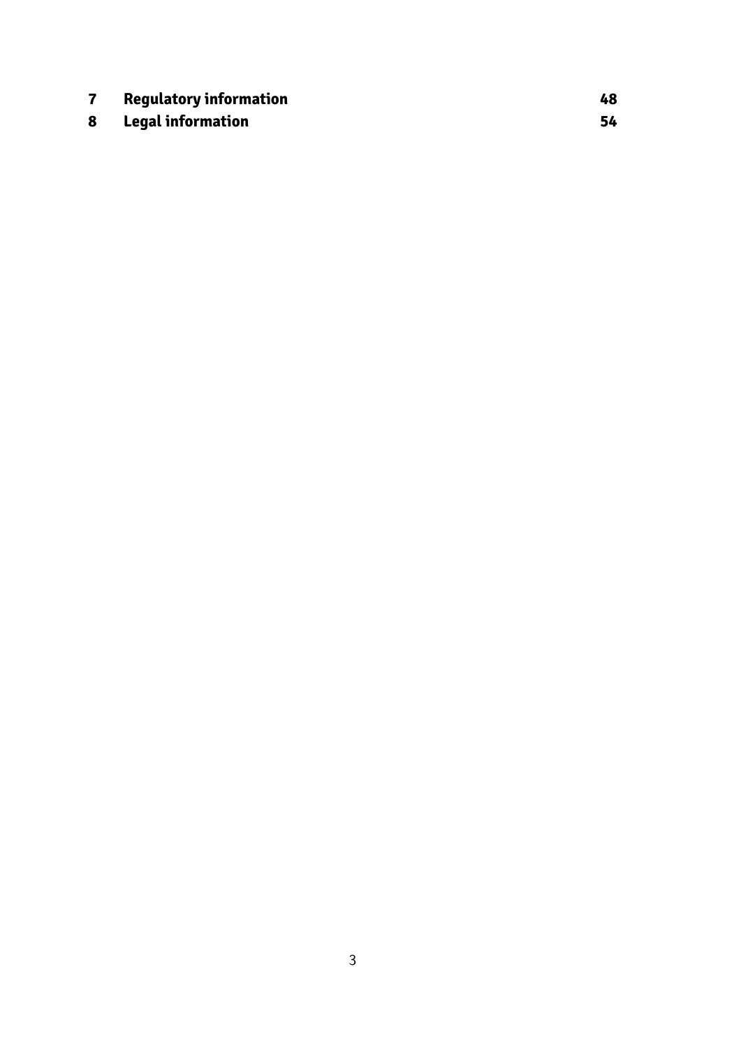| | | |
|---|---|---|
| **7** | **Regulatory information** | **48** |
| **8** | **Legal information** | **54** |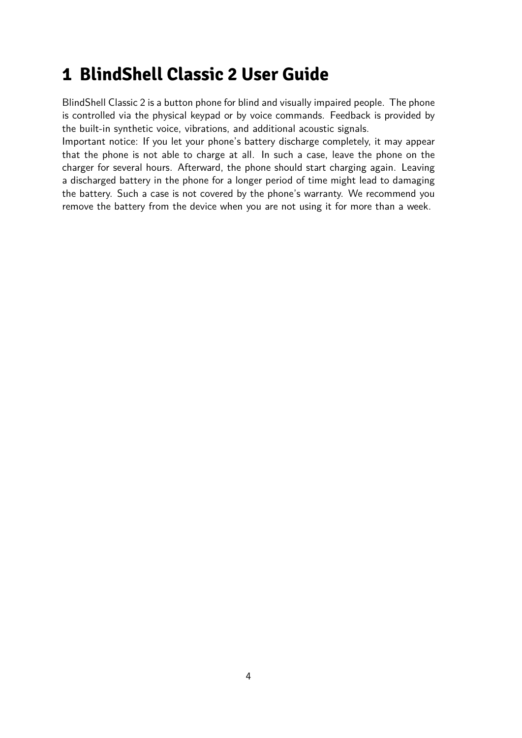# 1 BlindShell Classic 2 User Guide

BlindShell Classic 2 is a button phone for blind and visually impaired people. The phone is controlled via the physical keypad or by voice commands. Feedback is provided by the built-in synthetic voice, vibrations, and additional acoustic signals.

Important notice: If you let your phone's battery discharge completely, it may appear that the phone is not able to charge at all. In such a case, leave the phone on the charger for several hours. Afterward, the phone should start charging again. Leaving a discharged battery in the phone for a longer period of time might lead to damaging the battery. Such a case is not covered by the phone's warranty. We recommend you remove the battery from the device when you are not using it for more than a week.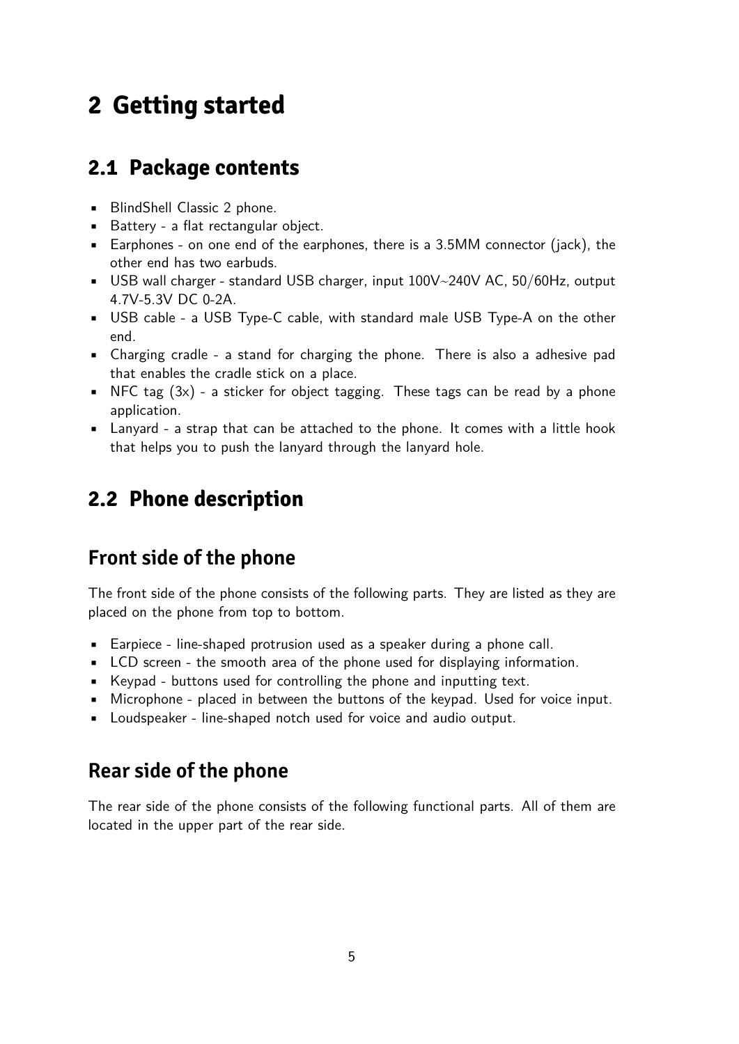# 2 Getting started

## 2.1 Package contents

- BlindShell Classic 2 phone.
- Battery - a flat rectangular object.
- Earphones - on one end of the earphones, there is a 3.5MM connector (jack), the other end has two earbuds.
- USB wall charger - standard USB charger, input 100V~240V AC, 50/60Hz, output 4.7V-5.3V DC 0-2A.
- USB cable - a USB Type-C cable, with standard male USB Type-A on the other end.
- Charging cradle - a stand for charging the phone. There is also a adhesive pad that enables the cradle stick on a place.
- NFC tag (3x) - a sticker for object tagging. These tags can be read by a phone application.
- Lanyard - a strap that can be attached to the phone. It comes with a little hook that helps you to push the lanyard through the lanyard hole.

## 2.2 Phone description

### Front side of the phone

The front side of the phone consists of the following parts. They are listed as they are placed on the phone from top to bottom.

- Earpiece - line-shaped protrusion used as a speaker during a phone call.
- LCD screen - the smooth area of the phone used for displaying information.
- Keypad - buttons used for controlling the phone and inputting text.
- Microphone - placed in between the buttons of the keypad. Used for voice input.
- Loudspeaker - line-shaped notch used for voice and audio output.

### Rear side of the phone

The rear side of the phone consists of the following functional parts. All of them are located in the upper part of the rear side.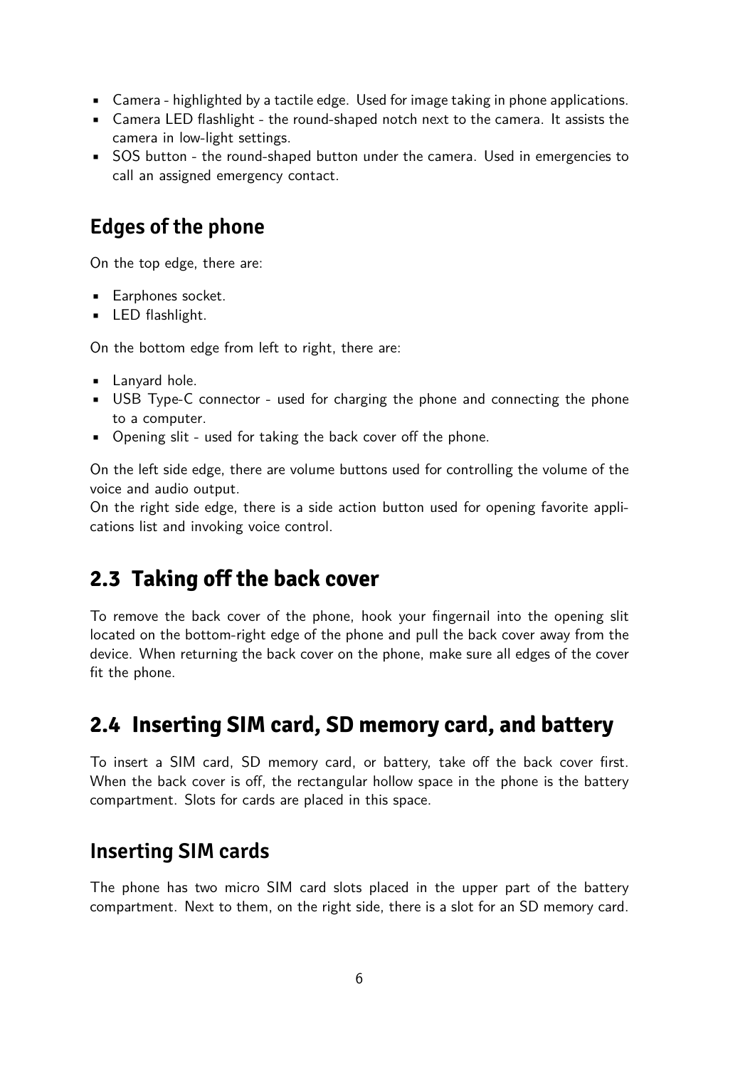- Camera - highlighted by a tactile edge. Used for image taking in phone applications.
- Camera LED flashlight - the round-shaped notch next to the camera. It assists the camera in low-light settings.
- SOS button - the round-shaped button under the camera. Used in emergencies to call an assigned emergency contact.

### Edges of the phone

On the top edge, there are:

- Earphones socket.
- LED flashlight.

On the bottom edge from left to right, there are:

- Lanyard hole.
- USB Type-C connector - used for charging the phone and connecting the phone to a computer.
- Opening slit - used for taking the back cover off the phone.

On the left side edge, there are volume buttons used for controlling the volume of the voice and audio output.
On the right side edge, there is a side action button used for opening favorite applications list and invoking voice control.

## 2.3 Taking off the back cover

To remove the back cover of the phone, hook your fingernail into the opening slit located on the bottom-right edge of the phone and pull the back cover away from the device. When returning the back cover on the phone, make sure all edges of the cover fit the phone.

## 2.4 Inserting SIM card, SD memory card, and battery

To insert a SIM card, SD memory card, or battery, take off the back cover first. When the back cover is off, the rectangular hollow space in the phone is the battery compartment. Slots for cards are placed in this space.

### Inserting SIM cards

The phone has two micro SIM card slots placed in the upper part of the battery compartment. Next to them, on the right side, there is a slot for an SD memory card.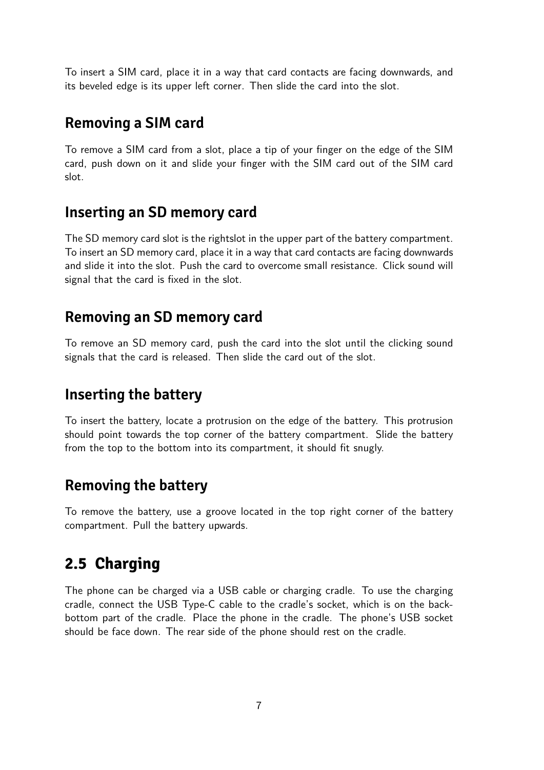To insert a SIM card, place it in a way that card contacts are facing downwards, and its beveled edge is its upper left corner. Then slide the card into the slot.

### Removing a SIM card

To remove a SIM card from a slot, place a tip of your finger on the edge of the SIM card, push down on it and slide your finger with the SIM card out of the SIM card slot.

### Inserting an SD memory card

The SD memory card slot is the rightslot in the upper part of the battery compartment. To insert an SD memory card, place it in a way that card contacts are facing downwards and slide it into the slot. Push the card to overcome small resistance. Click sound will signal that the card is fixed in the slot.

### Removing an SD memory card

To remove an SD memory card, push the card into the slot until the clicking sound signals that the card is released. Then slide the card out of the slot.

### Inserting the battery

To insert the battery, locate a protrusion on the edge of the battery. This protrusion should point towards the top corner of the battery compartment. Slide the battery from the top to the bottom into its compartment, it should fit snugly.

### Removing the battery

To remove the battery, use a groove located in the top right corner of the battery compartment. Pull the battery upwards.

## 2.5 Charging

The phone can be charged via a USB cable or charging cradle. To use the charging cradle, connect the USB Type-C cable to the cradle's socket, which is on the back-bottom part of the cradle. Place the phone in the cradle. The phone's USB socket should be face down. The rear side of the phone should rest on the cradle.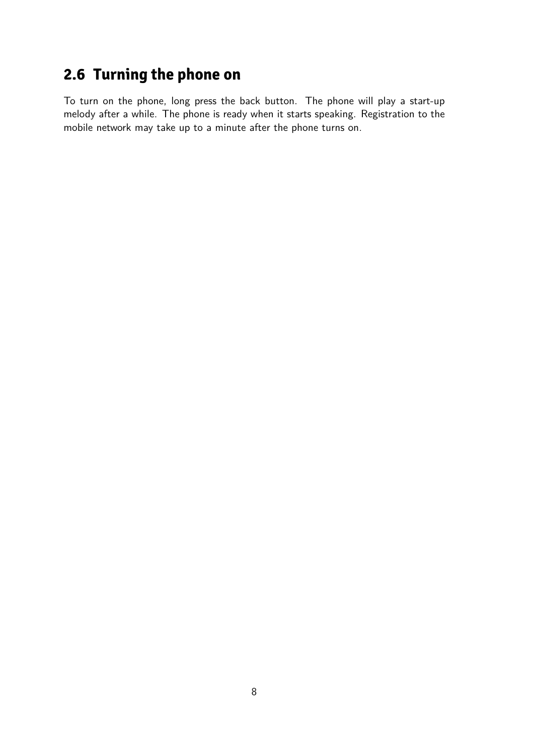## 2.6 Turning the phone on

To turn on the phone, long press the back button. The phone will play a start-up melody after a while. The phone is ready when it starts speaking. Registration to the mobile network may take up to a minute after the phone turns on.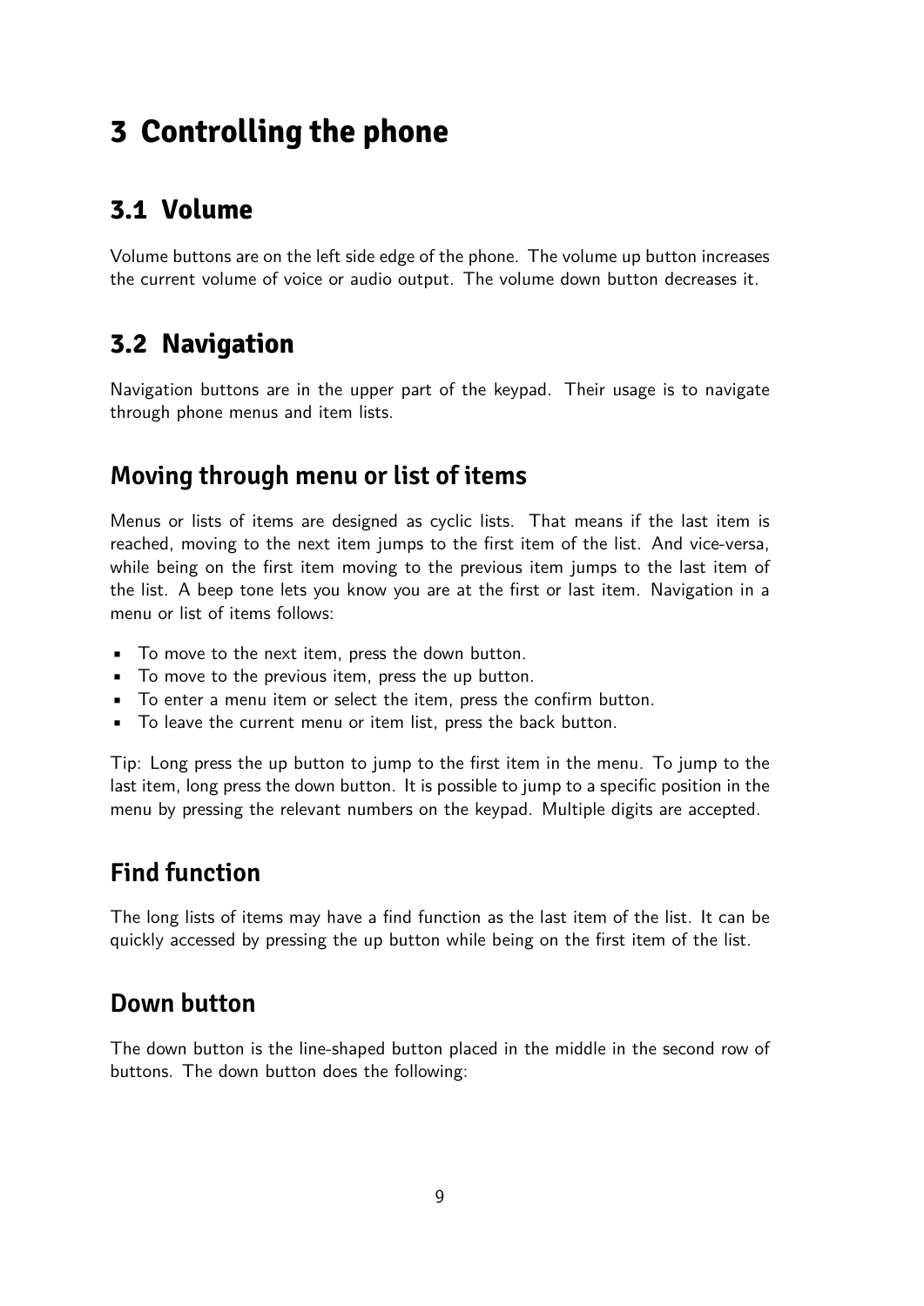# 3 Controlling the phone

## 3.1 Volume

Volume buttons are on the left side edge of the phone. The volume up button increases the current volume of voice or audio output. The volume down button decreases it.

## 3.2 Navigation

Navigation buttons are in the upper part of the keypad. Their usage is to navigate through phone menus and item lists.

### Moving through menu or list of items

Menus or lists of items are designed as cyclic lists. That means if the last item is reached, moving to the next item jumps to the first item of the list. And vice-versa, while being on the first item moving to the previous item jumps to the last item of the list. A beep tone lets you know you are at the first or last item. Navigation in a menu or list of items follows:

- To move to the next item, press the down button.
- To move to the previous item, press the up button.
- To enter a menu item or select the item, press the confirm button.
- To leave the current menu or item list, press the back button.

Tip: Long press the up button to jump to the first item in the menu. To jump to the last item, long press the down button. It is possible to jump to a specific position in the menu by pressing the relevant numbers on the keypad. Multiple digits are accepted.

### Find function

The long lists of items may have a find function as the last item of the list. It can be quickly accessed by pressing the up button while being on the first item of the list.

### Down button

The down button is the line-shaped button placed in the middle in the second row of buttons. The down button does the following: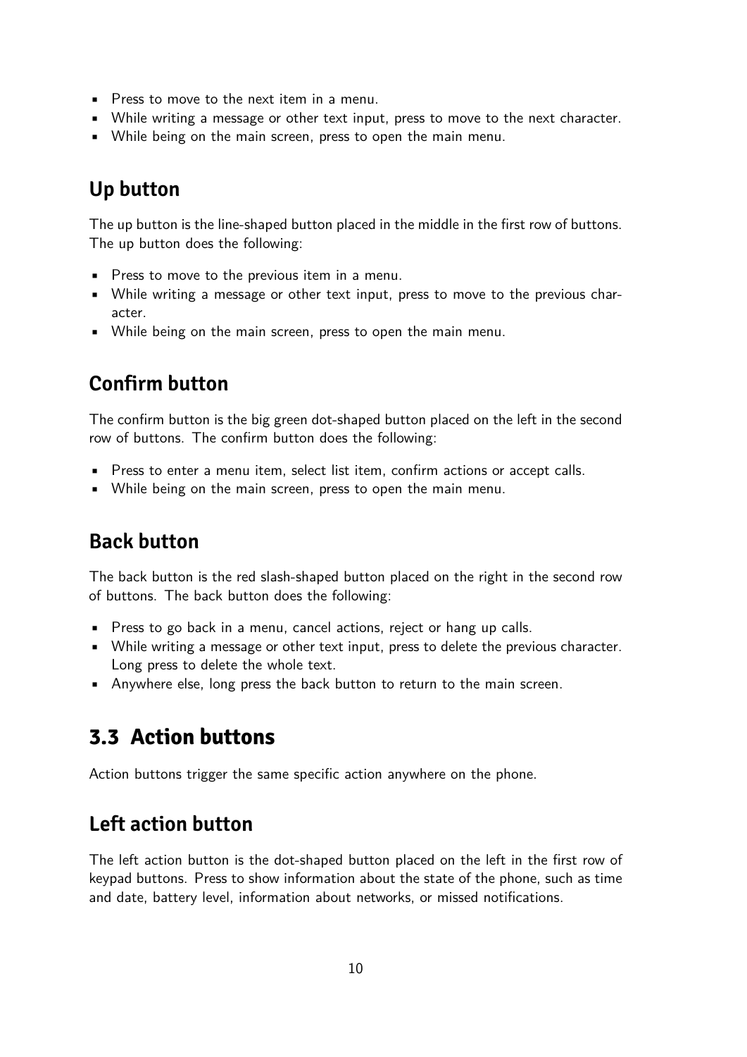- Press to move to the next item in a menu.
- While writing a message or other text input, press to move to the next character.
- While being on the main screen, press to open the main menu.

### Up button

The up button is the line-shaped button placed in the middle in the first row of buttons. The up button does the following:

- Press to move to the previous item in a menu.
- While writing a message or other text input, press to move to the previous character.
- While being on the main screen, press to open the main menu.

### Confirm button

The confirm button is the big green dot-shaped button placed on the left in the second row of buttons. The confirm button does the following:

- Press to enter a menu item, select list item, confirm actions or accept calls.
- While being on the main screen, press to open the main menu.

### Back button

The back button is the red slash-shaped button placed on the right in the second row of buttons. The back button does the following:

- Press to go back in a menu, cancel actions, reject or hang up calls.
- While writing a message or other text input, press to delete the previous character. Long press to delete the whole text.
- Anywhere else, long press the back button to return to the main screen.

## 3.3 Action buttons

Action buttons trigger the same specific action anywhere on the phone.

### Left action button

The left action button is the dot-shaped button placed on the left in the first row of keypad buttons. Press to show information about the state of the phone, such as time and date, battery level, information about networks, or missed notifications.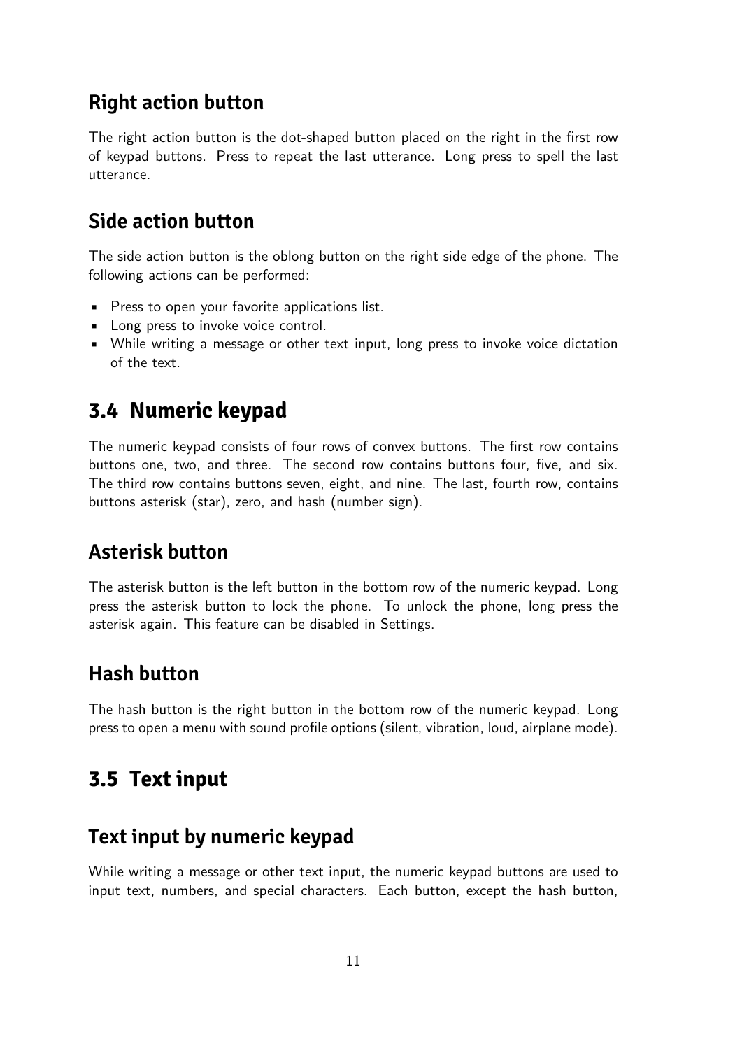### Right action button

The right action button is the dot-shaped button placed on the right in the first row of keypad buttons. Press to repeat the last utterance. Long press to spell the last utterance.

### Side action button

The side action button is the oblong button on the right side edge of the phone. The following actions can be performed:

- Press to open your favorite applications list.
- Long press to invoke voice control.
- While writing a message or other text input, long press to invoke voice dictation of the text.

## 3.4 Numeric keypad

The numeric keypad consists of four rows of convex buttons. The first row contains buttons one, two, and three. The second row contains buttons four, five, and six. The third row contains buttons seven, eight, and nine. The last, fourth row, contains buttons asterisk (star), zero, and hash (number sign).

### Asterisk button

The asterisk button is the left button in the bottom row of the numeric keypad. Long press the asterisk button to lock the phone. To unlock the phone, long press the asterisk again. This feature can be disabled in Settings.

### Hash button

The hash button is the right button in the bottom row of the numeric keypad. Long press to open a menu with sound profile options (silent, vibration, loud, airplane mode).

## 3.5 Text input

### Text input by numeric keypad

While writing a message or other text input, the numeric keypad buttons are used to input text, numbers, and special characters. Each button, except the hash button,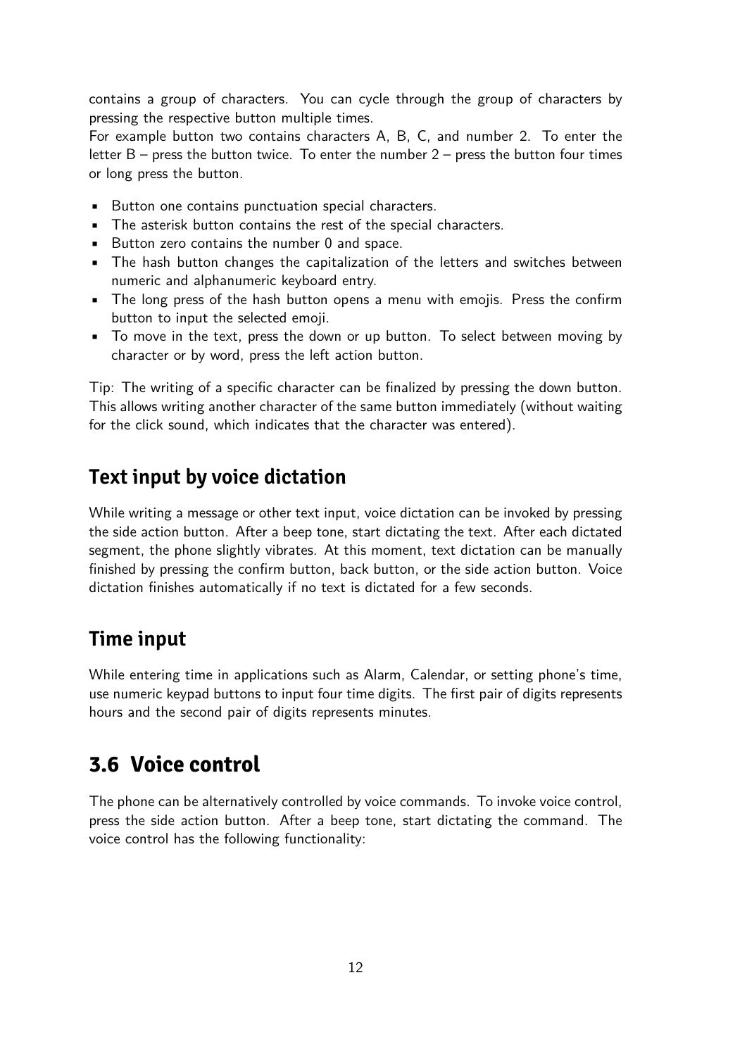contains a group of characters. You can cycle through the group of characters by pressing the respective button multiple times.

For example button two contains characters A, B, C, and number 2. To enter the letter B – press the button twice. To enter the number 2 – press the button four times or long press the button.

- Button one contains punctuation special characters.
- The asterisk button contains the rest of the special characters.
- Button zero contains the number 0 and space.
- The hash button changes the capitalization of the letters and switches between numeric and alphanumeric keyboard entry.
- The long press of the hash button opens a menu with emojis. Press the confirm button to input the selected emoji.
- To move in the text, press the down or up button. To select between moving by character or by word, press the left action button.

Tip: The writing of a specific character can be finalized by pressing the down button. This allows writing another character of the same button immediately (without waiting for the click sound, which indicates that the character was entered).

### Text input by voice dictation

While writing a message or other text input, voice dictation can be invoked by pressing the side action button. After a beep tone, start dictating the text. After each dictated segment, the phone slightly vibrates. At this moment, text dictation can be manually finished by pressing the confirm button, back button, or the side action button. Voice dictation finishes automatically if no text is dictated for a few seconds.

### Time input

While entering time in applications such as Alarm, Calendar, or setting phone's time, use numeric keypad buttons to input four time digits. The first pair of digits represents hours and the second pair of digits represents minutes.

## 3.6 Voice control

The phone can be alternatively controlled by voice commands. To invoke voice control, press the side action button. After a beep tone, start dictating the command. The voice control has the following functionality: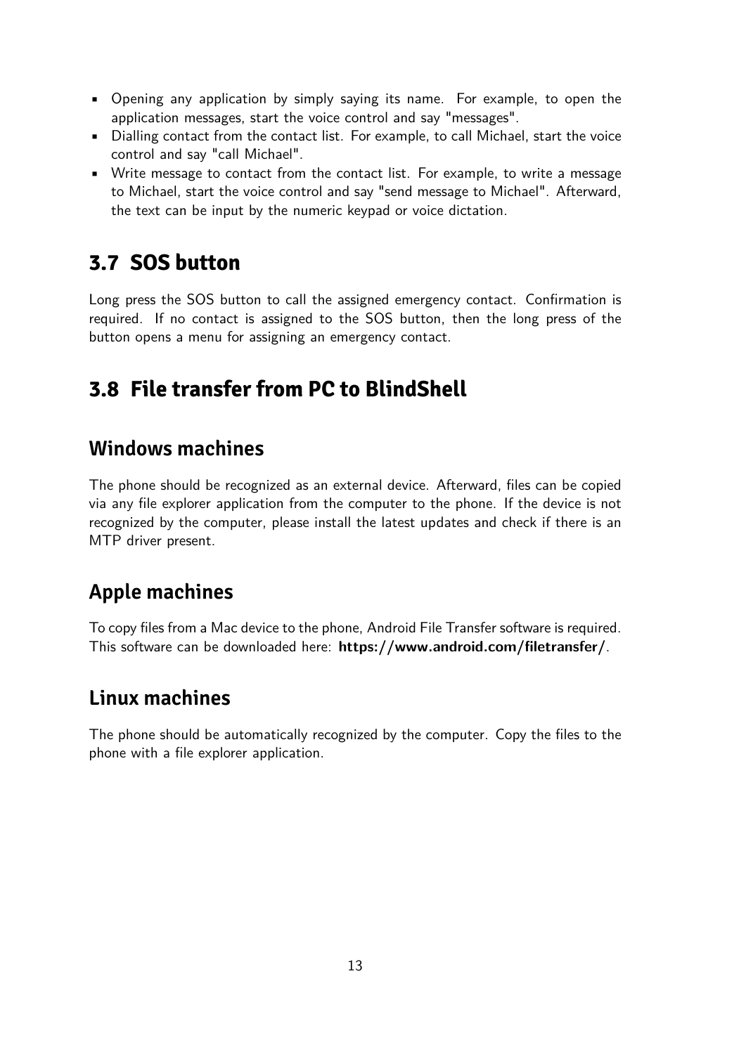- Opening any application by simply saying its name. For example, to open the application messages, start the voice control and say "messages".
- Dialling contact from the contact list. For example, to call Michael, start the voice control and say "call Michael".
- Write message to contact from the contact list. For example, to write a message to Michael, start the voice control and say "send message to Michael". Afterward, the text can be input by the numeric keypad or voice dictation.

## 3.7 SOS button

Long press the SOS button to call the assigned emergency contact. Confirmation is required. If no contact is assigned to the SOS button, then the long press of the button opens a menu for assigning an emergency contact.

## 3.8 File transfer from PC to BlindShell

### Windows machines

The phone should be recognized as an external device. Afterward, files can be copied via any file explorer application from the computer to the phone. If the device is not recognized by the computer, please install the latest updates and check if there is an MTP driver present.

### Apple machines

To copy files from a Mac device to the phone, Android File Transfer software is required. This software can be downloaded here: **https://www.android.com/filetransfer/**.

### Linux machines

The phone should be automatically recognized by the computer. Copy the files to the phone with a file explorer application.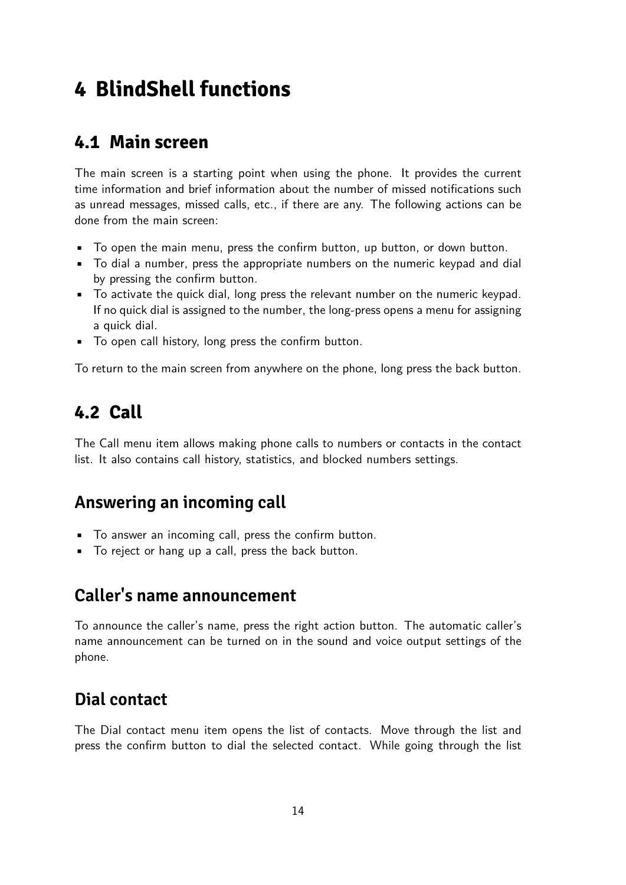# 4 BlindShell functions

## 4.1 Main screen

The main screen is a starting point when using the phone. It provides the current time information and brief information about the number of missed notifications such as unread messages, missed calls, etc., if there are any. The following actions can be done from the main screen:

- To open the main menu, press the confirm button, up button, or down button.
- To dial a number, press the appropriate numbers on the numeric keypad and dial by pressing the confirm button.
- To activate the quick dial, long press the relevant number on the numeric keypad. If no quick dial is assigned to the number, the long-press opens a menu for assigning a quick dial.
- To open call history, long press the confirm button.

To return to the main screen from anywhere on the phone, long press the back button.

## 4.2 Call

The Call menu item allows making phone calls to numbers or contacts in the contact list. It also contains call history, statistics, and blocked numbers settings.

### Answering an incoming call

- To answer an incoming call, press the confirm button.
- To reject or hang up a call, press the back button.

### Caller's name announcement

To announce the caller's name, press the right action button. The automatic caller's name announcement can be turned on in the sound and voice output settings of the phone.

### Dial contact

The Dial contact menu item opens the list of contacts. Move through the list and press the confirm button to dial the selected contact. While going through the list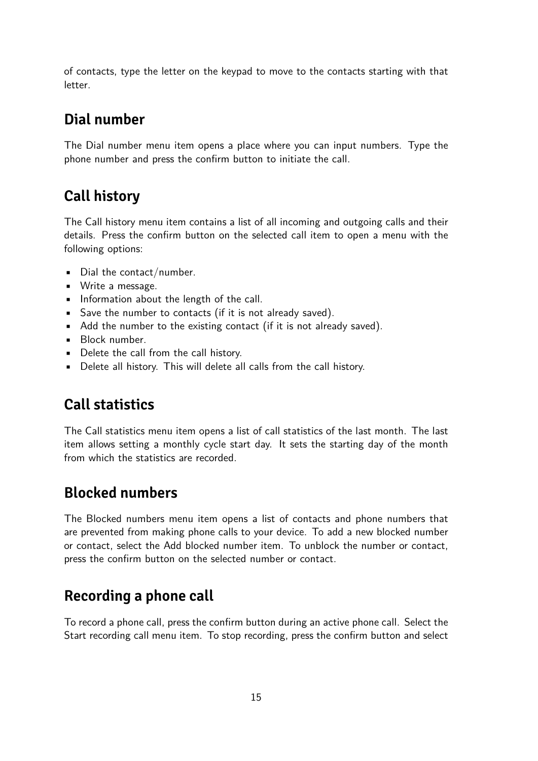of contacts, type the letter on the keypad to move to the contacts starting with that letter.

## Dial number

The Dial number menu item opens a place where you can input numbers. Type the phone number and press the confirm button to initiate the call.

## Call history

The Call history menu item contains a list of all incoming and outgoing calls and their details. Press the confirm button on the selected call item to open a menu with the following options:

- Dial the contact/number.
- Write a message.
- Information about the length of the call.
- Save the number to contacts (if it is not already saved).
- Add the number to the existing contact (if it is not already saved).
- Block number.
- Delete the call from the call history.
- Delete all history. This will delete all calls from the call history.

## Call statistics

The Call statistics menu item opens a list of call statistics of the last month. The last item allows setting a monthly cycle start day. It sets the starting day of the month from which the statistics are recorded.

## Blocked numbers

The Blocked numbers menu item opens a list of contacts and phone numbers that are prevented from making phone calls to your device. To add a new blocked number or contact, select the Add blocked number item. To unblock the number or contact, press the confirm button on the selected number or contact.

## Recording a phone call

To record a phone call, press the confirm button during an active phone call. Select the Start recording call menu item. To stop recording, press the confirm button and select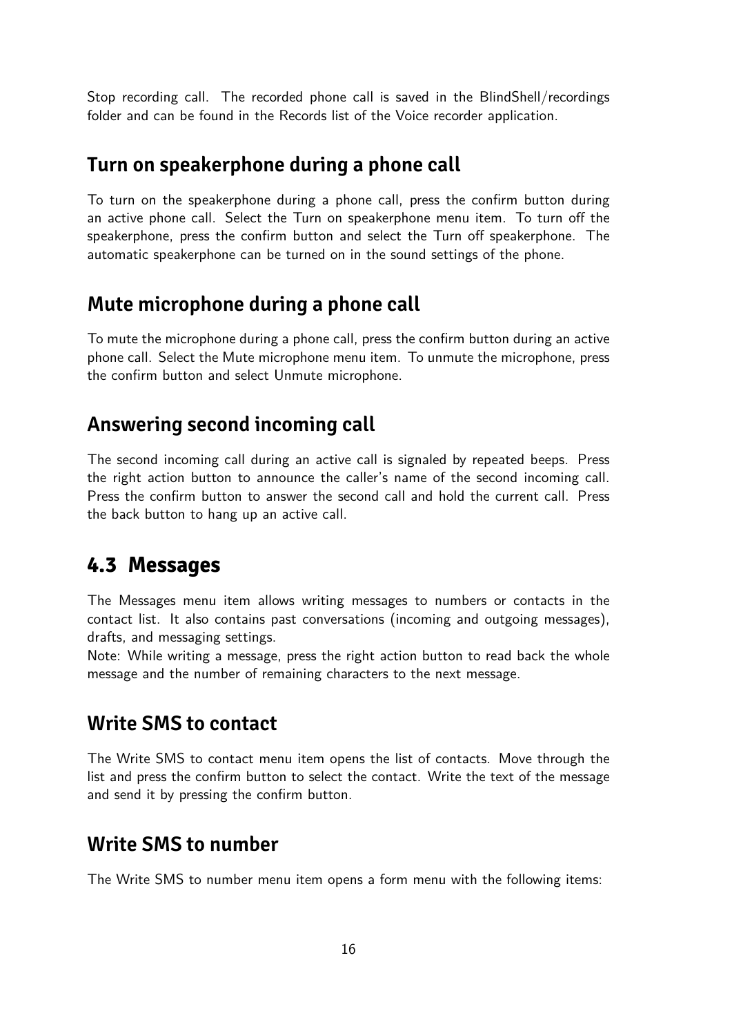Stop recording call. The recorded phone call is saved in the BlindShell/recordings folder and can be found in the Records list of the Voice recorder application.

### Turn on speakerphone during a phone call

To turn on the speakerphone during a phone call, press the confirm button during an active phone call. Select the Turn on speakerphone menu item. To turn off the speakerphone, press the confirm button and select the Turn off speakerphone. The automatic speakerphone can be turned on in the sound settings of the phone.

### Mute microphone during a phone call

To mute the microphone during a phone call, press the confirm button during an active phone call. Select the Mute microphone menu item. To unmute the microphone, press the confirm button and select Unmute microphone.

### Answering second incoming call

The second incoming call during an active call is signaled by repeated beeps. Press the right action button to announce the caller's name of the second incoming call. Press the confirm button to answer the second call and hold the current call. Press the back button to hang up an active call.

## 4.3 Messages

The Messages menu item allows writing messages to numbers or contacts in the contact list. It also contains past conversations (incoming and outgoing messages), drafts, and messaging settings.
Note: While writing a message, press the right action button to read back the whole message and the number of remaining characters to the next message.

### Write SMS to contact

The Write SMS to contact menu item opens the list of contacts. Move through the list and press the confirm button to select the contact. Write the text of the message and send it by pressing the confirm button.

### Write SMS to number

The Write SMS to number menu item opens a form menu with the following items: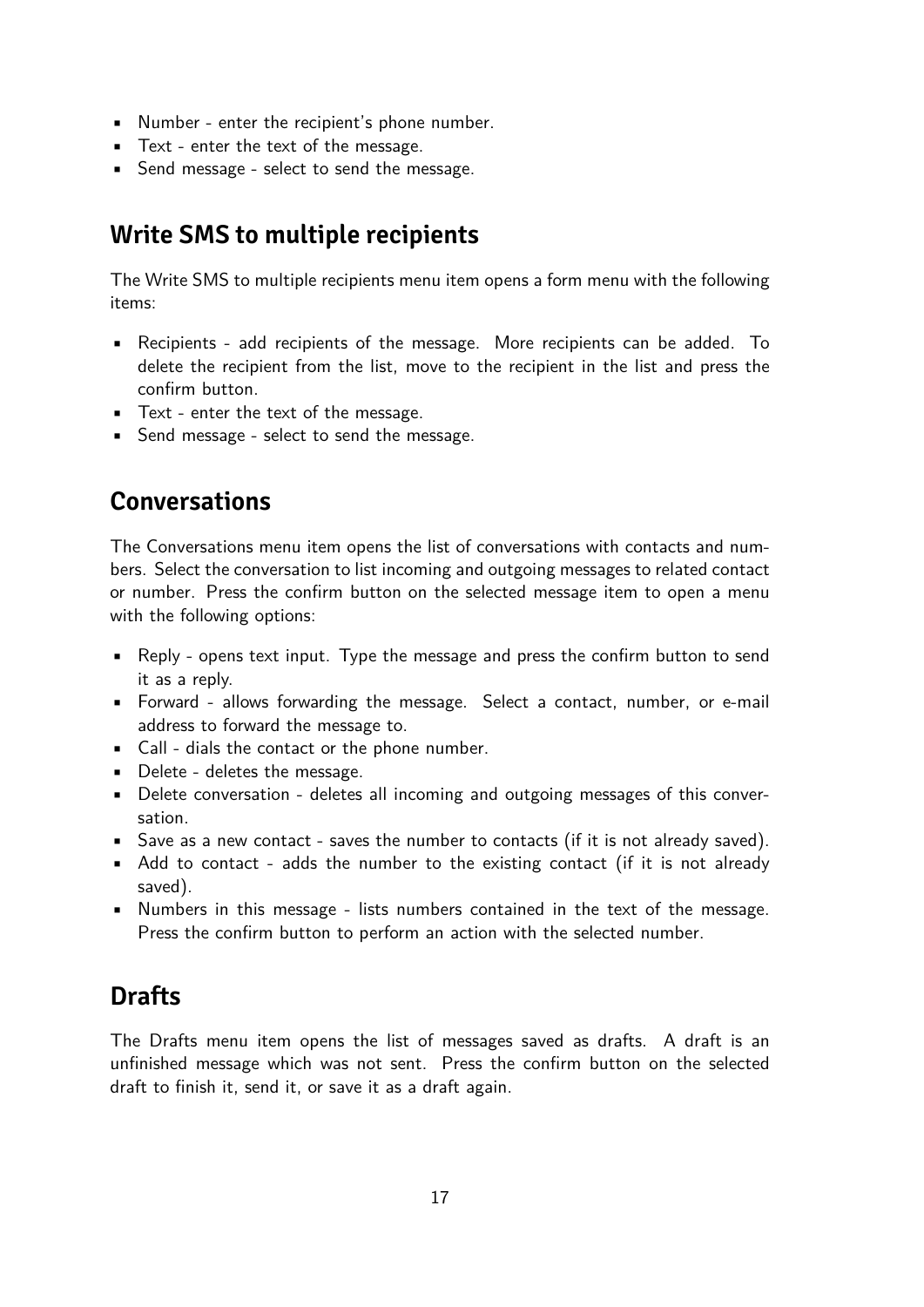- Number - enter the recipient's phone number.
- Text - enter the text of the message.
- Send message - select to send the message.

## Write SMS to multiple recipients

The Write SMS to multiple recipients menu item opens a form menu with the following items:

- Recipients - add recipients of the message. More recipients can be added. To delete the recipient from the list, move to the recipient in the list and press the confirm button.
- Text - enter the text of the message.
- Send message - select to send the message.

## Conversations

The Conversations menu item opens the list of conversations with contacts and numbers. Select the conversation to list incoming and outgoing messages to related contact or number. Press the confirm button on the selected message item to open a menu with the following options:

- Reply - opens text input. Type the message and press the confirm button to send it as a reply.
- Forward - allows forwarding the message. Select a contact, number, or e-mail address to forward the message to.
- Call - dials the contact or the phone number.
- Delete - deletes the message.
- Delete conversation - deletes all incoming and outgoing messages of this conversation.
- Save as a new contact - saves the number to contacts (if it is not already saved).
- Add to contact - adds the number to the existing contact (if it is not already saved).
- Numbers in this message - lists numbers contained in the text of the message. Press the confirm button to perform an action with the selected number.

## Drafts

The Drafts menu item opens the list of messages saved as drafts. A draft is an unfinished message which was not sent. Press the confirm button on the selected draft to finish it, send it, or save it as a draft again.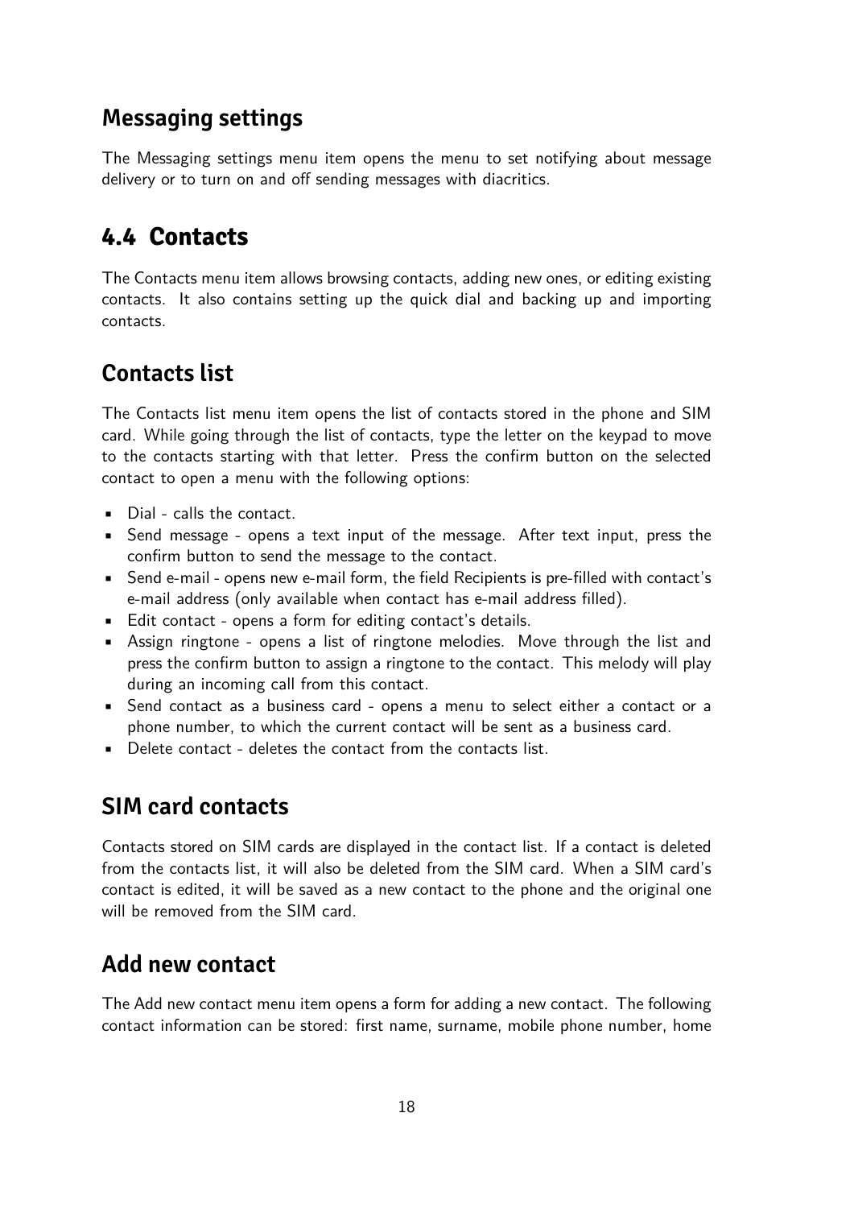### Messaging settings

The Messaging settings menu item opens the menu to set notifying about message delivery or to turn on and off sending messages with diacritics.

## 4.4 Contacts

The Contacts menu item allows browsing contacts, adding new ones, or editing existing contacts. It also contains setting up the quick dial and backing up and importing contacts.

### Contacts list

The Contacts list menu item opens the list of contacts stored in the phone and SIM card. While going through the list of contacts, type the letter on the keypad to move to the contacts starting with that letter. Press the confirm button on the selected contact to open a menu with the following options:

- Dial - calls the contact.
- Send message - opens a text input of the message. After text input, press the confirm button to send the message to the contact.
- Send e-mail - opens new e-mail form, the field Recipients is pre-filled with contact's e-mail address (only available when contact has e-mail address filled).
- Edit contact - opens a form for editing contact's details.
- Assign ringtone - opens a list of ringtone melodies. Move through the list and press the confirm button to assign a ringtone to the contact. This melody will play during an incoming call from this contact.
- Send contact as a business card - opens a menu to select either a contact or a phone number, to which the current contact will be sent as a business card.
- Delete contact - deletes the contact from the contacts list.

### SIM card contacts

Contacts stored on SIM cards are displayed in the contact list. If a contact is deleted from the contacts list, it will also be deleted from the SIM card. When a SIM card's contact is edited, it will be saved as a new contact to the phone and the original one will be removed from the SIM card.

### Add new contact

The Add new contact menu item opens a form for adding a new contact. The following contact information can be stored: first name, surname, mobile phone number, home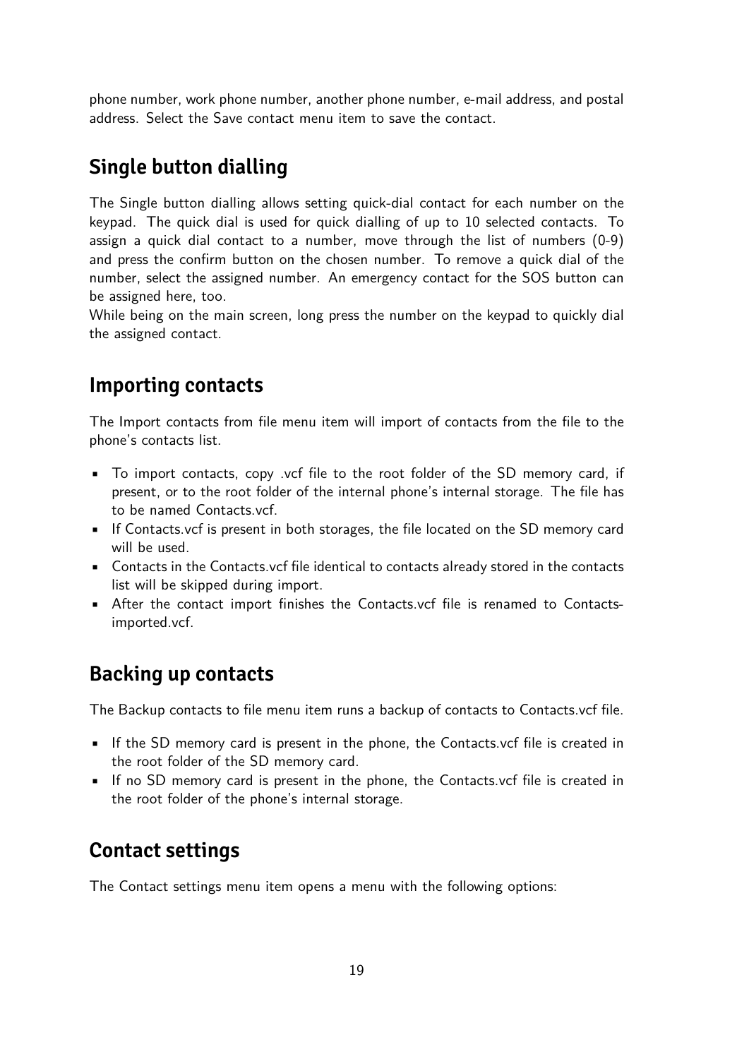phone number, work phone number, another phone number, e-mail address, and postal address. Select the Save contact menu item to save the contact.

## Single button dialling

The Single button dialling allows setting quick-dial contact for each number on the keypad. The quick dial is used for quick dialling of up to 10 selected contacts. To assign a quick dial contact to a number, move through the list of numbers (0-9) and press the confirm button on the chosen number. To remove a quick dial of the number, select the assigned number. An emergency contact for the SOS button can be assigned here, too.
While being on the main screen, long press the number on the keypad to quickly dial the assigned contact.

## Importing contacts

The Import contacts from file menu item will import of contacts from the file to the phone's contacts list.

- To import contacts, copy .vcf file to the root folder of the SD memory card, if present, or to the root folder of the internal phone's internal storage. The file has to be named Contacts.vcf.
- If Contacts.vcf is present in both storages, the file located on the SD memory card will be used.
- Contacts in the Contacts.vcf file identical to contacts already stored in the contacts list will be skipped during import.
- After the contact import finishes the Contacts.vcf file is renamed to Contacts-imported.vcf.

## Backing up contacts

The Backup contacts to file menu item runs a backup of contacts to Contacts.vcf file.

- If the SD memory card is present in the phone, the Contacts.vcf file is created in the root folder of the SD memory card.
- If no SD memory card is present in the phone, the Contacts.vcf file is created in the root folder of the phone's internal storage.

## Contact settings

The Contact settings menu item opens a menu with the following options: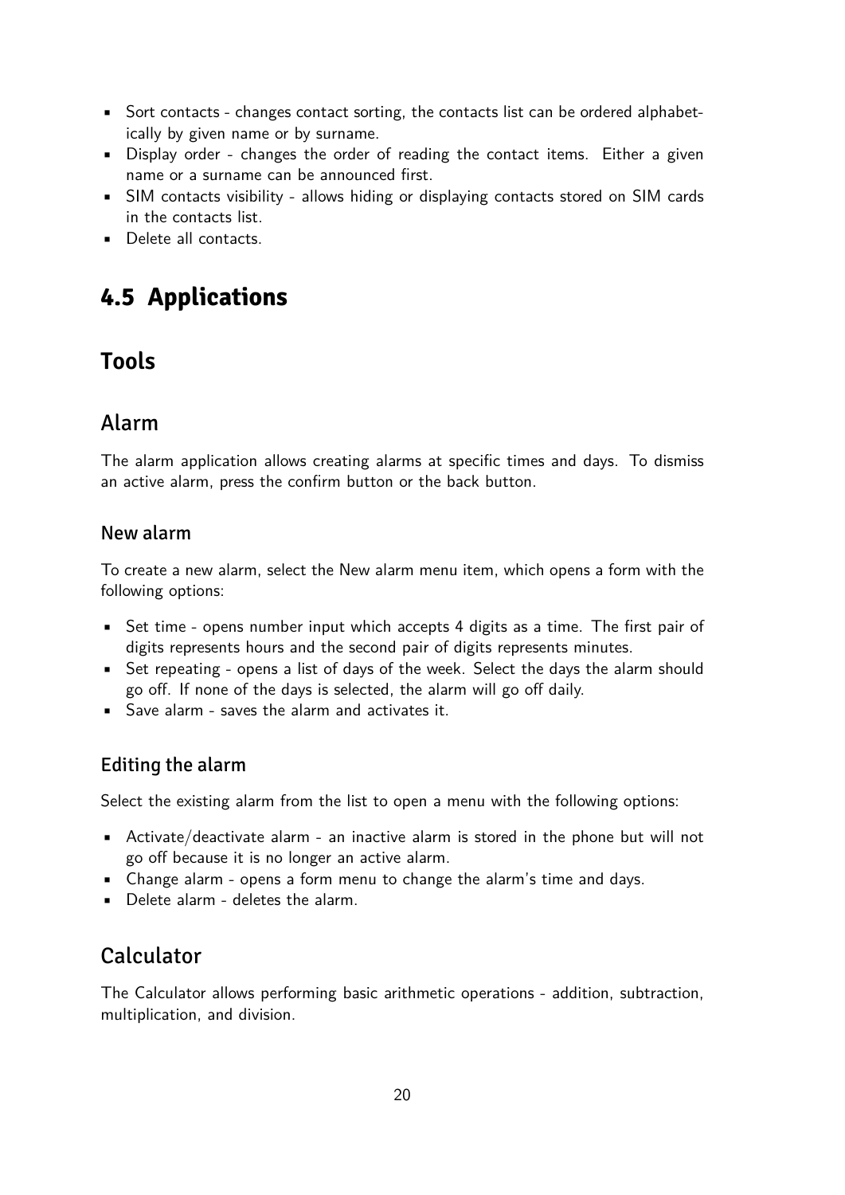- Sort contacts - changes contact sorting, the contacts list can be ordered alphabetically by given name or by surname.
- Display order - changes the order of reading the contact items. Either a given name or a surname can be announced first.
- SIM contacts visibility - allows hiding or displaying contacts stored on SIM cards in the contacts list.
- Delete all contacts.

## 4.5 Applications

### Tools

#### Alarm

The alarm application allows creating alarms at specific times and days. To dismiss an active alarm, press the confirm button or the back button.

##### New alarm

To create a new alarm, select the New alarm menu item, which opens a form with the following options:

- Set time - opens number input which accepts 4 digits as a time. The first pair of digits represents hours and the second pair of digits represents minutes.
- Set repeating - opens a list of days of the week. Select the days the alarm should go off. If none of the days is selected, the alarm will go off daily.
- Save alarm - saves the alarm and activates it.

##### Editing the alarm

Select the existing alarm from the list to open a menu with the following options:

- Activate/deactivate alarm - an inactive alarm is stored in the phone but will not go off because it is no longer an active alarm.
- Change alarm - opens a form menu to change the alarm's time and days.
- Delete alarm - deletes the alarm.

#### Calculator

The Calculator allows performing basic arithmetic operations - addition, subtraction, multiplication, and division.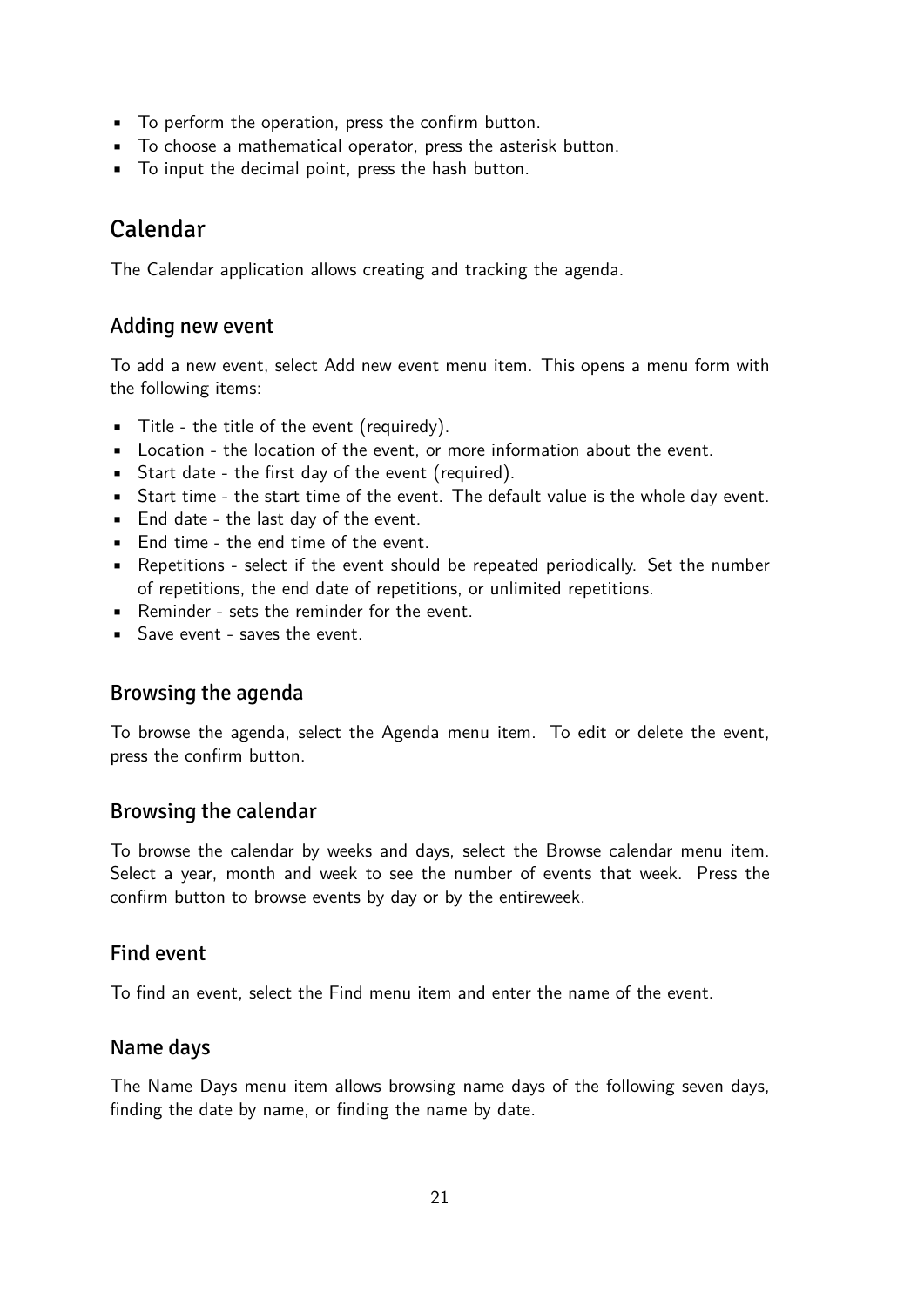- To perform the operation, press the confirm button.
- To choose a mathematical operator, press the asterisk button.
- To input the decimal point, press the hash button.

## Calendar

The Calendar application allows creating and tracking the agenda.

### Adding new event

To add a new event, select Add new event menu item. This opens a menu form with the following items:

- Title - the title of the event (requiredy).
- Location - the location of the event, or more information about the event.
- Start date - the first day of the event (required).
- Start time - the start time of the event. The default value is the whole day event.
- End date - the last day of the event.
- End time - the end time of the event.
- Repetitions - select if the event should be repeated periodically. Set the number of repetitions, the end date of repetitions, or unlimited repetitions.
- Reminder - sets the reminder for the event.
- Save event - saves the event.

### Browsing the agenda

To browse the agenda, select the Agenda menu item. To edit or delete the event, press the confirm button.

### Browsing the calendar

To browse the calendar by weeks and days, select the Browse calendar menu item. Select a year, month and week to see the number of events that week. Press the confirm button to browse events by day or by the entireweek.

### Find event

To find an event, select the Find menu item and enter the name of the event.

### Name days

The Name Days menu item allows browsing name days of the following seven days, finding the date by name, or finding the name by date.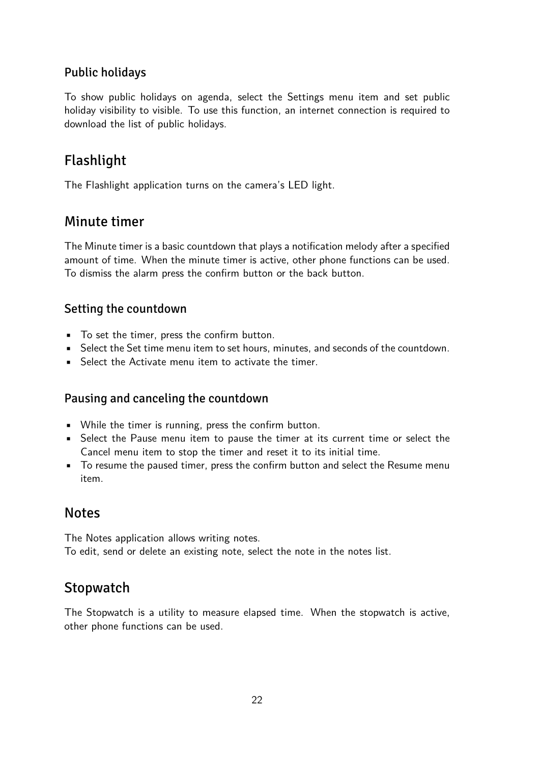### Public holidays

To show public holidays on agenda, select the Settings menu item and set public holiday visibility to visible. To use this function, an internet connection is required to download the list of public holidays.

## Flashlight

The Flashlight application turns on the camera's LED light.

## Minute timer

The Minute timer is a basic countdown that plays a notification melody after a specified amount of time. When the minute timer is active, other phone functions can be used. To dismiss the alarm press the confirm button or the back button.

### Setting the countdown

- To set the timer, press the confirm button.
- Select the Set time menu item to set hours, minutes, and seconds of the countdown.
- Select the Activate menu item to activate the timer.

### Pausing and canceling the countdown

- While the timer is running, press the confirm button.
- Select the Pause menu item to pause the timer at its current time or select the Cancel menu item to stop the timer and reset it to its initial time.
- To resume the paused timer, press the confirm button and select the Resume menu item.

## Notes

The Notes application allows writing notes.
To edit, send or delete an existing note, select the note in the notes list.

## Stopwatch

The Stopwatch is a utility to measure elapsed time. When the stopwatch is active, other phone functions can be used.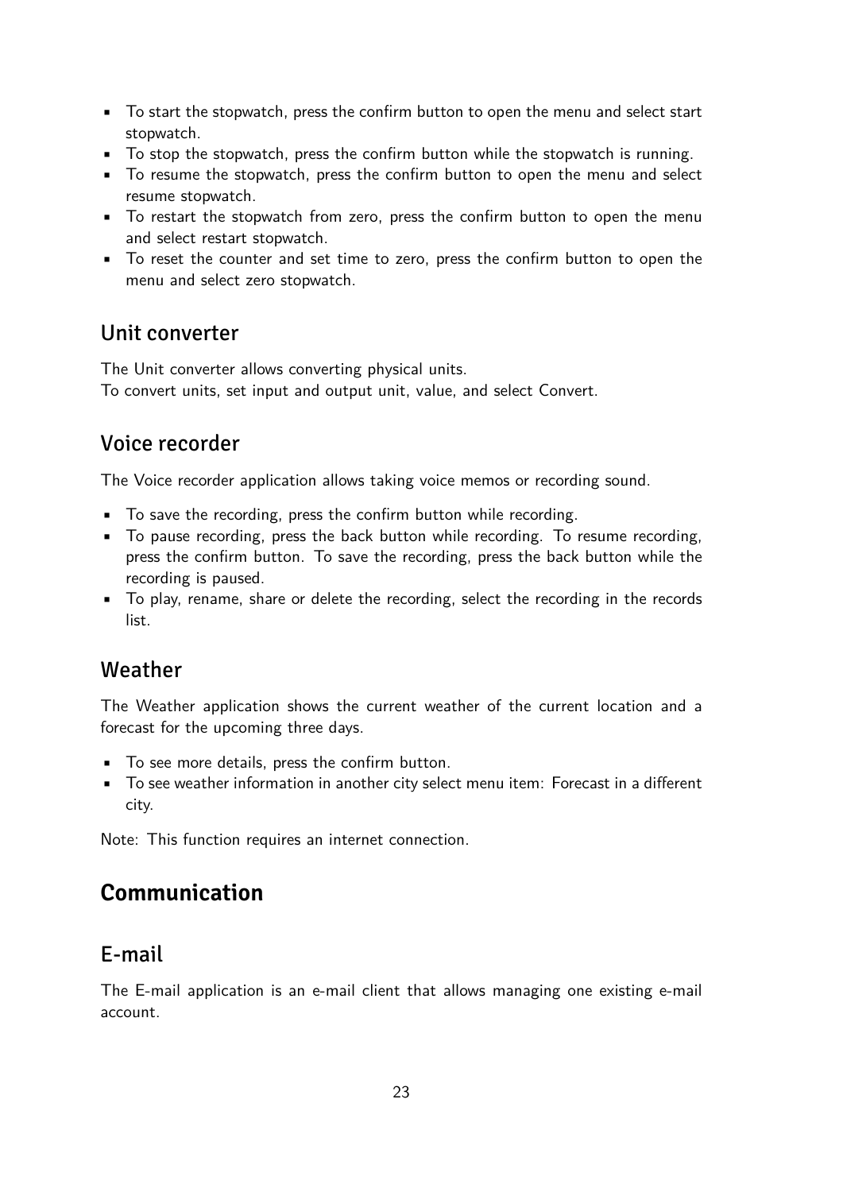- To start the stopwatch, press the confirm button to open the menu and select start stopwatch.
- To stop the stopwatch, press the confirm button while the stopwatch is running.
- To resume the stopwatch, press the confirm button to open the menu and select resume stopwatch.
- To restart the stopwatch from zero, press the confirm button to open the menu and select restart stopwatch.
- To reset the counter and set time to zero, press the confirm button to open the menu and select zero stopwatch.

### Unit converter

The Unit converter allows converting physical units.
To convert units, set input and output unit, value, and select Convert.

### Voice recorder

The Voice recorder application allows taking voice memos or recording sound.

- To save the recording, press the confirm button while recording.
- To pause recording, press the back button while recording. To resume recording, press the confirm button. To save the recording, press the back button while the recording is paused.
- To play, rename, share or delete the recording, select the recording in the records list.

### Weather

The Weather application shows the current weather of the current location and a forecast for the upcoming three days.

- To see more details, press the confirm button.
- To see weather information in another city select menu item: Forecast in a different city.

Note: This function requires an internet connection.

## Communication

### E-mail

The E-mail application is an e-mail client that allows managing one existing e-mail account.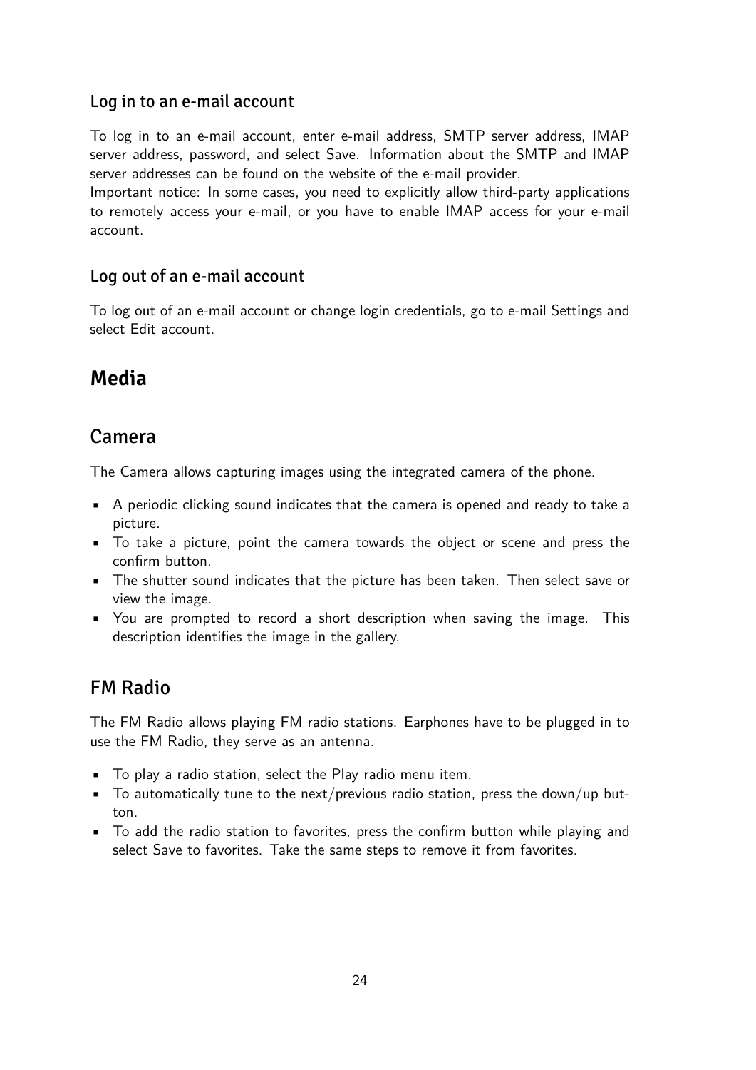### Log in to an e-mail account

To log in to an e-mail account, enter e-mail address, SMTP server address, IMAP server address, password, and select Save. Information about the SMTP and IMAP server addresses can be found on the website of the e-mail provider.
Important notice: In some cases, you need to explicitly allow third-party applications to remotely access your e-mail, or you have to enable IMAP access for your e-mail account.

### Log out of an e-mail account

To log out of an e-mail account or change login credentials, go to e-mail Settings and select Edit account.

# Media

## Camera

The Camera allows capturing images using the integrated camera of the phone.

- A periodic clicking sound indicates that the camera is opened and ready to take a picture.
- To take a picture, point the camera towards the object or scene and press the confirm button.
- The shutter sound indicates that the picture has been taken. Then select save or view the image.
- You are prompted to record a short description when saving the image. This description identifies the image in the gallery.

## FM Radio

The FM Radio allows playing FM radio stations. Earphones have to be plugged in to use the FM Radio, they serve as an antenna.

- To play a radio station, select the Play radio menu item.
- To automatically tune to the next/previous radio station, press the down/up button.
- To add the radio station to favorites, press the confirm button while playing and select Save to favorites. Take the same steps to remove it from favorites.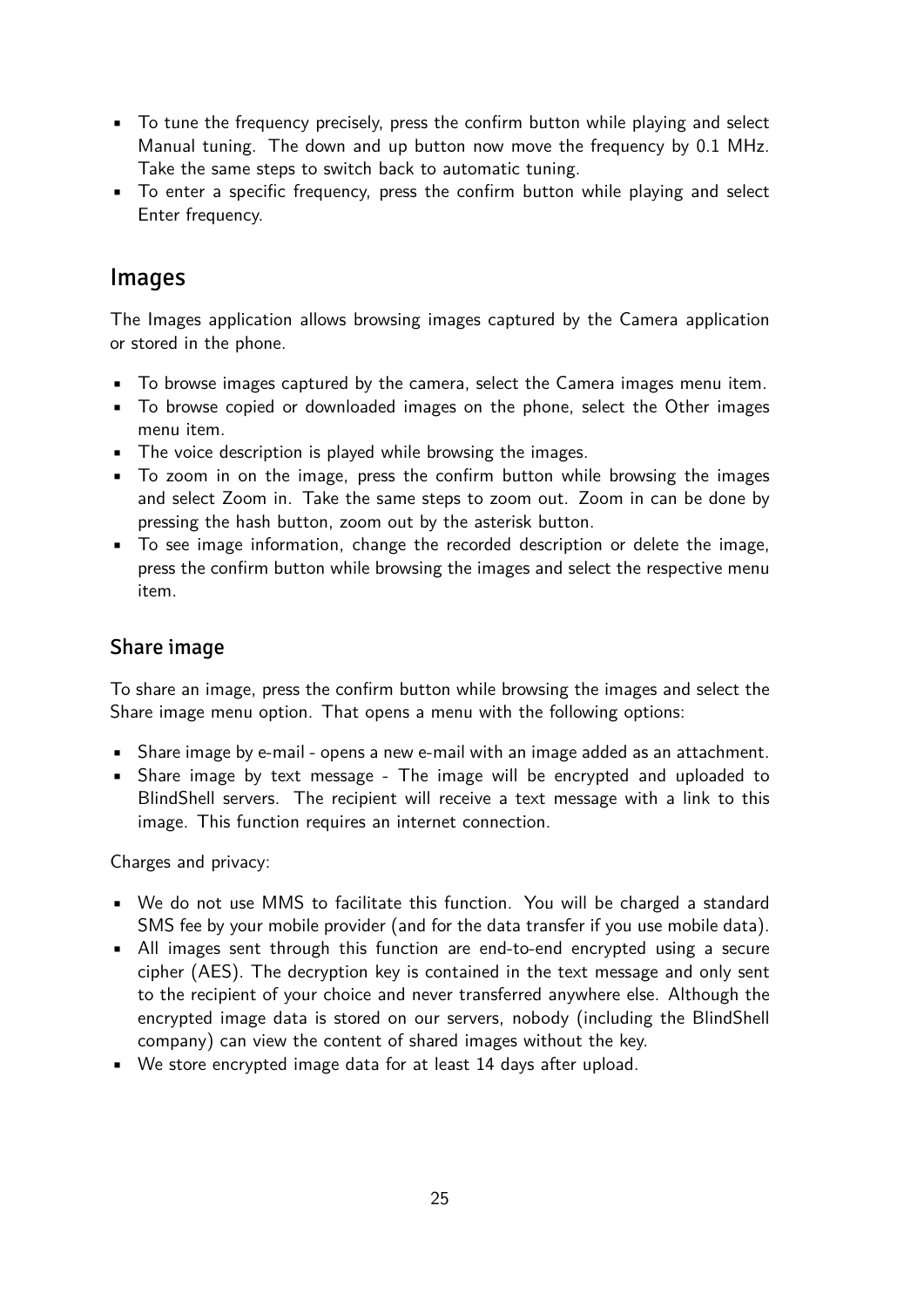- To tune the frequency precisely, press the confirm button while playing and select Manual tuning. The down and up button now move the frequency by 0.1 MHz. Take the same steps to switch back to automatic tuning.
- To enter a specific frequency, press the confirm button while playing and select Enter frequency.

## Images

The Images application allows browsing images captured by the Camera application or stored in the phone.

- To browse images captured by the camera, select the Camera images menu item.
- To browse copied or downloaded images on the phone, select the Other images menu item.
- The voice description is played while browsing the images.
- To zoom in on the image, press the confirm button while browsing the images and select Zoom in. Take the same steps to zoom out. Zoom in can be done by pressing the hash button, zoom out by the asterisk button.
- To see image information, change the recorded description or delete the image, press the confirm button while browsing the images and select the respective menu item.

### Share image

To share an image, press the confirm button while browsing the images and select the Share image menu option. That opens a menu with the following options:

- Share image by e-mail - opens a new e-mail with an image added as an attachment.
- Share image by text message - The image will be encrypted and uploaded to BlindShell servers. The recipient will receive a text message with a link to this image. This function requires an internet connection.

Charges and privacy:

- We do not use MMS to facilitate this function. You will be charged a standard SMS fee by your mobile provider (and for the data transfer if you use mobile data).
- All images sent through this function are end-to-end encrypted using a secure cipher (AES). The decryption key is contained in the text message and only sent to the recipient of your choice and never transferred anywhere else. Although the encrypted image data is stored on our servers, nobody (including the BlindShell company) can view the content of shared images without the key.
- We store encrypted image data for at least 14 days after upload.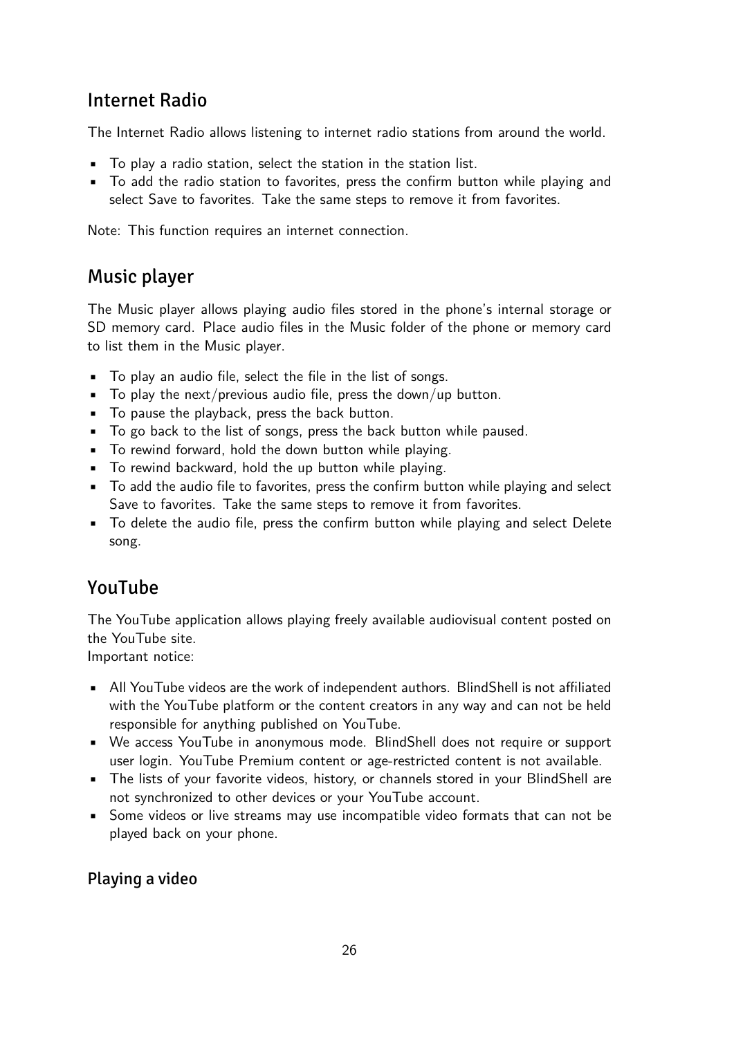## Internet Radio

The Internet Radio allows listening to internet radio stations from around the world.

- To play a radio station, select the station in the station list.
- To add the radio station to favorites, press the confirm button while playing and select Save to favorites. Take the same steps to remove it from favorites.

Note: This function requires an internet connection.

## Music player

The Music player allows playing audio files stored in the phone's internal storage or SD memory card. Place audio files in the Music folder of the phone or memory card to list them in the Music player.

- To play an audio file, select the file in the list of songs.
- To play the next/previous audio file, press the down/up button.
- To pause the playback, press the back button.
- To go back to the list of songs, press the back button while paused.
- To rewind forward, hold the down button while playing.
- To rewind backward, hold the up button while playing.
- To add the audio file to favorites, press the confirm button while playing and select Save to favorites. Take the same steps to remove it from favorites.
- To delete the audio file, press the confirm button while playing and select Delete song.

## YouTube

The YouTube application allows playing freely available audiovisual content posted on the YouTube site.
Important notice:

- All YouTube videos are the work of independent authors. BlindShell is not affiliated with the YouTube platform or the content creators in any way and can not be held responsible for anything published on YouTube.
- We access YouTube in anonymous mode. BlindShell does not require or support user login. YouTube Premium content or age-restricted content is not available.
- The lists of your favorite videos, history, or channels stored in your BlindShell are not synchronized to other devices or your YouTube account.
- Some videos or live streams may use incompatible video formats that can not be played back on your phone.

### Playing a video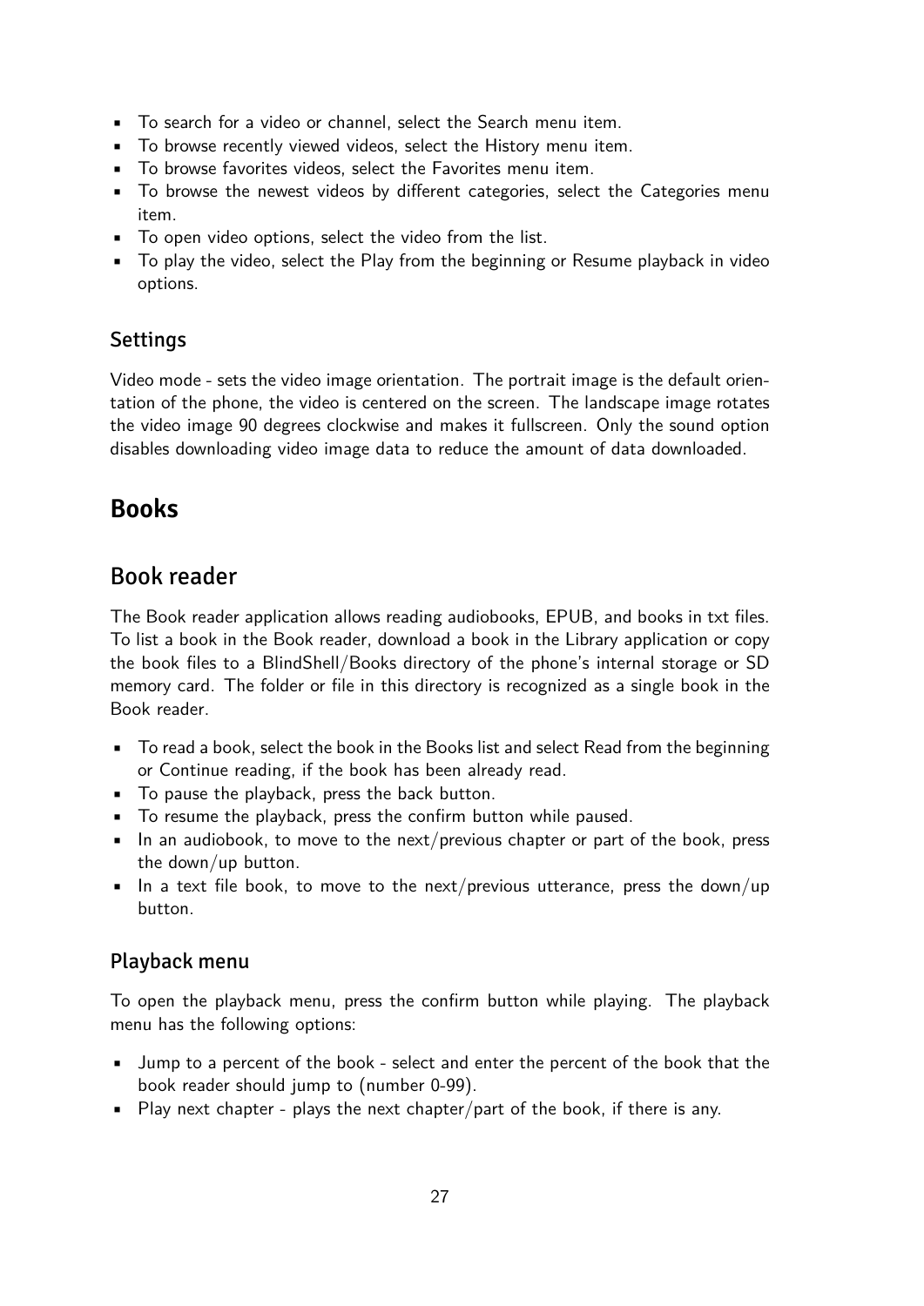- To search for a video or channel, select the Search menu item.
- To browse recently viewed videos, select the History menu item.
- To browse favorites videos, select the Favorites menu item.
- To browse the newest videos by different categories, select the Categories menu item.
- To open video options, select the video from the list.
- To play the video, select the Play from the beginning or Resume playback in video options.

### Settings

Video mode - sets the video image orientation. The portrait image is the default orientation of the phone, the video is centered on the screen. The landscape image rotates the video image 90 degrees clockwise and makes it fullscreen. Only the sound option disables downloading video image data to reduce the amount of data downloaded.

# Books

## Book reader

The Book reader application allows reading audiobooks, EPUB, and books in txt files. To list a book in the Book reader, download a book in the Library application or copy the book files to a BlindShell/Books directory of the phone's internal storage or SD memory card. The folder or file in this directory is recognized as a single book in the Book reader.

- To read a book, select the book in the Books list and select Read from the beginning or Continue reading, if the book has been already read.
- To pause the playback, press the back button.
- To resume the playback, press the confirm button while paused.
- In an audiobook, to move to the next/previous chapter or part of the book, press the down/up button.
- In a text file book, to move to the next/previous utterance, press the down/up button.

### Playback menu

To open the playback menu, press the confirm button while playing. The playback menu has the following options:

- Jump to a percent of the book - select and enter the percent of the book that the book reader should jump to (number 0-99).
- Play next chapter - plays the next chapter/part of the book, if there is any.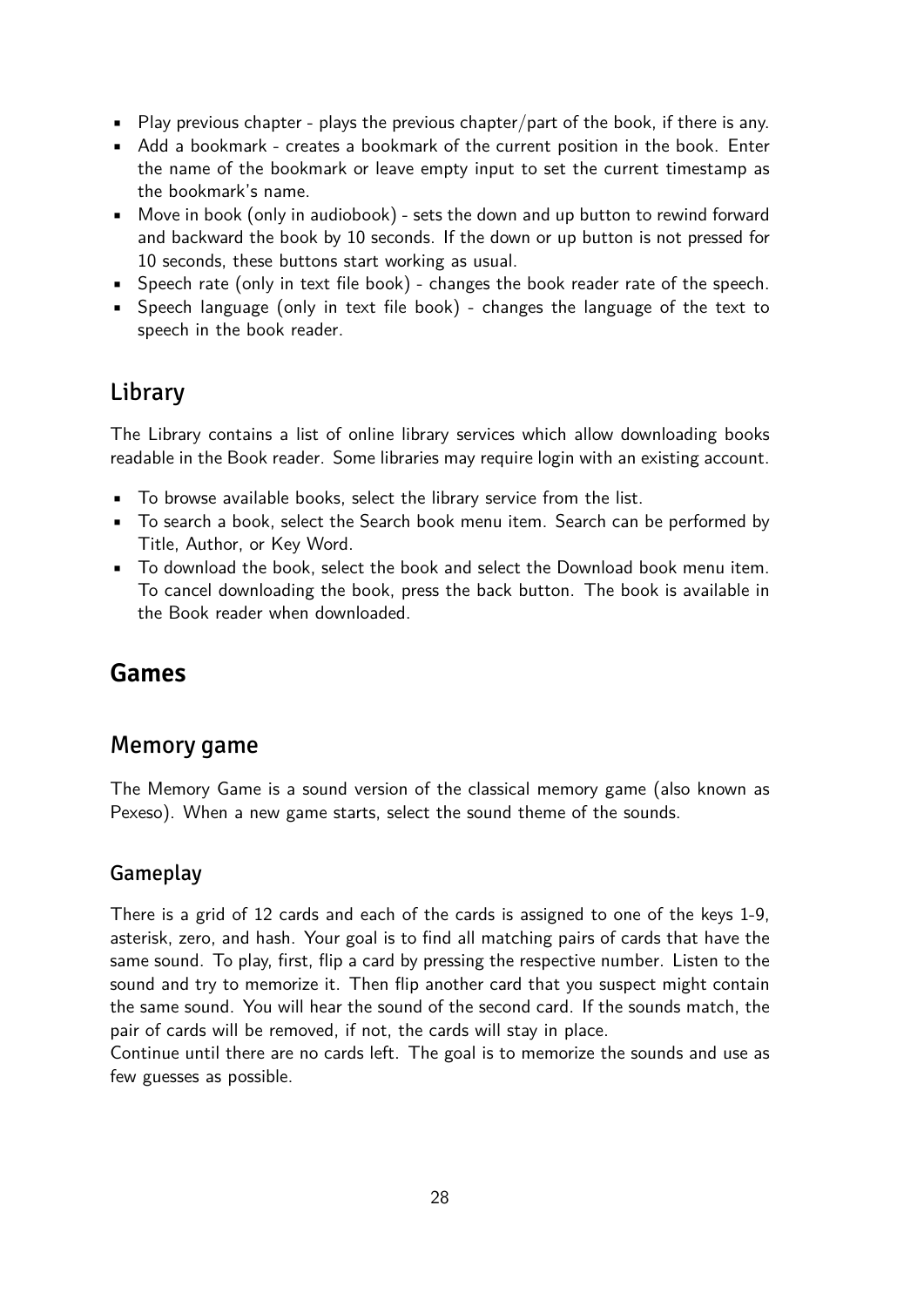- Play previous chapter - plays the previous chapter/part of the book, if there is any.
- Add a bookmark - creates a bookmark of the current position in the book. Enter the name of the bookmark or leave empty input to set the current timestamp as the bookmark's name.
- Move in book (only in audiobook) - sets the down and up button to rewind forward and backward the book by 10 seconds. If the down or up button is not pressed for 10 seconds, these buttons start working as usual.
- Speech rate (only in text file book) - changes the book reader rate of the speech.
- Speech language (only in text file book) - changes the language of the text to speech in the book reader.

## Library

The Library contains a list of online library services which allow downloading books readable in the Book reader. Some libraries may require login with an existing account.

- To browse available books, select the library service from the list.
- To search a book, select the Search book menu item. Search can be performed by Title, Author, or Key Word.
- To download the book, select the book and select the Download book menu item. To cancel downloading the book, press the back button. The book is available in the Book reader when downloaded.

# Games

## Memory game

The Memory Game is a sound version of the classical memory game (also known as Pexeso). When a new game starts, select the sound theme of the sounds.

### Gameplay

There is a grid of 12 cards and each of the cards is assigned to one of the keys 1-9, asterisk, zero, and hash. Your goal is to find all matching pairs of cards that have the same sound. To play, first, flip a card by pressing the respective number. Listen to the sound and try to memorize it. Then flip another card that you suspect might contain the same sound. You will hear the sound of the second card. If the sounds match, the pair of cards will be removed, if not, the cards will stay in place.
Continue until there are no cards left. The goal is to memorize the sounds and use as few guesses as possible.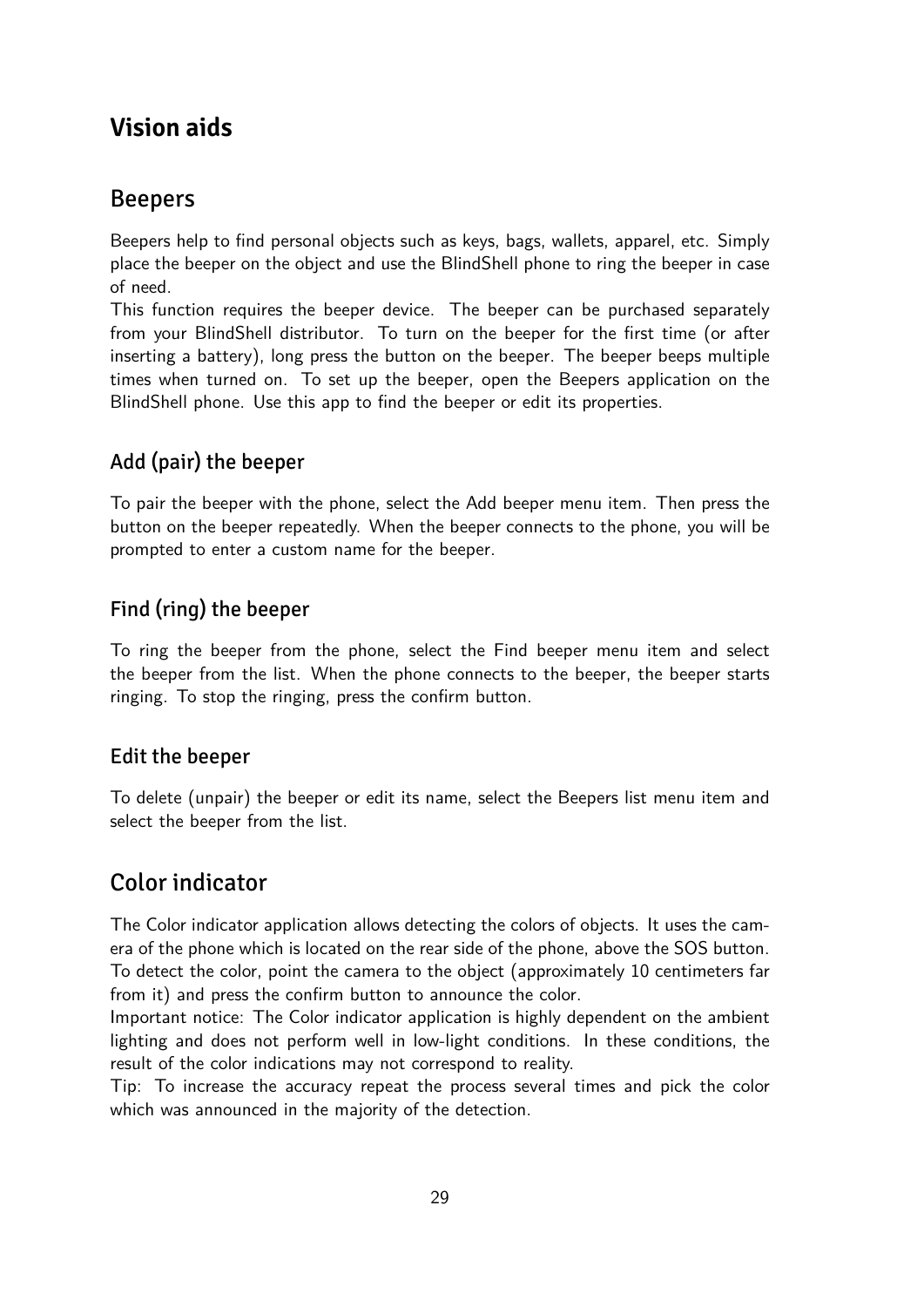# Vision aids

## Beepers

Beepers help to find personal objects such as keys, bags, wallets, apparel, etc. Simply place the beeper on the object and use the BlindShell phone to ring the beeper in case of need.
This function requires the beeper device. The beeper can be purchased separately from your BlindShell distributor. To turn on the beeper for the first time (or after inserting a battery), long press the button on the beeper. The beeper beeps multiple times when turned on. To set up the beeper, open the Beepers application on the BlindShell phone. Use this app to find the beeper or edit its properties.

### Add (pair) the beeper

To pair the beeper with the phone, select the Add beeper menu item. Then press the button on the beeper repeatedly. When the beeper connects to the phone, you will be prompted to enter a custom name for the beeper.

### Find (ring) the beeper

To ring the beeper from the phone, select the Find beeper menu item and select the beeper from the list. When the phone connects to the beeper, the beeper starts ringing. To stop the ringing, press the confirm button.

### Edit the beeper

To delete (unpair) the beeper or edit its name, select the Beepers list menu item and select the beeper from the list.

## Color indicator

The Color indicator application allows detecting the colors of objects. It uses the camera of the phone which is located on the rear side of the phone, above the SOS button. To detect the color, point the camera to the object (approximately 10 centimeters far from it) and press the confirm button to announce the color.
Important notice: The Color indicator application is highly dependent on the ambient lighting and does not perform well in low-light conditions. In these conditions, the result of the color indications may not correspond to reality.
Tip: To increase the accuracy repeat the process several times and pick the color which was announced in the majority of the detection.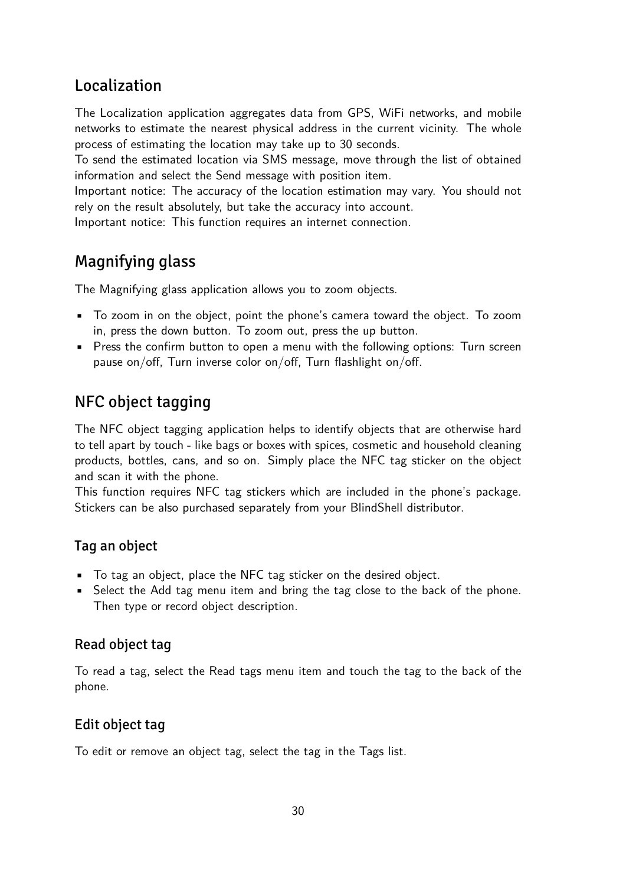## Localization

The Localization application aggregates data from GPS, WiFi networks, and mobile networks to estimate the nearest physical address in the current vicinity. The whole process of estimating the location may take up to 30 seconds.
To send the estimated location via SMS message, move through the list of obtained information and select the Send message with position item.
Important notice: The accuracy of the location estimation may vary. You should not rely on the result absolutely, but take the accuracy into account.
Important notice: This function requires an internet connection.

## Magnifying glass

The Magnifying glass application allows you to zoom objects.

- To zoom in on the object, point the phone's camera toward the object. To zoom in, press the down button. To zoom out, press the up button.
- Press the confirm button to open a menu with the following options: Turn screen pause on/off, Turn inverse color on/off, Turn flashlight on/off.

## NFC object tagging

The NFC object tagging application helps to identify objects that are otherwise hard to tell apart by touch - like bags or boxes with spices, cosmetic and household cleaning products, bottles, cans, and so on. Simply place the NFC tag sticker on the object and scan it with the phone.
This function requires NFC tag stickers which are included in the phone's package. Stickers can be also purchased separately from your BlindShell distributor.

### Tag an object

- To tag an object, place the NFC tag sticker on the desired object.
- Select the Add tag menu item and bring the tag close to the back of the phone. Then type or record object description.

### Read object tag

To read a tag, select the Read tags menu item and touch the tag to the back of the phone.

### Edit object tag

To edit or remove an object tag, select the tag in the Tags list.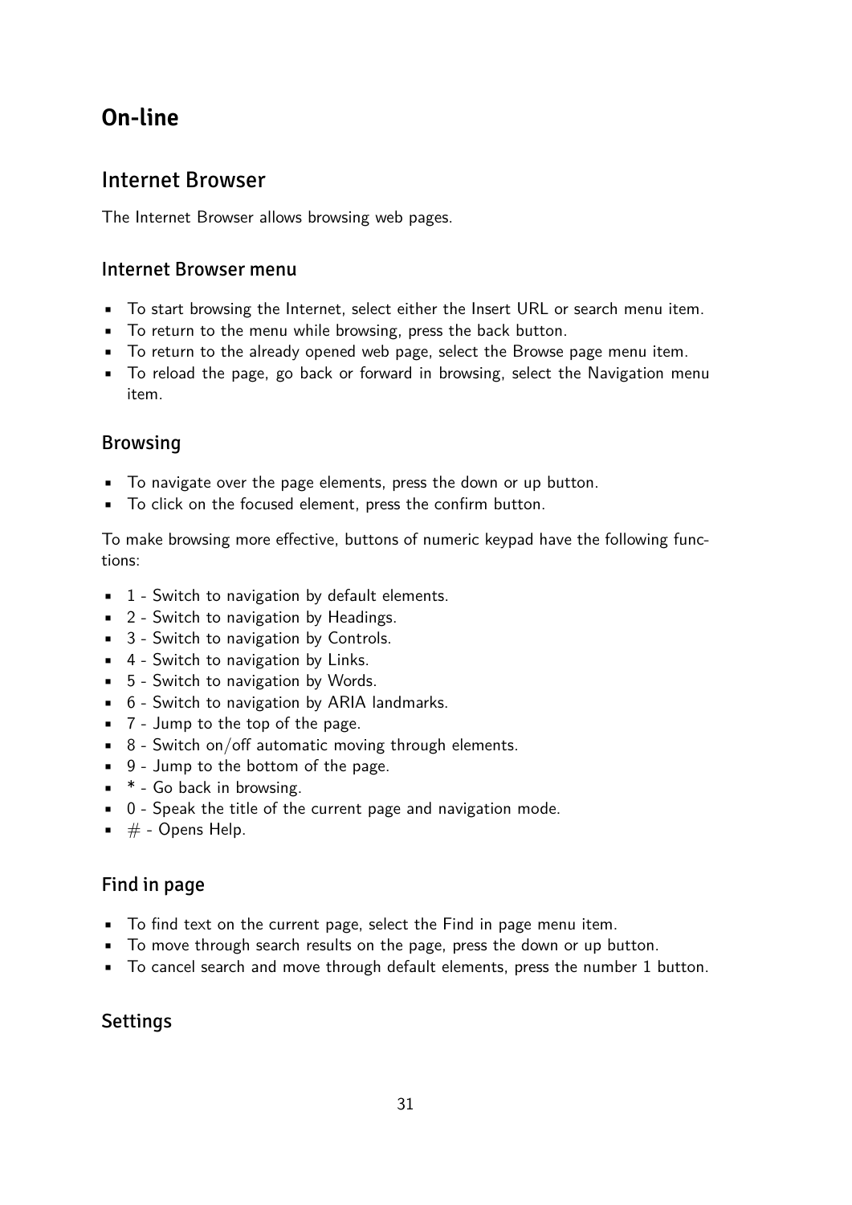# On-line

## Internet Browser

The Internet Browser allows browsing web pages.

### Internet Browser menu

- To start browsing the Internet, select either the Insert URL or search menu item.
- To return to the menu while browsing, press the back button.
- To return to the already opened web page, select the Browse page menu item.
- To reload the page, go back or forward in browsing, select the Navigation menu item.

### Browsing

- To navigate over the page elements, press the down or up button.
- To click on the focused element, press the confirm button.

To make browsing more effective, buttons of numeric keypad have the following functions:

- 1 - Switch to navigation by default elements.
- 2 - Switch to navigation by Headings.
- 3 - Switch to navigation by Controls.
- 4 - Switch to navigation by Links.
- 5 - Switch to navigation by Words.
- 6 - Switch to navigation by ARIA landmarks.
- 7 - Jump to the top of the page.
- 8 - Switch on/off automatic moving through elements.
- 9 - Jump to the bottom of the page.
- * - Go back in browsing.
- 0 - Speak the title of the current page and navigation mode.
- # - Opens Help.

### Find in page

- To find text on the current page, select the Find in page menu item.
- To move through search results on the page, press the down or up button.
- To cancel search and move through default elements, press the number 1 button.

### Settings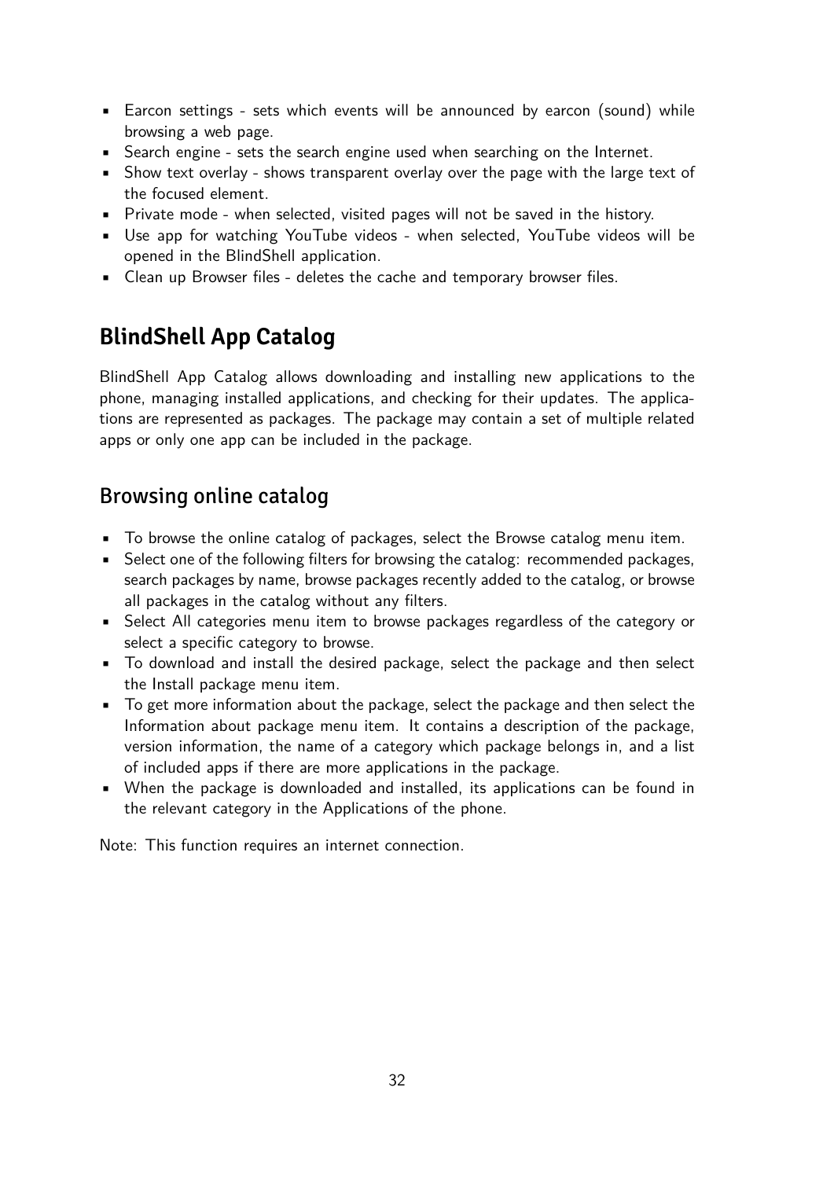- Earcon settings - sets which events will be announced by earcon (sound) while browsing a web page.
- Search engine - sets the search engine used when searching on the Internet.
- Show text overlay - shows transparent overlay over the page with the large text of the focused element.
- Private mode - when selected, visited pages will not be saved in the history.
- Use app for watching YouTube videos - when selected, YouTube videos will be opened in the BlindShell application.
- Clean up Browser files - deletes the cache and temporary browser files.

# BlindShell App Catalog

BlindShell App Catalog allows downloading and installing new applications to the phone, managing installed applications, and checking for their updates. The applications are represented as packages. The package may contain a set of multiple related apps or only one app can be included in the package.

## Browsing online catalog

- To browse the online catalog of packages, select the Browse catalog menu item.
- Select one of the following filters for browsing the catalog: recommended packages, search packages by name, browse packages recently added to the catalog, or browse all packages in the catalog without any filters.
- Select All categories menu item to browse packages regardless of the category or select a specific category to browse.
- To download and install the desired package, select the package and then select the Install package menu item.
- To get more information about the package, select the package and then select the Information about package menu item. It contains a description of the package, version information, the name of a category which package belongs in, and a list of included apps if there are more applications in the package.
- When the package is downloaded and installed, its applications can be found in the relevant category in the Applications of the phone.

Note: This function requires an internet connection.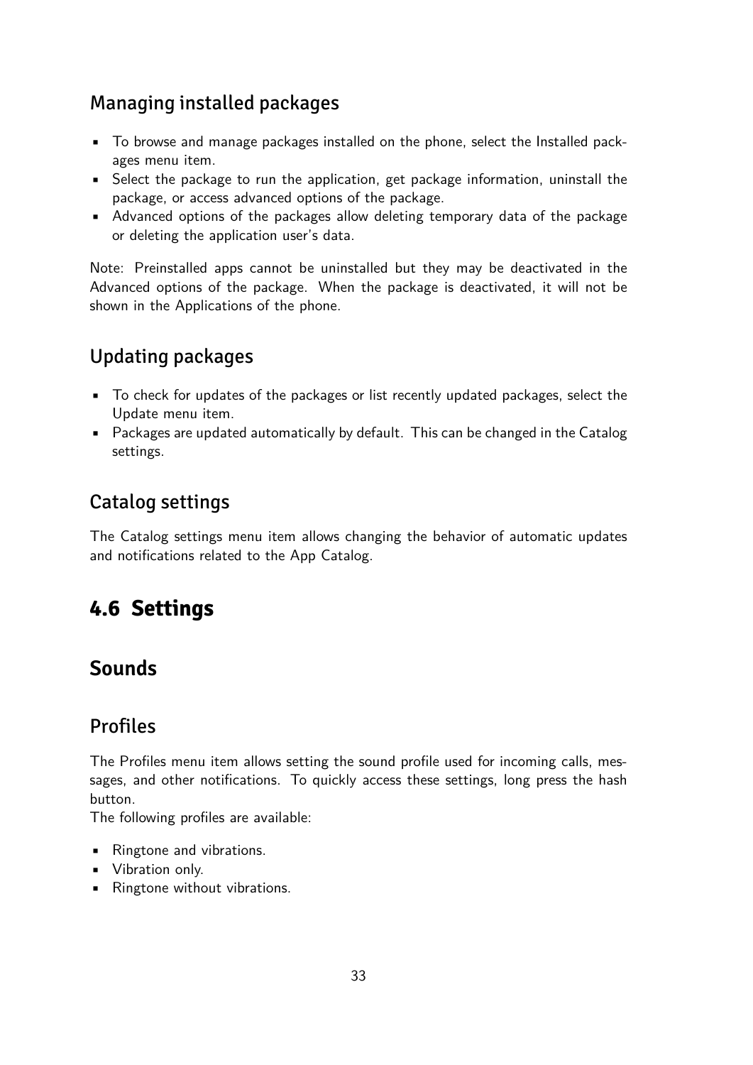### Managing installed packages

- To browse and manage packages installed on the phone, select the Installed packages menu item.
- Select the package to run the application, get package information, uninstall the package, or access advanced options of the package.
- Advanced options of the packages allow deleting temporary data of the package or deleting the application user's data.

Note: Preinstalled apps cannot be uninstalled but they may be deactivated in the Advanced options of the package. When the package is deactivated, it will not be shown in the Applications of the phone.

### Updating packages

- To check for updates of the packages or list recently updated packages, select the Update menu item.
- Packages are updated automatically by default. This can be changed in the Catalog settings.

### Catalog settings

The Catalog settings menu item allows changing the behavior of automatic updates and notifications related to the App Catalog.

## 4.6 Settings

### Sounds

### Profiles

The Profiles menu item allows setting the sound profile used for incoming calls, messages, and other notifications. To quickly access these settings, long press the hash button.
The following profiles are available:

- Ringtone and vibrations.
- Vibration only.
- Ringtone without vibrations.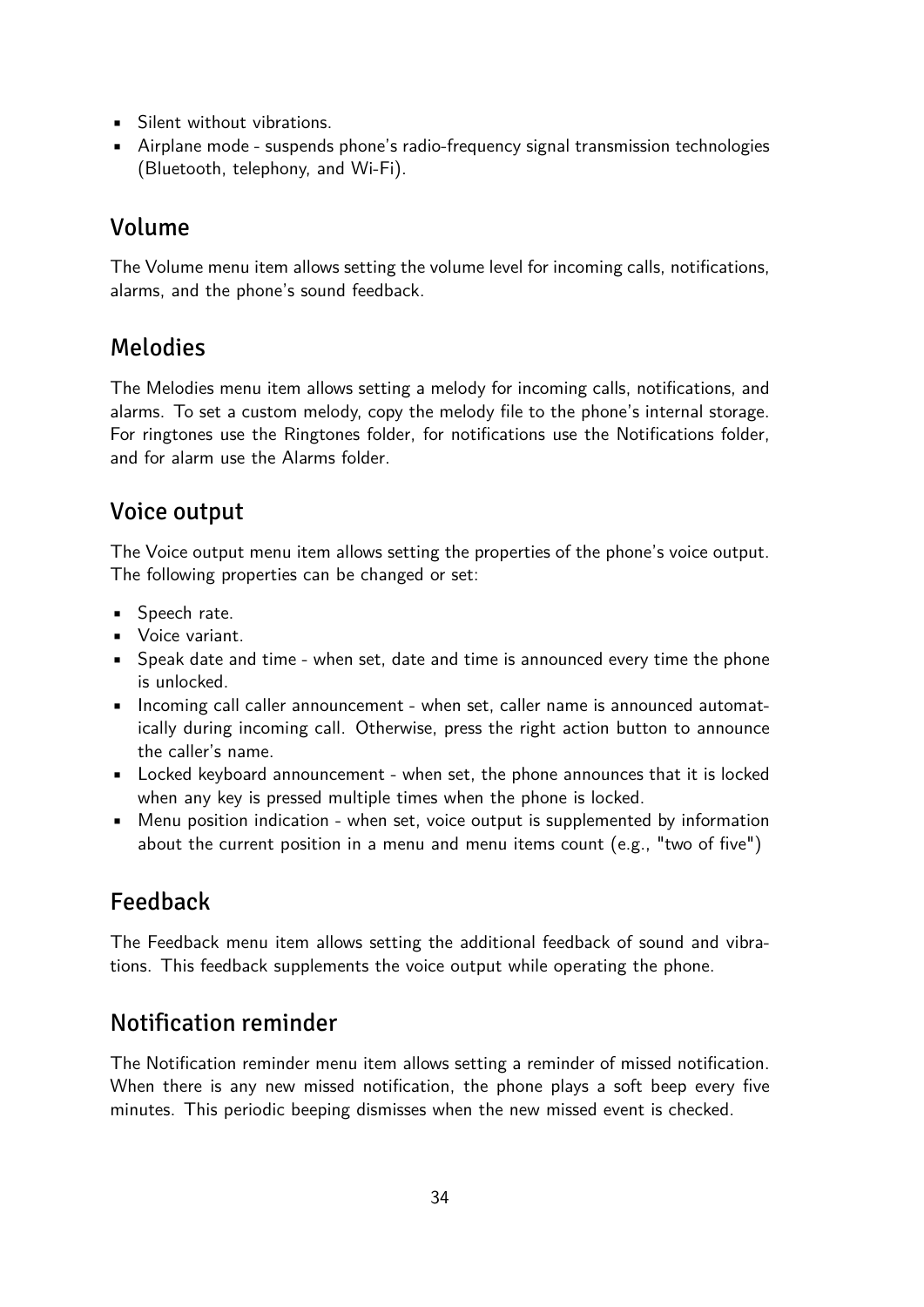- Silent without vibrations.
- Airplane mode - suspends phone's radio-frequency signal transmission technologies (Bluetooth, telephony, and Wi-Fi).

## Volume

The Volume menu item allows setting the volume level for incoming calls, notifications, alarms, and the phone's sound feedback.

## Melodies

The Melodies menu item allows setting a melody for incoming calls, notifications, and alarms. To set a custom melody, copy the melody file to the phone's internal storage. For ringtones use the Ringtones folder, for notifications use the Notifications folder, and for alarm use the Alarms folder.

## Voice output

The Voice output menu item allows setting the properties of the phone's voice output. The following properties can be changed or set:

- Speech rate.
- Voice variant.
- Speak date and time - when set, date and time is announced every time the phone is unlocked.
- Incoming call caller announcement - when set, caller name is announced automatically during incoming call. Otherwise, press the right action button to announce the caller's name.
- Locked keyboard announcement - when set, the phone announces that it is locked when any key is pressed multiple times when the phone is locked.
- Menu position indication - when set, voice output is supplemented by information about the current position in a menu and menu items count (e.g., "two of five")

## Feedback

The Feedback menu item allows setting the additional feedback of sound and vibrations. This feedback supplements the voice output while operating the phone.

## Notification reminder

The Notification reminder menu item allows setting a reminder of missed notification. When there is any new missed notification, the phone plays a soft beep every five minutes. This periodic beeping dismisses when the new missed event is checked.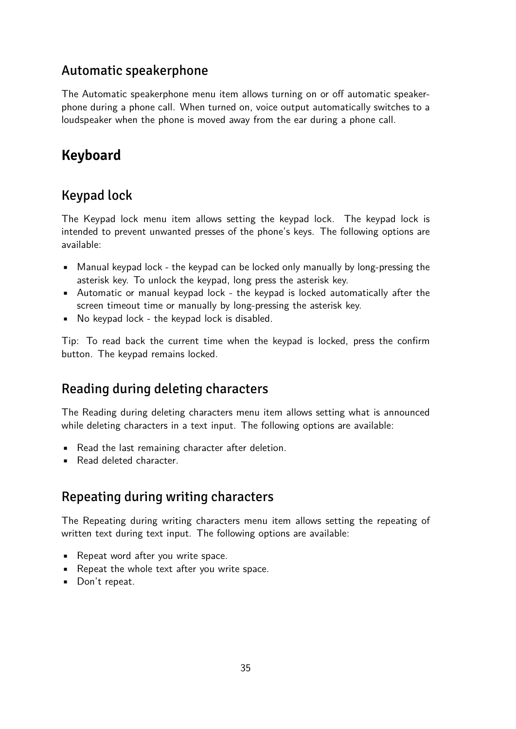### Automatic speakerphone

The Automatic speakerphone menu item allows turning on or off automatic speakerphone during a phone call. When turned on, voice output automatically switches to a loudspeaker when the phone is moved away from the ear during a phone call.

## Keyboard

### Keypad lock

The Keypad lock menu item allows setting the keypad lock. The keypad lock is intended to prevent unwanted presses of the phone's keys. The following options are available:

- Manual keypad lock - the keypad can be locked only manually by long-pressing the asterisk key. To unlock the keypad, long press the asterisk key.
- Automatic or manual keypad lock - the keypad is locked automatically after the screen timeout time or manually by long-pressing the asterisk key.
- No keypad lock - the keypad lock is disabled.

Tip: To read back the current time when the keypad is locked, press the confirm button. The keypad remains locked.

### Reading during deleting characters

The Reading during deleting characters menu item allows setting what is announced while deleting characters in a text input. The following options are available:

- Read the last remaining character after deletion.
- Read deleted character.

### Repeating during writing characters

The Repeating during writing characters menu item allows setting the repeating of written text during text input. The following options are available:

- Repeat word after you write space.
- Repeat the whole text after you write space.
- Don't repeat.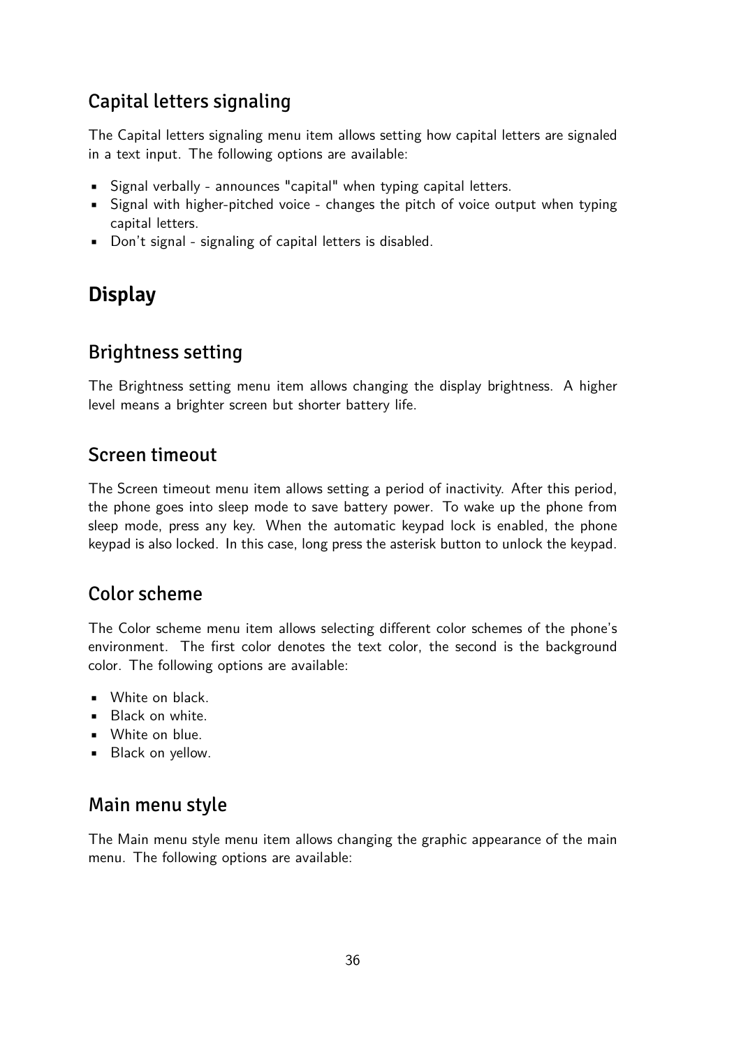### Capital letters signaling

The Capital letters signaling menu item allows setting how capital letters are signaled in a text input. The following options are available:

- Signal verbally - announces "capital" when typing capital letters.
- Signal with higher-pitched voice - changes the pitch of voice output when typing capital letters.
- Don't signal - signaling of capital letters is disabled.

## Display

### Brightness setting

The Brightness setting menu item allows changing the display brightness. A higher level means a brighter screen but shorter battery life.

### Screen timeout

The Screen timeout menu item allows setting a period of inactivity. After this period, the phone goes into sleep mode to save battery power. To wake up the phone from sleep mode, press any key. When the automatic keypad lock is enabled, the phone keypad is also locked. In this case, long press the asterisk button to unlock the keypad.

### Color scheme

The Color scheme menu item allows selecting different color schemes of the phone's environment. The first color denotes the text color, the second is the background color. The following options are available:

- White on black.
- Black on white.
- White on blue.
- Black on yellow.

### Main menu style

The Main menu style menu item allows changing the graphic appearance of the main menu. The following options are available: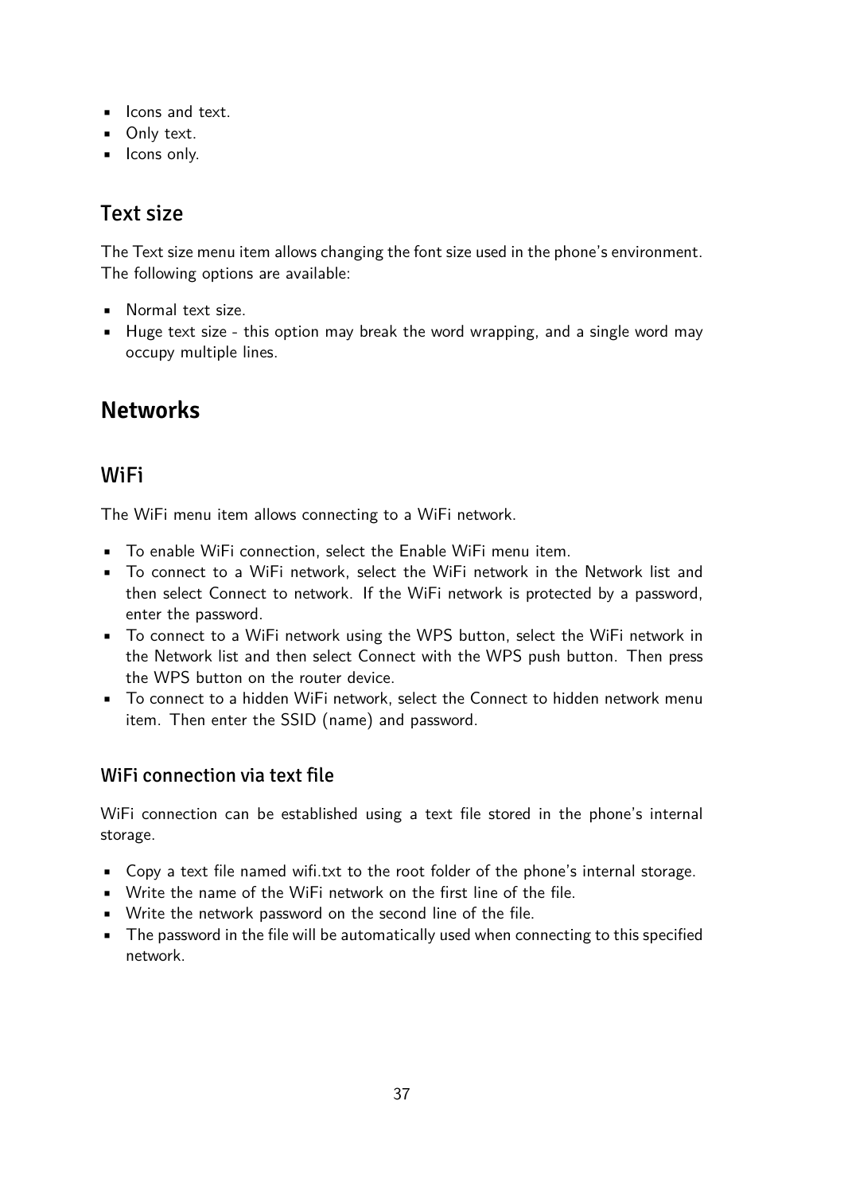- Icons and text.
- Only text.
- Icons only.

### Text size

The Text size menu item allows changing the font size used in the phone's environment. The following options are available:

- Normal text size.
- Huge text size - this option may break the word wrapping, and a single word may occupy multiple lines.

## Networks

### WiFi

The WiFi menu item allows connecting to a WiFi network.

- To enable WiFi connection, select the Enable WiFi menu item.
- To connect to a WiFi network, select the WiFi network in the Network list and then select Connect to network. If the WiFi network is protected by a password, enter the password.
- To connect to a WiFi network using the WPS button, select the WiFi network in the Network list and then select Connect with the WPS push button. Then press the WPS button on the router device.
- To connect to a hidden WiFi network, select the Connect to hidden network menu item. Then enter the SSID (name) and password.

#### WiFi connection via text file

WiFi connection can be established using a text file stored in the phone's internal storage.

- Copy a text file named wifi.txt to the root folder of the phone's internal storage.
- Write the name of the WiFi network on the first line of the file.
- Write the network password on the second line of the file.
- The password in the file will be automatically used when connecting to this specified network.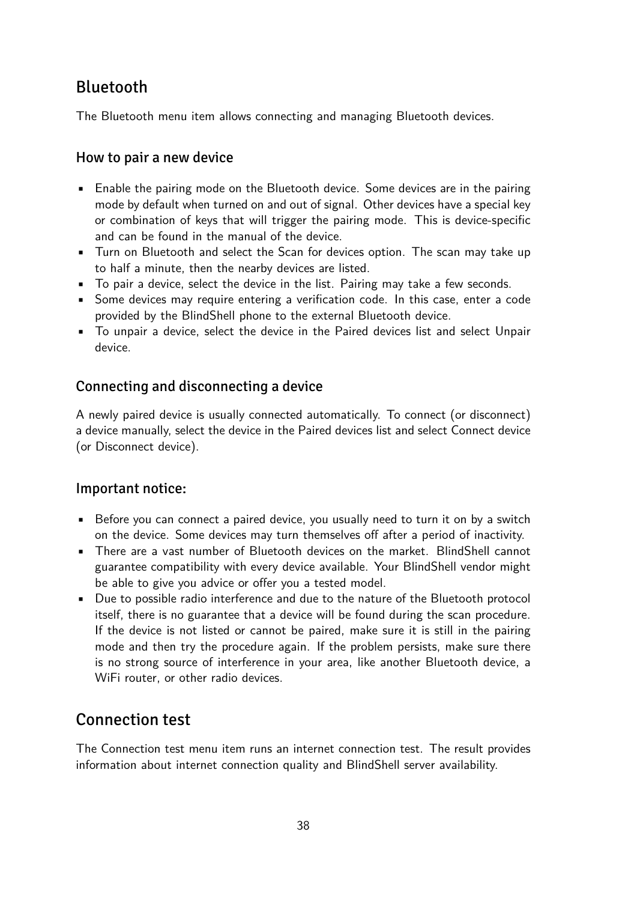## Bluetooth

The Bluetooth menu item allows connecting and managing Bluetooth devices.

### How to pair a new device

- Enable the pairing mode on the Bluetooth device. Some devices are in the pairing mode by default when turned on and out of signal. Other devices have a special key or combination of keys that will trigger the pairing mode. This is device-specific and can be found in the manual of the device.
- Turn on Bluetooth and select the Scan for devices option. The scan may take up to half a minute, then the nearby devices are listed.
- To pair a device, select the device in the list. Pairing may take a few seconds.
- Some devices may require entering a verification code. In this case, enter a code provided by the BlindShell phone to the external Bluetooth device.
- To unpair a device, select the device in the Paired devices list and select Unpair device.

### Connecting and disconnecting a device

A newly paired device is usually connected automatically. To connect (or disconnect) a device manually, select the device in the Paired devices list and select Connect device (or Disconnect device).

### Important notice:

- Before you can connect a paired device, you usually need to turn it on by a switch on the device. Some devices may turn themselves off after a period of inactivity.
- There are a vast number of Bluetooth devices on the market. BlindShell cannot guarantee compatibility with every device available. Your BlindShell vendor might be able to give you advice or offer you a tested model.
- Due to possible radio interference and due to the nature of the Bluetooth protocol itself, there is no guarantee that a device will be found during the scan procedure. If the device is not listed or cannot be paired, make sure it is still in the pairing mode and then try the procedure again. If the problem persists, make sure there is no strong source of interference in your area, like another Bluetooth device, a WiFi router, or other radio devices.

## Connection test

The Connection test menu item runs an internet connection test. The result provides information about internet connection quality and BlindShell server availability.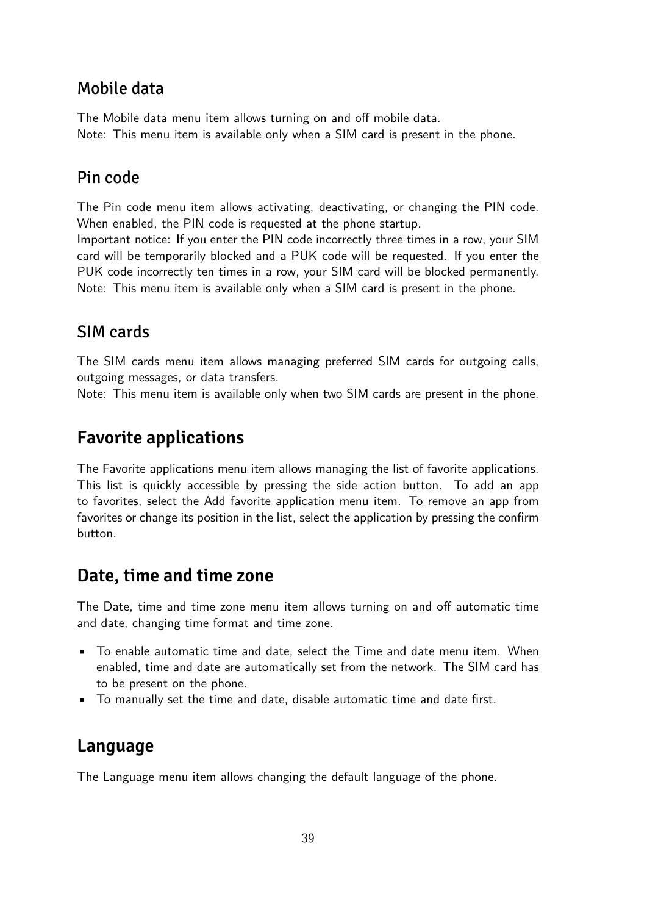### Mobile data

The Mobile data menu item allows turning on and off mobile data.
Note: This menu item is available only when a SIM card is present in the phone.

### Pin code

The Pin code menu item allows activating, deactivating, or changing the PIN code. When enabled, the PIN code is requested at the phone startup.
Important notice: If you enter the PIN code incorrectly three times in a row, your SIM card will be temporarily blocked and a PUK code will be requested. If you enter the PUK code incorrectly ten times in a row, your SIM card will be blocked permanently.
Note: This menu item is available only when a SIM card is present in the phone.

### SIM cards

The SIM cards menu item allows managing preferred SIM cards for outgoing calls, outgoing messages, or data transfers.
Note: This menu item is available only when two SIM cards are present in the phone.

## Favorite applications

The Favorite applications menu item allows managing the list of favorite applications. This list is quickly accessible by pressing the side action button. To add an app to favorites, select the Add favorite application menu item. To remove an app from favorites or change its position in the list, select the application by pressing the confirm button.

## Date, time and time zone

The Date, time and time zone menu item allows turning on and off automatic time and date, changing time format and time zone.

- To enable automatic time and date, select the Time and date menu item. When enabled, time and date are automatically set from the network. The SIM card has to be present on the phone.
- To manually set the time and date, disable automatic time and date first.

## Language

The Language menu item allows changing the default language of the phone.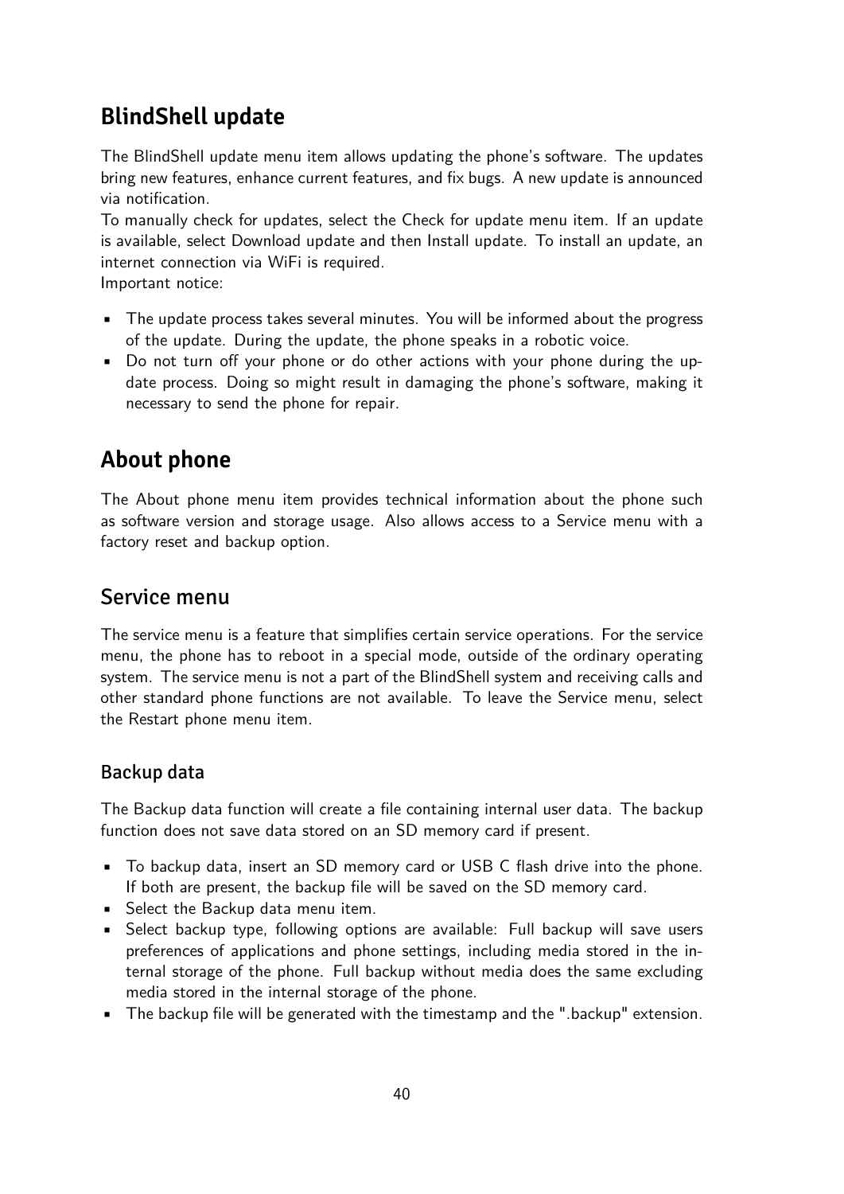## BlindShell update

The BlindShell update menu item allows updating the phone's software. The updates bring new features, enhance current features, and fix bugs. A new update is announced via notification.
To manually check for updates, select the Check for update menu item. If an update is available, select Download update and then Install update. To install an update, an internet connection via WiFi is required.
Important notice:

- The update process takes several minutes. You will be informed about the progress of the update. During the update, the phone speaks in a robotic voice.
- Do not turn off your phone or do other actions with your phone during the update process. Doing so might result in damaging the phone's software, making it necessary to send the phone for repair.

## About phone

The About phone menu item provides technical information about the phone such as software version and storage usage. Also allows access to a Service menu with a factory reset and backup option.

### Service menu

The service menu is a feature that simplifies certain service operations. For the service menu, the phone has to reboot in a special mode, outside of the ordinary operating system. The service menu is not a part of the BlindShell system and receiving calls and other standard phone functions are not available. To leave the Service menu, select the Restart phone menu item.

#### Backup data

The Backup data function will create a file containing internal user data. The backup function does not save data stored on an SD memory card if present.

- To backup data, insert an SD memory card or USB C flash drive into the phone. If both are present, the backup file will be saved on the SD memory card.
- Select the Backup data menu item.
- Select backup type, following options are available: Full backup will save users preferences of applications and phone settings, including media stored in the internal storage of the phone. Full backup without media does the same excluding media stored in the internal storage of the phone.
- The backup file will be generated with the timestamp and the ".backup" extension.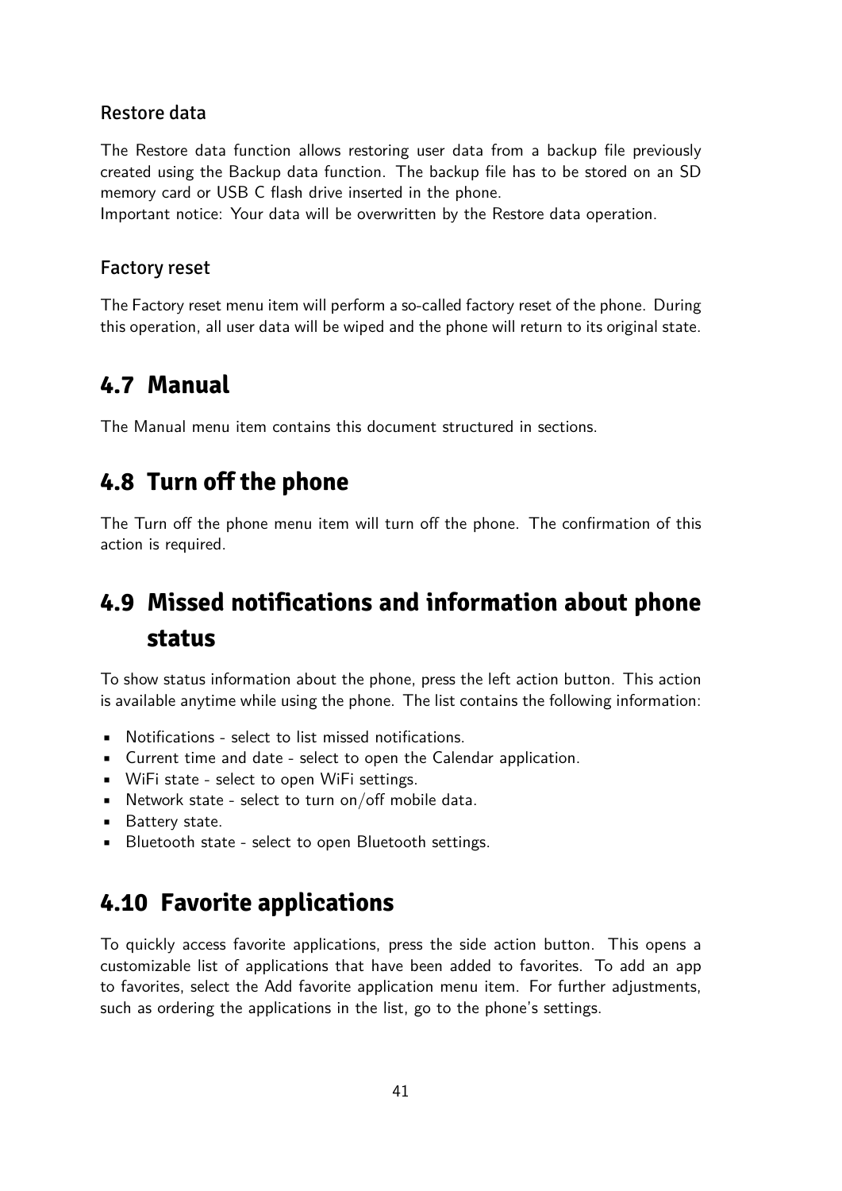### Restore data

The Restore data function allows restoring user data from a backup file previously created using the Backup data function. The backup file has to be stored on an SD memory card or USB C flash drive inserted in the phone.
Important notice: Your data will be overwritten by the Restore data operation.

### Factory reset

The Factory reset menu item will perform a so-called factory reset of the phone. During this operation, all user data will be wiped and the phone will return to its original state.

## 4.7 Manual

The Manual menu item contains this document structured in sections.

## 4.8 Turn off the phone

The Turn off the phone menu item will turn off the phone. The confirmation of this action is required.

## 4.9 Missed notifications and information about phone status

To show status information about the phone, press the left action button. This action is available anytime while using the phone. The list contains the following information:

- Notifications - select to list missed notifications.
- Current time and date - select to open the Calendar application.
- WiFi state - select to open WiFi settings.
- Network state - select to turn on/off mobile data.
- Battery state.
- Bluetooth state - select to open Bluetooth settings.

## 4.10 Favorite applications

To quickly access favorite applications, press the side action button. This opens a customizable list of applications that have been added to favorites. To add an app to favorites, select the Add favorite application menu item. For further adjustments, such as ordering the applications in the list, go to the phone's settings.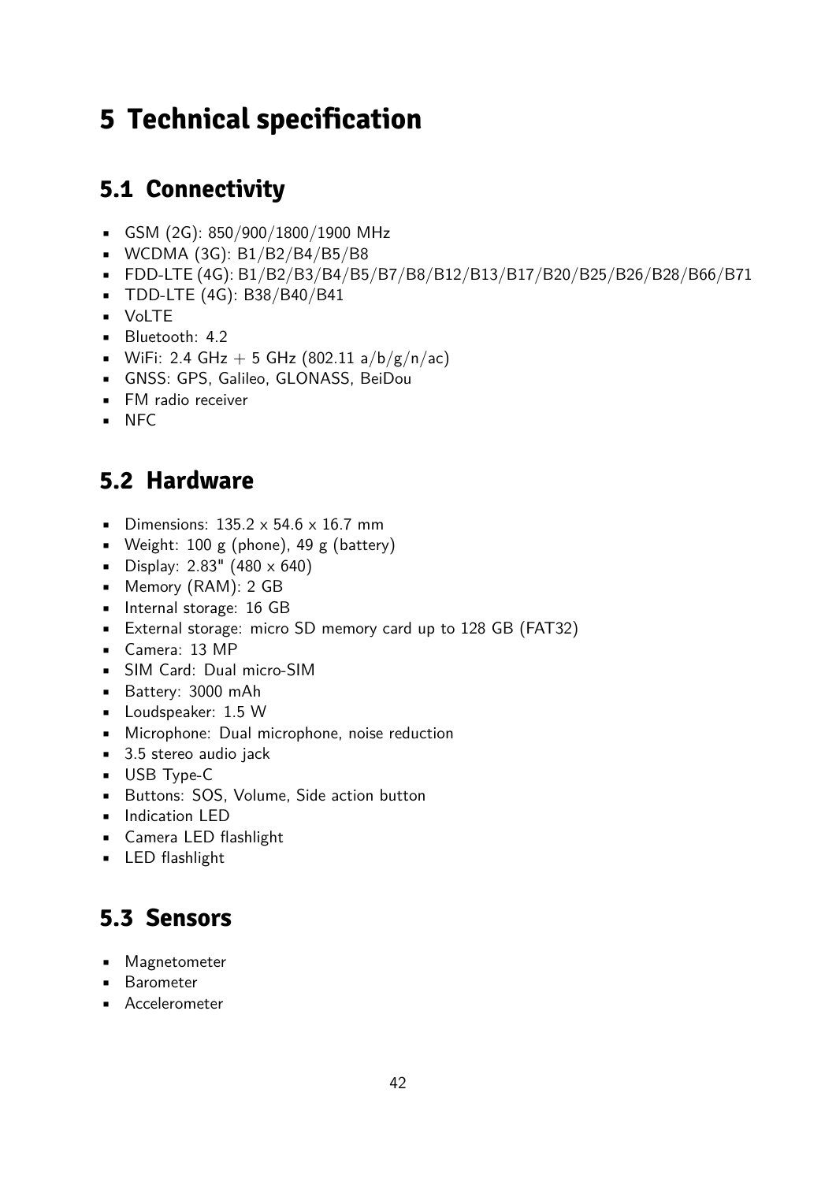# 5 Technical specification

## 5.1 Connectivity

- GSM (2G): 850/900/1800/1900 MHz
- WCDMA (3G): B1/B2/B4/B5/B8
- FDD-LTE (4G): B1/B2/B3/B4/B5/B7/B8/B12/B13/B17/B20/B25/B26/B28/B66/B71
- TDD-LTE (4G): B38/B40/B41
- VoLTE
- Bluetooth: 4.2
- WiFi: 2.4 GHz + 5 GHz (802.11 a/b/g/n/ac)
- GNSS: GPS, Galileo, GLONASS, BeiDou
- FM radio receiver
- NFC

## 5.2 Hardware

- Dimensions: 135.2 x 54.6 x 16.7 mm
- Weight: 100 g (phone), 49 g (battery)
- Display: 2.83" (480 x 640)
- Memory (RAM): 2 GB
- Internal storage: 16 GB
- External storage: micro SD memory card up to 128 GB (FAT32)
- Camera: 13 MP
- SIM Card: Dual micro-SIM
- Battery: 3000 mAh
- Loudspeaker: 1.5 W
- Microphone: Dual microphone, noise reduction
- 3.5 stereo audio jack
- USB Type-C
- Buttons: SOS, Volume, Side action button
- Indication LED
- Camera LED flashlight
- LED flashlight

## 5.3 Sensors

- Magnetometer
- Barometer
- Accelerometer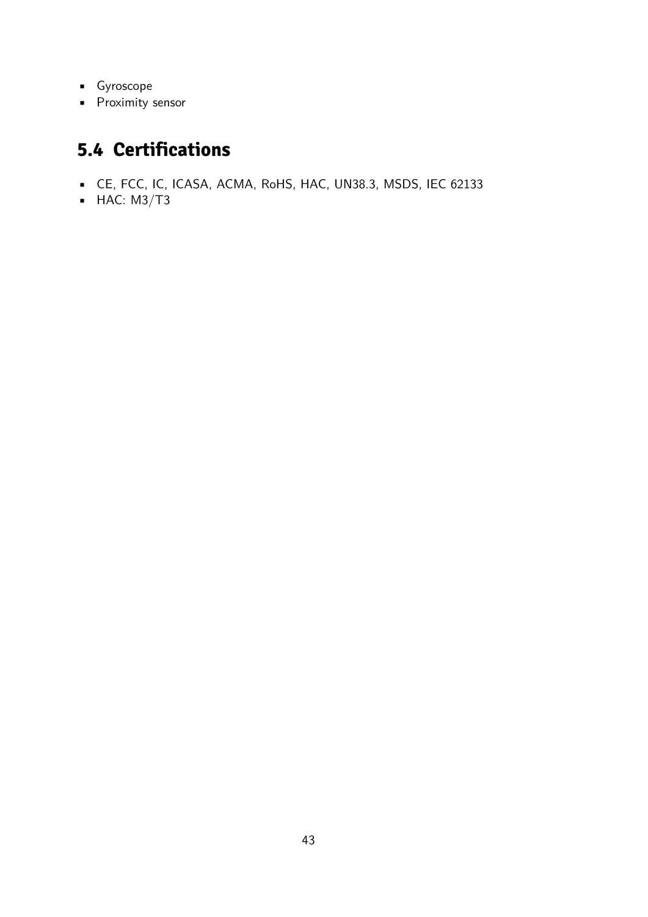- Gyroscope
- Proximity sensor

## 5.4 Certifications

- CE, FCC, IC, ICASA, ACMA, RoHS, HAC, UN38.3, MSDS, IEC 62133
- HAC: M3/T3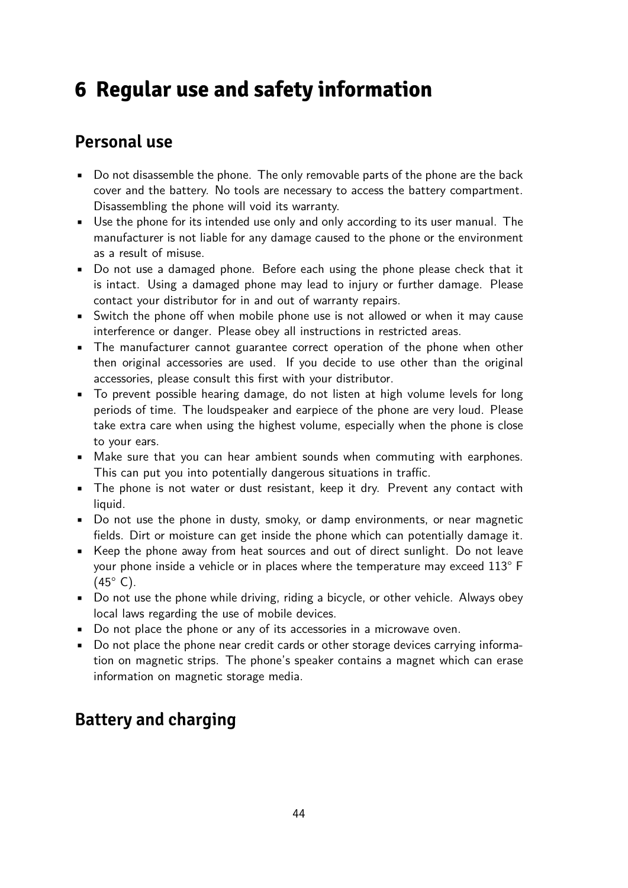# 6 Regular use and safety information

## Personal use

- Do not disassemble the phone. The only removable parts of the phone are the back cover and the battery. No tools are necessary to access the battery compartment. Disassembling the phone will void its warranty.
- Use the phone for its intended use only and only according to its user manual. The manufacturer is not liable for any damage caused to the phone or the environment as a result of misuse.
- Do not use a damaged phone. Before each using the phone please check that it is intact. Using a damaged phone may lead to injury or further damage. Please contact your distributor for in and out of warranty repairs.
- Switch the phone off when mobile phone use is not allowed or when it may cause interference or danger. Please obey all instructions in restricted areas.
- The manufacturer cannot guarantee correct operation of the phone when other then original accessories are used. If you decide to use other than the original accessories, please consult this first with your distributor.
- To prevent possible hearing damage, do not listen at high volume levels for long periods of time. The loudspeaker and earpiece of the phone are very loud. Please take extra care when using the highest volume, especially when the phone is close to your ears.
- Make sure that you can hear ambient sounds when commuting with earphones. This can put you into potentially dangerous situations in traffic.
- The phone is not water or dust resistant, keep it dry. Prevent any contact with liquid.
- Do not use the phone in dusty, smoky, or damp environments, or near magnetic fields. Dirt or moisture can get inside the phone which can potentially damage it.
- Keep the phone away from heat sources and out of direct sunlight. Do not leave your phone inside a vehicle or in places where the temperature may exceed 113° F (45° C).
- Do not use the phone while driving, riding a bicycle, or other vehicle. Always obey local laws regarding the use of mobile devices.
- Do not place the phone or any of its accessories in a microwave oven.
- Do not place the phone near credit cards or other storage devices carrying information on magnetic strips. The phone's speaker contains a magnet which can erase information on magnetic storage media.

## Battery and charging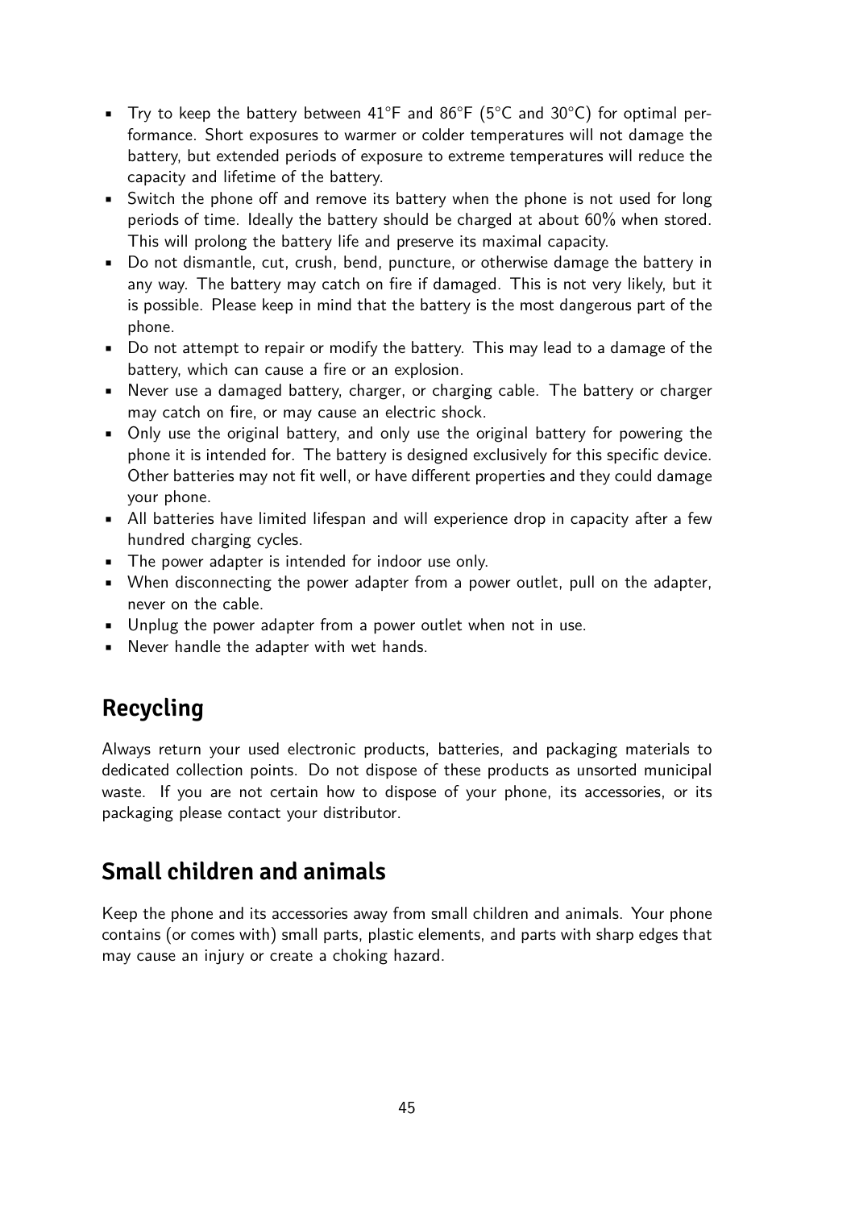- Try to keep the battery between 41°F and 86°F (5°C and 30°C) for optimal performance. Short exposures to warmer or colder temperatures will not damage the battery, but extended periods of exposure to extreme temperatures will reduce the capacity and lifetime of the battery.
- Switch the phone off and remove its battery when the phone is not used for long periods of time. Ideally the battery should be charged at about 60% when stored. This will prolong the battery life and preserve its maximal capacity.
- Do not dismantle, cut, crush, bend, puncture, or otherwise damage the battery in any way. The battery may catch on fire if damaged. This is not very likely, but it is possible. Please keep in mind that the battery is the most dangerous part of the phone.
- Do not attempt to repair or modify the battery. This may lead to a damage of the battery, which can cause a fire or an explosion.
- Never use a damaged battery, charger, or charging cable. The battery or charger may catch on fire, or may cause an electric shock.
- Only use the original battery, and only use the original battery for powering the phone it is intended for. The battery is designed exclusively for this specific device. Other batteries may not fit well, or have different properties and they could damage your phone.
- All batteries have limited lifespan and will experience drop in capacity after a few hundred charging cycles.
- The power adapter is intended for indoor use only.
- When disconnecting the power adapter from a power outlet, pull on the adapter, never on the cable.
- Unplug the power adapter from a power outlet when not in use.
- Never handle the adapter with wet hands.

## Recycling

Always return your used electronic products, batteries, and packaging materials to dedicated collection points. Do not dispose of these products as unsorted municipal waste. If you are not certain how to dispose of your phone, its accessories, or its packaging please contact your distributor.

## Small children and animals

Keep the phone and its accessories away from small children and animals. Your phone contains (or comes with) small parts, plastic elements, and parts with sharp edges that may cause an injury or create a choking hazard.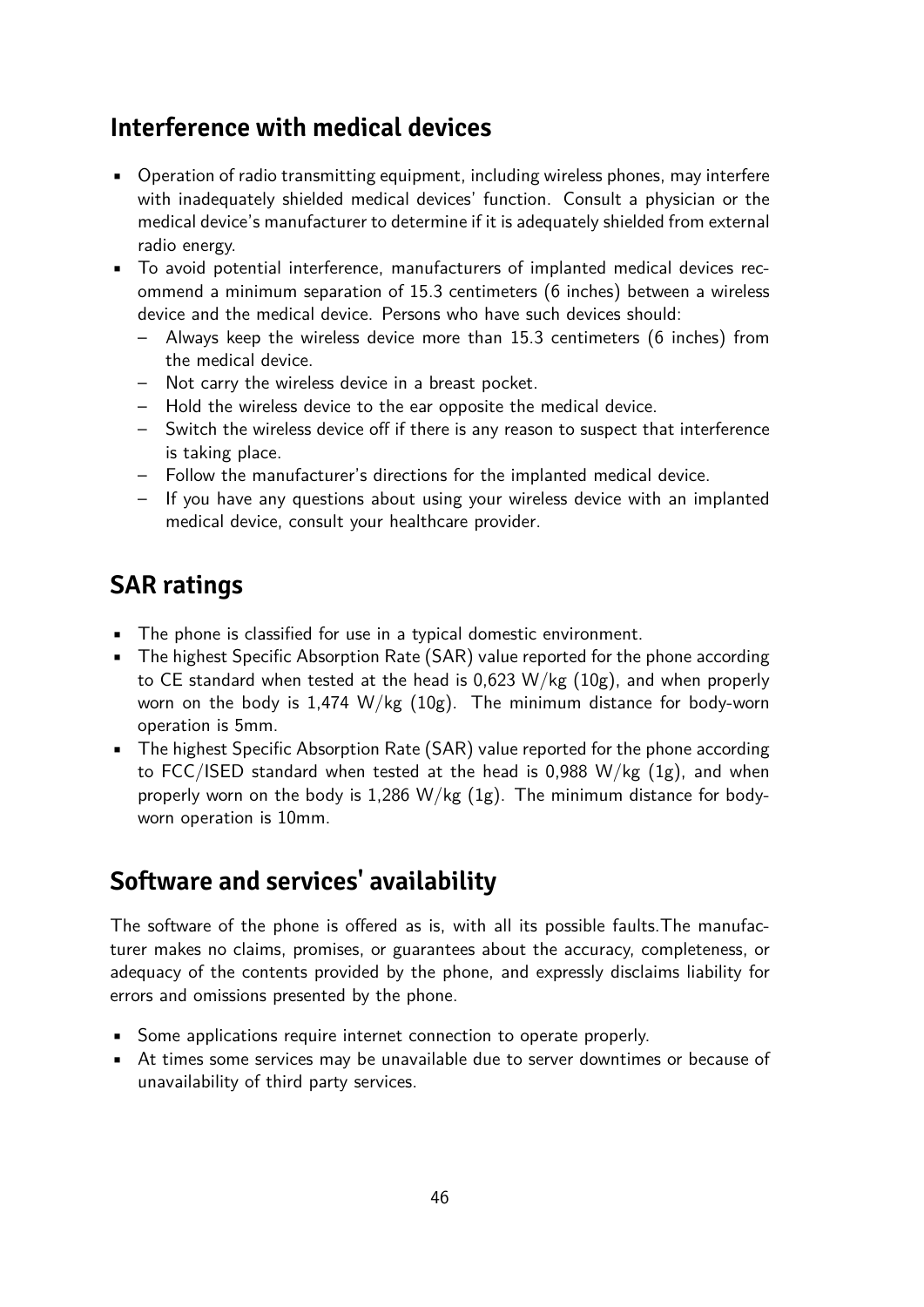## Interference with medical devices

- Operation of radio transmitting equipment, including wireless phones, may interfere with inadequately shielded medical devices' function. Consult a physician or the medical device's manufacturer to determine if it is adequately shielded from external radio energy.
- To avoid potential interference, manufacturers of implanted medical devices recommend a minimum separation of 15.3 centimeters (6 inches) between a wireless device and the medical device. Persons who have such devices should:
  - Always keep the wireless device more than 15.3 centimeters (6 inches) from the medical device.
  - Not carry the wireless device in a breast pocket.
  - Hold the wireless device to the ear opposite the medical device.
  - Switch the wireless device off if there is any reason to suspect that interference is taking place.
  - Follow the manufacturer's directions for the implanted medical device.
  - If you have any questions about using your wireless device with an implanted medical device, consult your healthcare provider.

## SAR ratings

- The phone is classified for use in a typical domestic environment.
- The highest Specific Absorption Rate (SAR) value reported for the phone according to CE standard when tested at the head is 0,623 W/kg (10g), and when properly worn on the body is 1,474 W/kg (10g). The minimum distance for body-worn operation is 5mm.
- The highest Specific Absorption Rate (SAR) value reported for the phone according to FCC/ISED standard when tested at the head is 0,988 W/kg (1g), and when properly worn on the body is 1,286 W/kg (1g). The minimum distance for body-worn operation is 10mm.

## Software and services' availability

The software of the phone is offered as is, with all its possible faults.The manufacturer makes no claims, promises, or guarantees about the accuracy, completeness, or adequacy of the contents provided by the phone, and expressly disclaims liability for errors and omissions presented by the phone.

- Some applications require internet connection to operate properly.
- At times some services may be unavailable due to server downtimes or because of unavailability of third party services.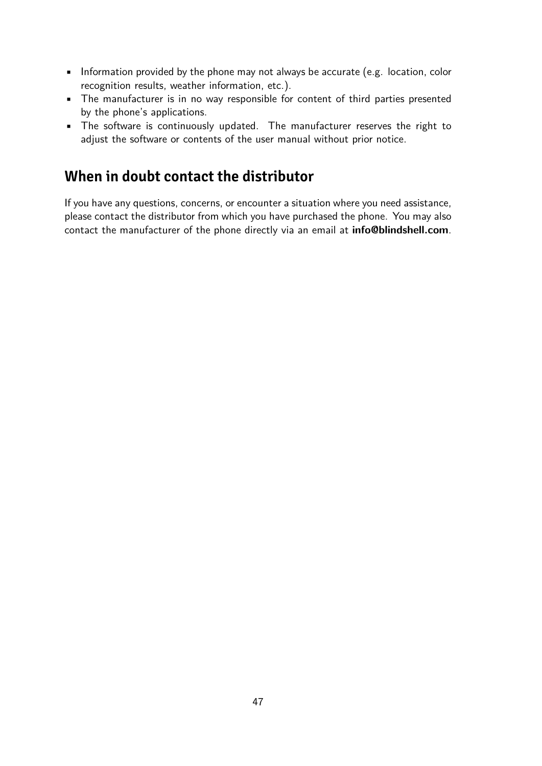- Information provided by the phone may not always be accurate (e.g. location, color recognition results, weather information, etc.).
- The manufacturer is in no way responsible for content of third parties presented by the phone's applications.
- The software is continuously updated. The manufacturer reserves the right to adjust the software or contents of the user manual without prior notice.

## When in doubt contact the distributor

If you have any questions, concerns, or encounter a situation where you need assistance, please contact the distributor from which you have purchased the phone. You may also contact the manufacturer of the phone directly via an email at **info@blindshell.com**.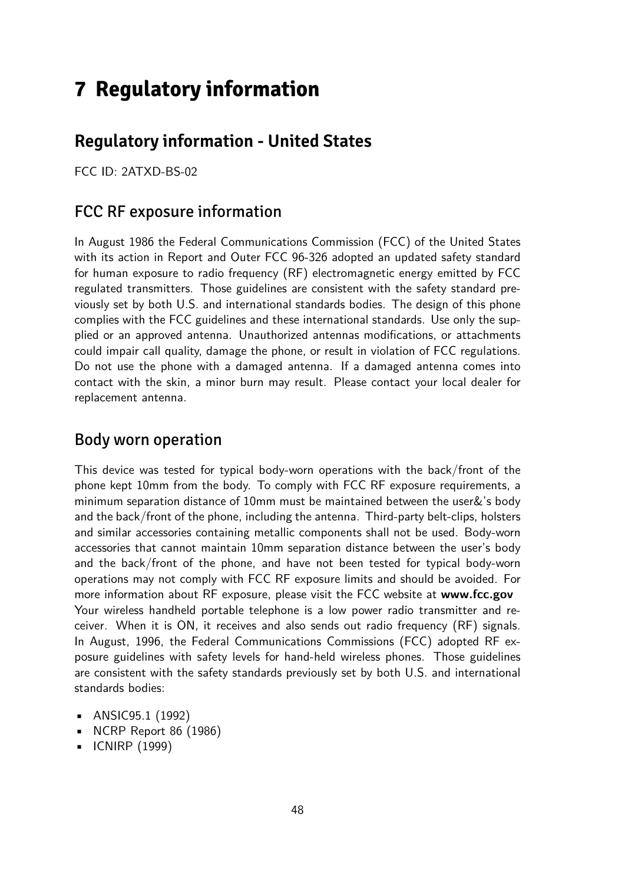# 7 Regulatory information

## Regulatory information - United States

FCC ID: 2ATXD-BS-02

### FCC RF exposure information

In August 1986 the Federal Communications Commission (FCC) of the United States with its action in Report and Outer FCC 96-326 adopted an updated safety standard for human exposure to radio frequency (RF) electromagnetic energy emitted by FCC regulated transmitters. Those guidelines are consistent with the safety standard previously set by both U.S. and international standards bodies. The design of this phone complies with the FCC guidelines and these international standards. Use only the supplied or an approved antenna. Unauthorized antennas modifications, or attachments could impair call quality, damage the phone, or result in violation of FCC regulations. Do not use the phone with a damaged antenna. If a damaged antenna comes into contact with the skin, a minor burn may result. Please contact your local dealer for replacement antenna.

### Body worn operation

This device was tested for typical body-worn operations with the back/front of the phone kept 10mm from the body. To comply with FCC RF exposure requirements, a minimum separation distance of 10mm must be maintained between the user&'s body and the back/front of the phone, including the antenna. Third-party belt-clips, holsters and similar accessories containing metallic components shall not be used. Body-worn accessories that cannot maintain 10mm separation distance between the user's body and the back/front of the phone, and have not been tested for typical body-worn operations may not comply with FCC RF exposure limits and should be avoided. For more information about RF exposure, please visit the FCC website at **www.fcc.gov**
Your wireless handheld portable telephone is a low power radio transmitter and receiver. When it is ON, it receives and also sends out radio frequency (RF) signals. In August, 1996, the Federal Communications Commissions (FCC) adopted RF exposure guidelines with safety levels for hand-held wireless phones. Those guidelines are consistent with the safety standards previously set by both U.S. and international standards bodies:

- ANSIC95.1 (1992)
- NCRP Report 86 (1986)
- ICNIRP (1999)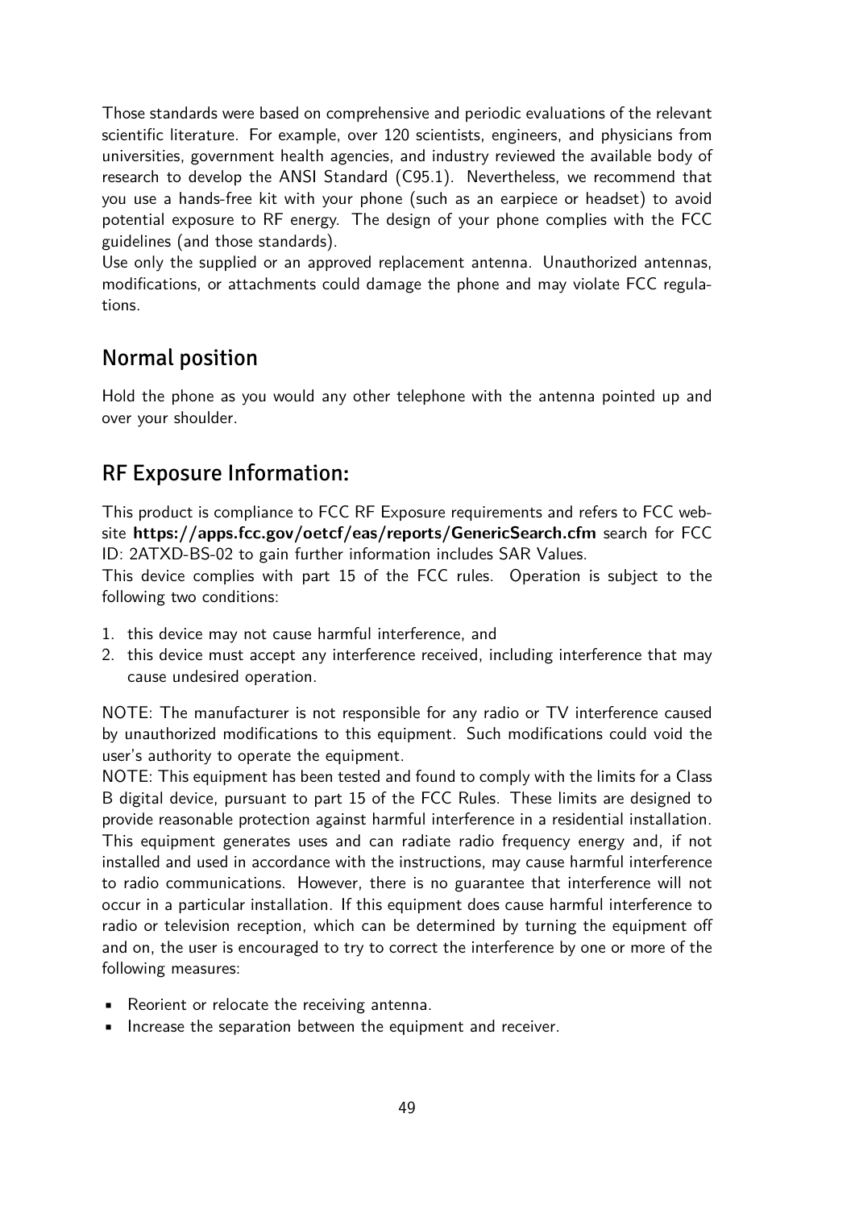Those standards were based on comprehensive and periodic evaluations of the relevant scientific literature. For example, over 120 scientists, engineers, and physicians from universities, government health agencies, and industry reviewed the available body of research to develop the ANSI Standard (C95.1). Nevertheless, we recommend that you use a hands-free kit with your phone (such as an earpiece or headset) to avoid potential exposure to RF energy. The design of your phone complies with the FCC guidelines (and those standards).
Use only the supplied or an approved replacement antenna. Unauthorized antennas, modifications, or attachments could damage the phone and may violate FCC regulations.

## Normal position

Hold the phone as you would any other telephone with the antenna pointed up and over your shoulder.

## RF Exposure Information:

This product is compliance to FCC RF Exposure requirements and refers to FCC website **https://apps.fcc.gov/oetcf/eas/reports/GenericSearch.cfm** search for FCC ID: 2ATXD-BS-02 to gain further information includes SAR Values.
This device complies with part 15 of the FCC rules. Operation is subject to the following two conditions:

1. this device may not cause harmful interference, and
2. this device must accept any interference received, including interference that may cause undesired operation.

NOTE: The manufacturer is not responsible for any radio or TV interference caused by unauthorized modifications to this equipment. Such modifications could void the user's authority to operate the equipment.
NOTE: This equipment has been tested and found to comply with the limits for a Class B digital device, pursuant to part 15 of the FCC Rules. These limits are designed to provide reasonable protection against harmful interference in a residential installation. This equipment generates uses and can radiate radio frequency energy and, if not installed and used in accordance with the instructions, may cause harmful interference to radio communications. However, there is no guarantee that interference will not occur in a particular installation. If this equipment does cause harmful interference to radio or television reception, which can be determined by turning the equipment off and on, the user is encouraged to try to correct the interference by one or more of the following measures:

- Reorient or relocate the receiving antenna.
- Increase the separation between the equipment and receiver.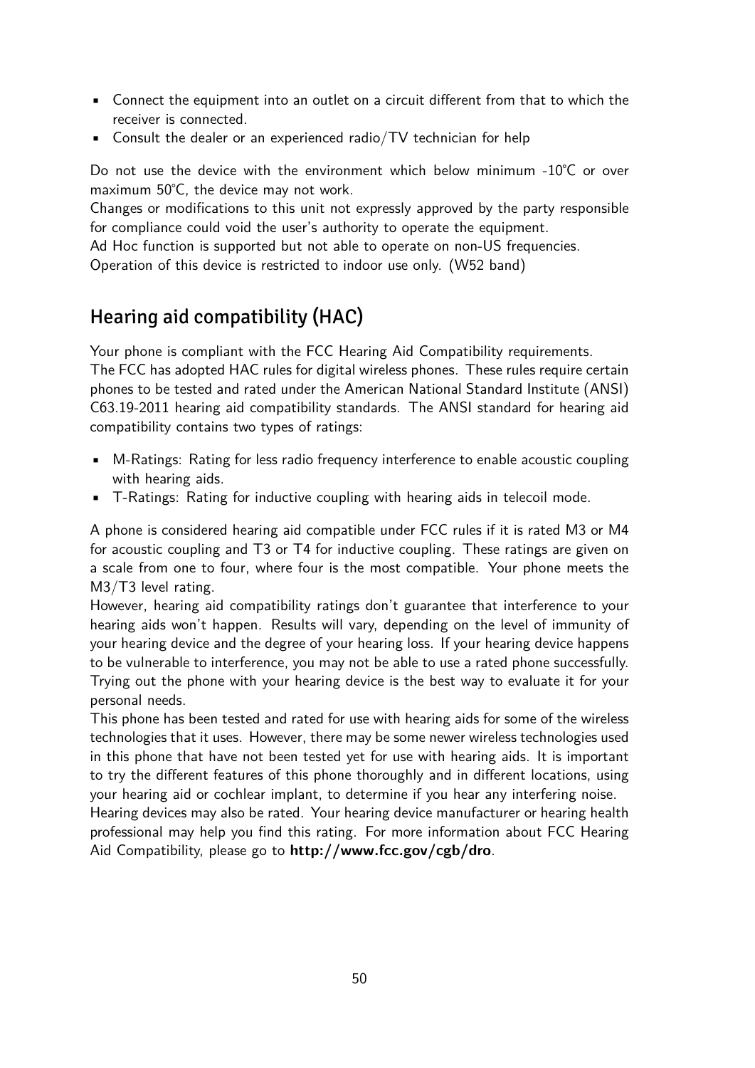- Connect the equipment into an outlet on a circuit different from that to which the receiver is connected.
- Consult the dealer or an experienced radio/TV technician for help

Do not use the device with the environment which below minimum -10°C or over maximum 50°C, the device may not work.
Changes or modifications to this unit not expressly approved by the party responsible for compliance could void the user's authority to operate the equipment.
Ad Hoc function is supported but not able to operate on non-US frequencies.
Operation of this device is restricted to indoor use only. (W52 band)

## Hearing aid compatibility (HAC)

Your phone is compliant with the FCC Hearing Aid Compatibility requirements.
The FCC has adopted HAC rules for digital wireless phones. These rules require certain phones to be tested and rated under the American National Standard Institute (ANSI) C63.19-2011 hearing aid compatibility standards. The ANSI standard for hearing aid compatibility contains two types of ratings:

- M-Ratings: Rating for less radio frequency interference to enable acoustic coupling with hearing aids.
- T-Ratings: Rating for inductive coupling with hearing aids in telecoil mode.

A phone is considered hearing aid compatible under FCC rules if it is rated M3 or M4 for acoustic coupling and T3 or T4 for inductive coupling. These ratings are given on a scale from one to four, where four is the most compatible. Your phone meets the M3/T3 level rating.
However, hearing aid compatibility ratings don't guarantee that interference to your hearing aids won't happen. Results will vary, depending on the level of immunity of your hearing device and the degree of your hearing loss. If your hearing device happens to be vulnerable to interference, you may not be able to use a rated phone successfully. Trying out the phone with your hearing device is the best way to evaluate it for your personal needs.
This phone has been tested and rated for use with hearing aids for some of the wireless technologies that it uses. However, there may be some newer wireless technologies used in this phone that have not been tested yet for use with hearing aids. It is important to try the different features of this phone thoroughly and in different locations, using your hearing aid or cochlear implant, to determine if you hear any interfering noise.
Hearing devices may also be rated. Your hearing device manufacturer or hearing health professional may help you find this rating. For more information about FCC Hearing Aid Compatibility, please go to **http://www.fcc.gov/cgb/dro**.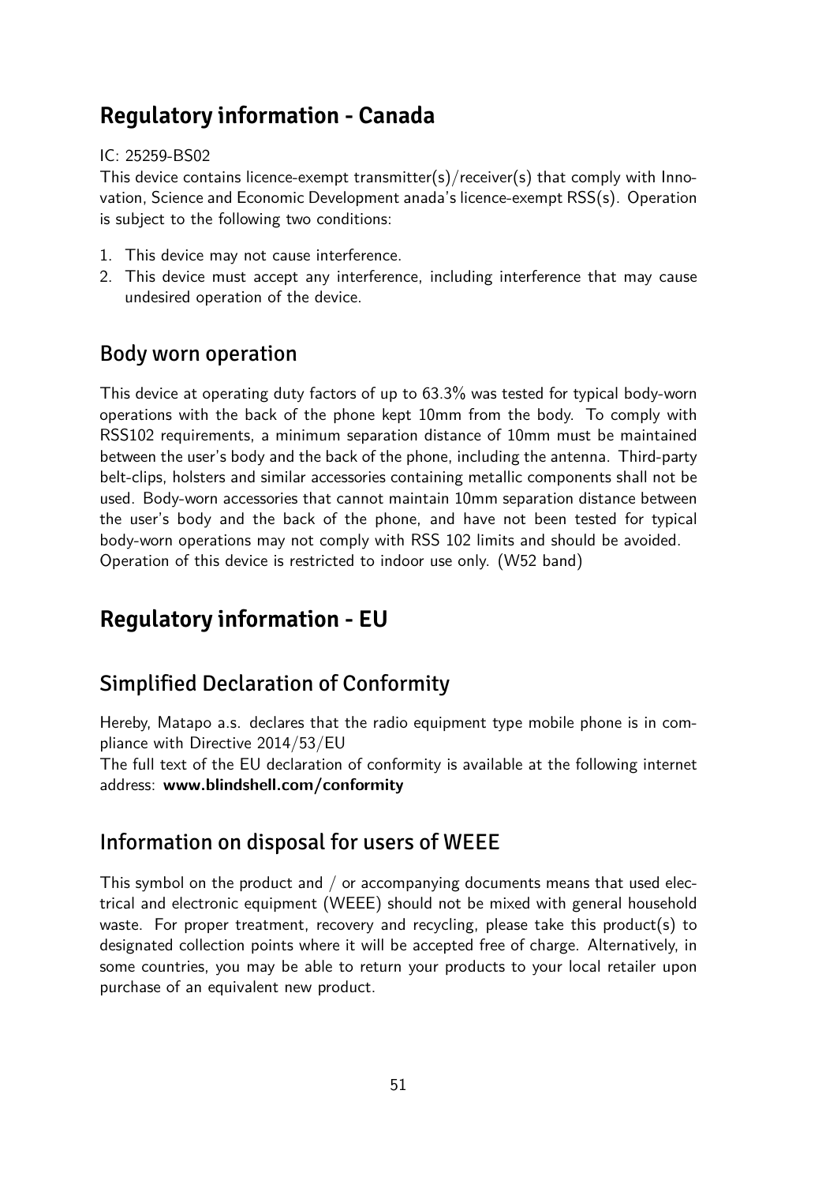## Regulatory information - Canada

IC: 25259-BS02

This device contains licence-exempt transmitter(s)/receiver(s) that comply with Innovation, Science and Economic Development anada's licence-exempt RSS(s). Operation is subject to the following two conditions:

1. This device may not cause interference.
2. This device must accept any interference, including interference that may cause undesired operation of the device.

### Body worn operation

This device at operating duty factors of up to 63.3% was tested for typical body-worn operations with the back of the phone kept 10mm from the body. To comply with RSS102 requirements, a minimum separation distance of 10mm must be maintained between the user's body and the back of the phone, including the antenna. Third-party belt-clips, holsters and similar accessories containing metallic components shall not be used. Body-worn accessories that cannot maintain 10mm separation distance between the user's body and the back of the phone, and have not been tested for typical body-worn operations may not comply with RSS 102 limits and should be avoided.
Operation of this device is restricted to indoor use only. (W52 band)

## Regulatory information - EU

### Simplified Declaration of Conformity

Hereby, Matapo a.s. declares that the radio equipment type mobile phone is in compliance with Directive 2014/53/EU
The full text of the EU declaration of conformity is available at the following internet address: **www.blindshell.com/conformity**

### Information on disposal for users of WEEE

This symbol on the product and / or accompanying documents means that used electrical and electronic equipment (WEEE) should not be mixed with general household waste. For proper treatment, recovery and recycling, please take this product(s) to designated collection points where it will be accepted free of charge. Alternatively, in some countries, you may be able to return your products to your local retailer upon purchase of an equivalent new product.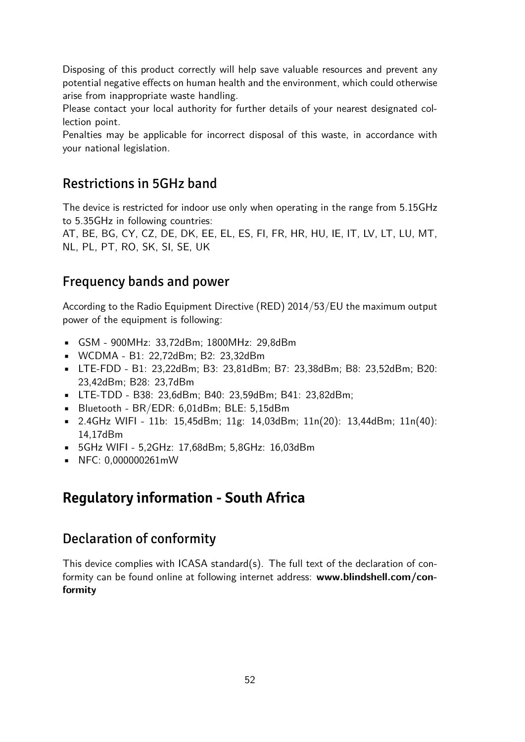Disposing of this product correctly will help save valuable resources and prevent any potential negative effects on human health and the environment, which could otherwise arise from inappropriate waste handling.
Please contact your local authority for further details of your nearest designated collection point.
Penalties may be applicable for incorrect disposal of this waste, in accordance with your national legislation.

### Restrictions in 5GHz band

The device is restricted for indoor use only when operating in the range from 5.15GHz to 5.35GHz in following countries:
AT, BE, BG, CY, CZ, DE, DK, EE, EL, ES, FI, FR, HR, HU, IE, IT, LV, LT, LU, MT, NL, PL, PT, RO, SK, SI, SE, UK

### Frequency bands and power

According to the Radio Equipment Directive (RED) 2014/53/EU the maximum output power of the equipment is following:

- GSM - 900MHz: 33,72dBm; 1800MHz: 29,8dBm
- WCDMA - B1: 22,72dBm; B2: 23,32dBm
- LTE-FDD - B1: 23,22dBm; B3: 23,81dBm; B7: 23,38dBm; B8: 23,52dBm; B20: 23,42dBm; B28: 23,7dBm
- LTE-TDD - B38: 23,6dBm; B40: 23,59dBm; B41: 23,82dBm;
- Bluetooth - BR/EDR: 6,01dBm; BLE: 5,15dBm
- 2.4GHz WIFI - 11b: 15,45dBm; 11g: 14,03dBm; 11n(20): 13,44dBm; 11n(40): 14,17dBm
- 5GHz WIFI - 5,2GHz: 17,68dBm; 5,8GHz: 16,03dBm
- NFC: 0,000000261mW

## Regulatory information - South Africa

### Declaration of conformity

This device complies with ICASA standard(s). The full text of the declaration of conformity can be found online at following internet address: **www.blindshell.com/conformity**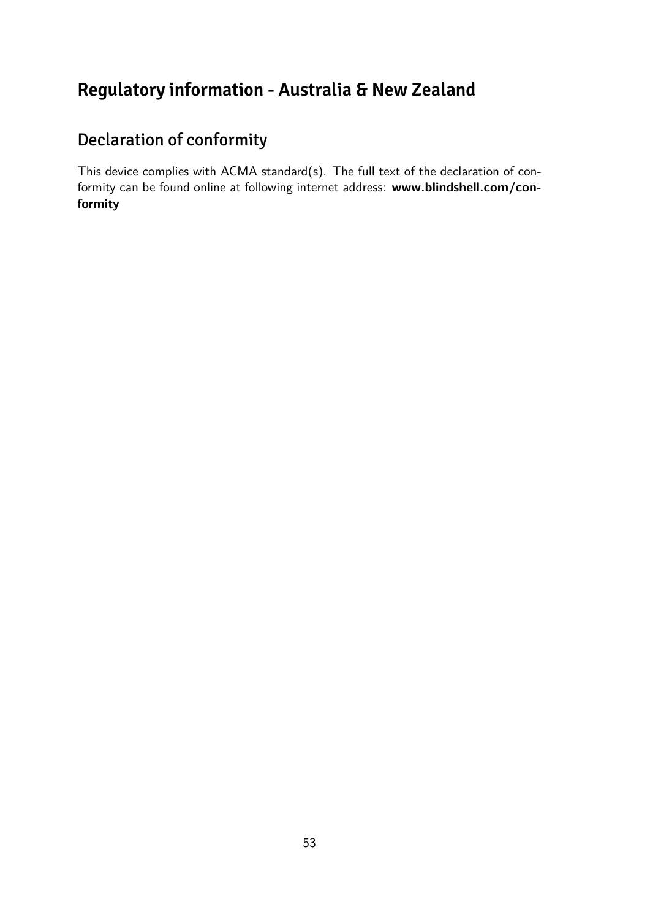# Regulatory information - Australia & New Zealand

## Declaration of conformity

This device complies with ACMA standard(s). The full text of the declaration of conformity can be found online at following internet address: **www.blindshell.com/conformity**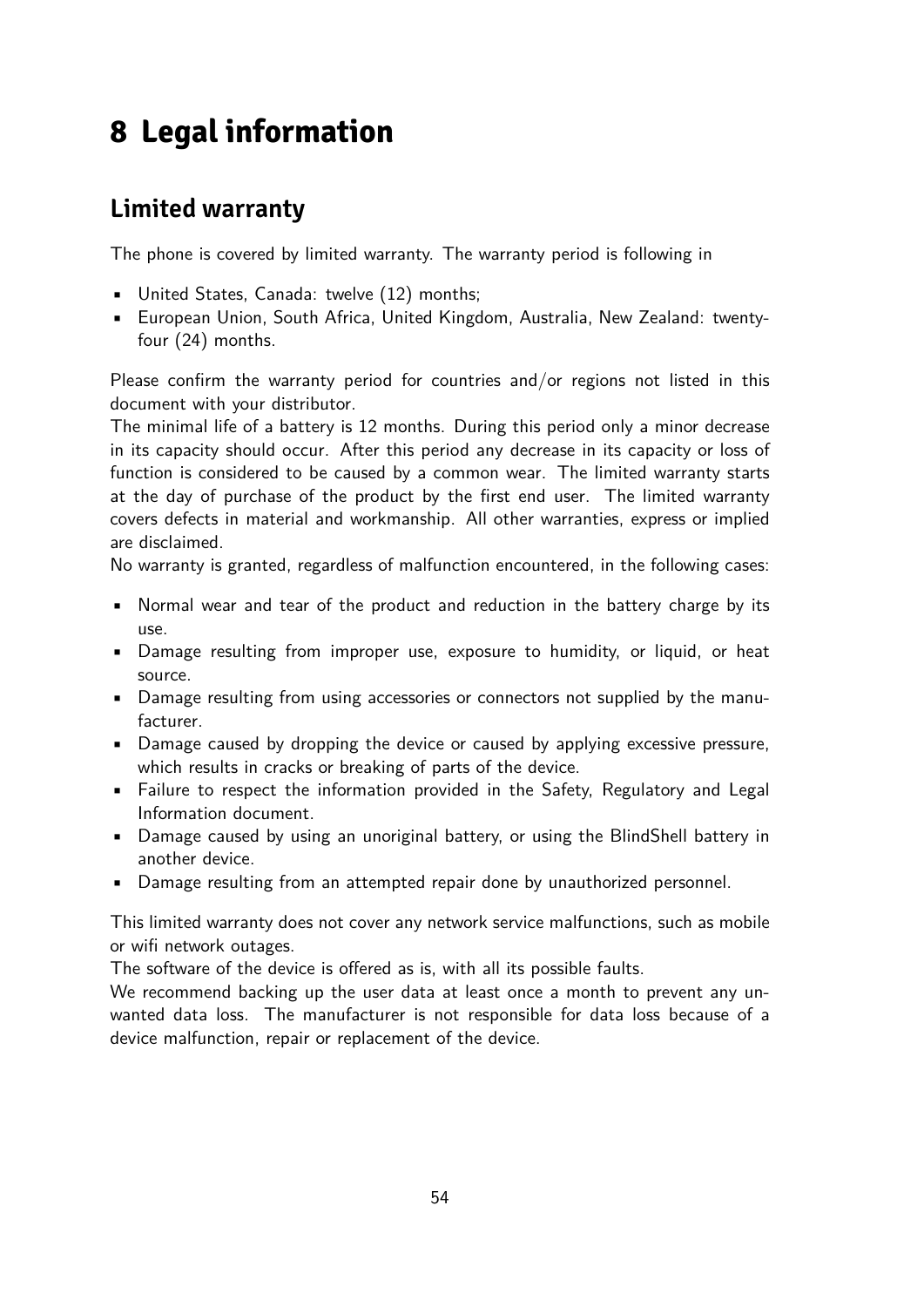# 8 Legal information

## Limited warranty

The phone is covered by limited warranty. The warranty period is following in

- United States, Canada: twelve (12) months;
- European Union, South Africa, United Kingdom, Australia, New Zealand: twenty-four (24) months.

Please confirm the warranty period for countries and/or regions not listed in this document with your distributor.

The minimal life of a battery is 12 months. During this period only a minor decrease in its capacity should occur. After this period any decrease in its capacity or loss of function is considered to be caused by a common wear. The limited warranty starts at the day of purchase of the product by the first end user. The limited warranty covers defects in material and workmanship. All other warranties, express or implied are disclaimed.

No warranty is granted, regardless of malfunction encountered, in the following cases:

- Normal wear and tear of the product and reduction in the battery charge by its use.
- Damage resulting from improper use, exposure to humidity, or liquid, or heat source.
- Damage resulting from using accessories or connectors not supplied by the manufacturer.
- Damage caused by dropping the device or caused by applying excessive pressure, which results in cracks or breaking of parts of the device.
- Failure to respect the information provided in the Safety, Regulatory and Legal Information document.
- Damage caused by using an unoriginal battery, or using the BlindShell battery in another device.
- Damage resulting from an attempted repair done by unauthorized personnel.

This limited warranty does not cover any network service malfunctions, such as mobile or wifi network outages.

The software of the device is offered as is, with all its possible faults.

We recommend backing up the user data at least once a month to prevent any unwanted data loss. The manufacturer is not responsible for data loss because of a device malfunction, repair or replacement of the device.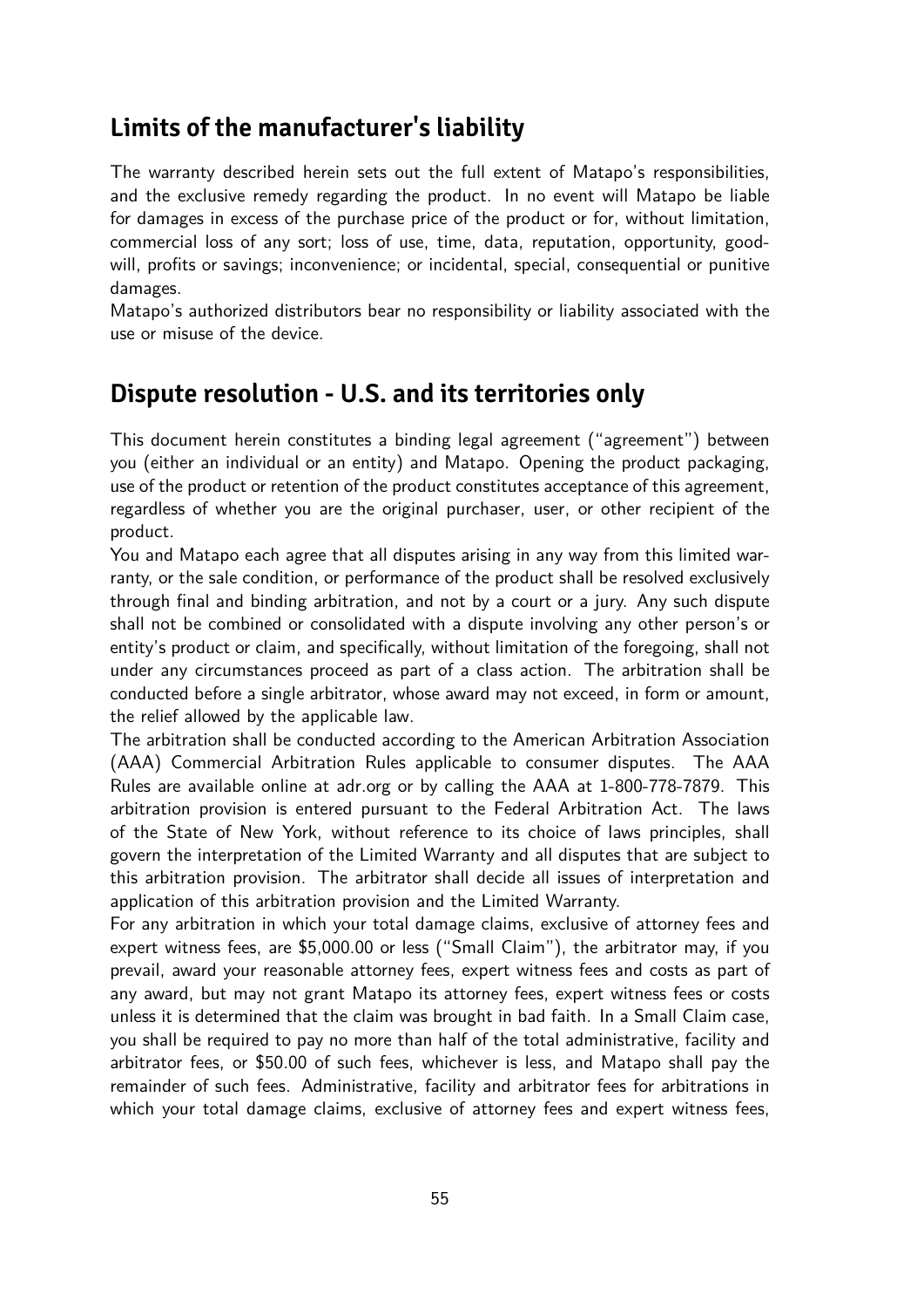## Limits of the manufacturer's liability

The warranty described herein sets out the full extent of Matapo's responsibilities, and the exclusive remedy regarding the product. In no event will Matapo be liable for damages in excess of the purchase price of the product or for, without limitation, commercial loss of any sort; loss of use, time, data, reputation, opportunity, goodwill, profits or savings; inconvenience; or incidental, special, consequential or punitive damages.

Matapo's authorized distributors bear no responsibility or liability associated with the use or misuse of the device.

## Dispute resolution - U.S. and its territories only

This document herein constitutes a binding legal agreement ("agreement") between you (either an individual or an entity) and Matapo. Opening the product packaging, use of the product or retention of the product constitutes acceptance of this agreement, regardless of whether you are the original purchaser, user, or other recipient of the product.

You and Matapo each agree that all disputes arising in any way from this limited warranty, or the sale condition, or performance of the product shall be resolved exclusively through final and binding arbitration, and not by a court or a jury. Any such dispute shall not be combined or consolidated with a dispute involving any other person's or entity's product or claim, and specifically, without limitation of the foregoing, shall not under any circumstances proceed as part of a class action. The arbitration shall be conducted before a single arbitrator, whose award may not exceed, in form or amount, the relief allowed by the applicable law.

The arbitration shall be conducted according to the American Arbitration Association (AAA) Commercial Arbitration Rules applicable to consumer disputes. The AAA Rules are available online at adr.org or by calling the AAA at 1-800-778-7879. This arbitration provision is entered pursuant to the Federal Arbitration Act. The laws of the State of New York, without reference to its choice of laws principles, shall govern the interpretation of the Limited Warranty and all disputes that are subject to this arbitration provision. The arbitrator shall decide all issues of interpretation and application of this arbitration provision and the Limited Warranty.

For any arbitration in which your total damage claims, exclusive of attorney fees and expert witness fees, are $5,000.00 or less ("Small Claim"), the arbitrator may, if you prevail, award your reasonable attorney fees, expert witness fees and costs as part of any award, but may not grant Matapo its attorney fees, expert witness fees or costs unless it is determined that the claim was brought in bad faith. In a Small Claim case, you shall be required to pay no more than half of the total administrative, facility and arbitrator fees, or $50.00 of such fees, whichever is less, and Matapo shall pay the remainder of such fees. Administrative, facility and arbitrator fees for arbitrations in which your total damage claims, exclusive of attorney fees and expert witness fees,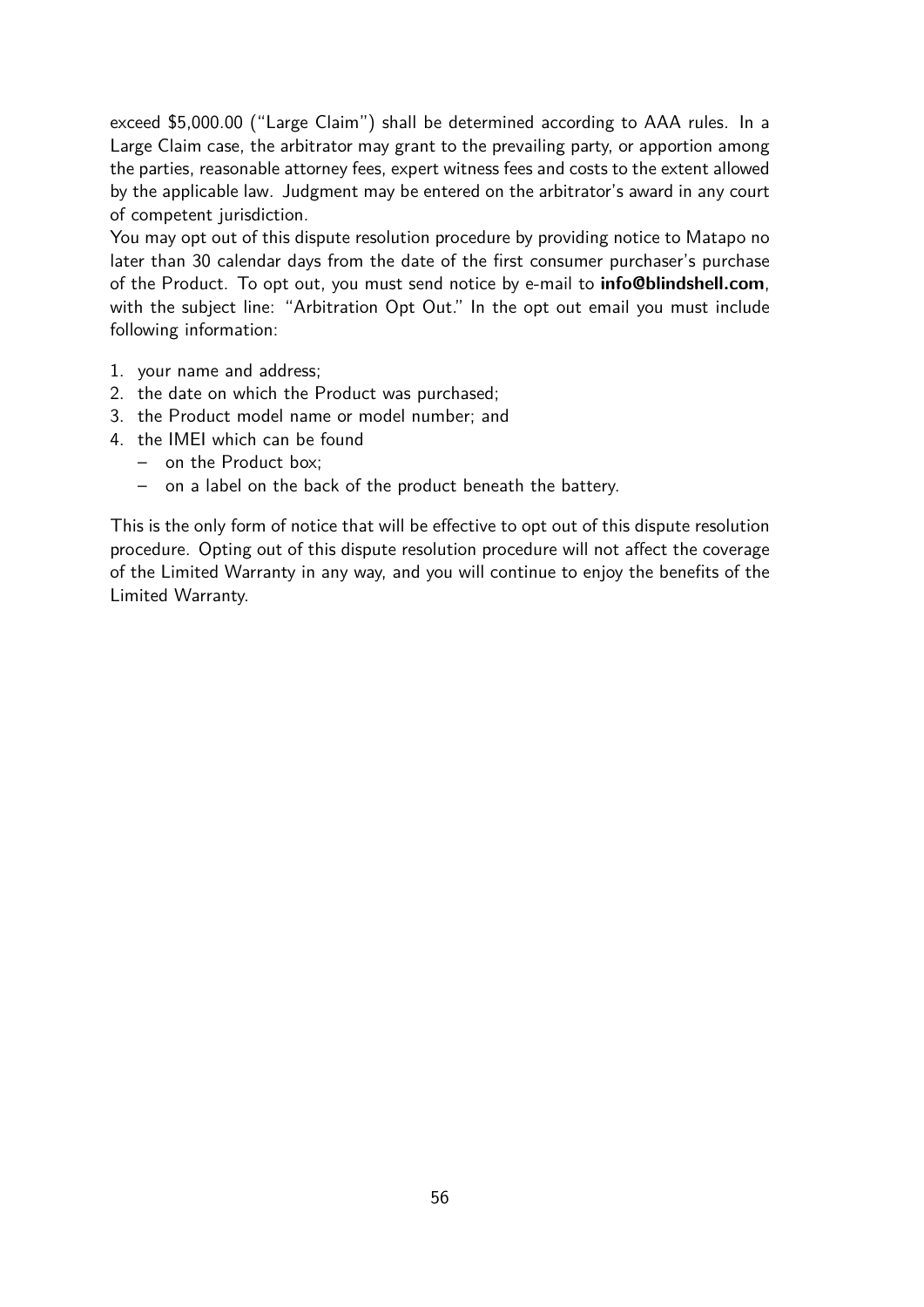exceed $5,000.00 ("Large Claim") shall be determined according to AAA rules. In a Large Claim case, the arbitrator may grant to the prevailing party, or apportion among the parties, reasonable attorney fees, expert witness fees and costs to the extent allowed by the applicable law. Judgment may be entered on the arbitrator's award in any court of competent jurisdiction.

You may opt out of this dispute resolution procedure by providing notice to Matapo no later than 30 calendar days from the date of the first consumer purchaser's purchase of the Product. To opt out, you must send notice by e-mail to **info@blindshell.com**, with the subject line: "Arbitration Opt Out." In the opt out email you must include following information:

1. your name and address;
2. the date on which the Product was purchased;
3. the Product model name or model number; and
4. the IMEI which can be found
   – on the Product box;
   – on a label on the back of the product beneath the battery.

This is the only form of notice that will be effective to opt out of this dispute resolution procedure. Opting out of this dispute resolution procedure will not affect the coverage of the Limited Warranty in any way, and you will continue to enjoy the benefits of the Limited Warranty.